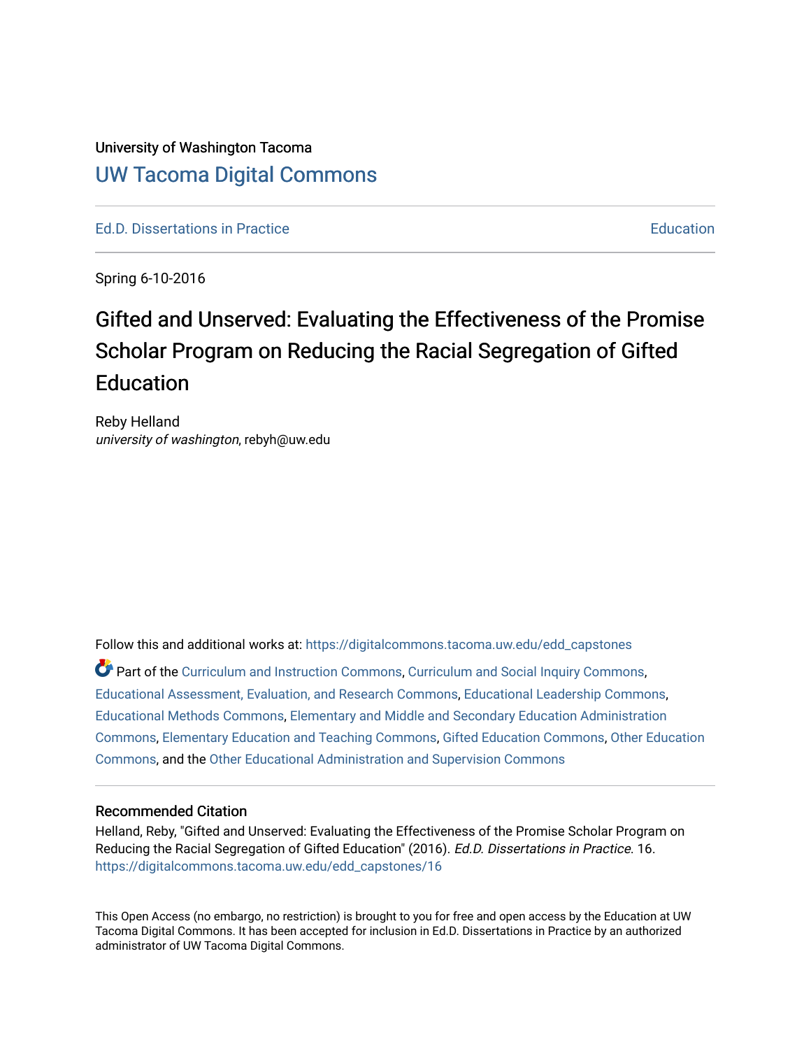University of Washington Tacoma

## UW Tacoma Digital Commons

Ed.D. Dissertations in Practice | Education

Spring 6-10-2016

# Gifted and Unserved: Evaluating the Effectiveness of the Promise Scholar Program on Reducing the Racial Segregation of Gifted Education

Reby Helland
*university of washington*, rebyh@uw.edu

Follow this and additional works at: https://digitalcommons.tacoma.uw.edu/edd_capstones

Part of the Curriculum and Instruction Commons, Curriculum and Social Inquiry Commons, Educational Assessment, Evaluation, and Research Commons, Educational Leadership Commons, Educational Methods Commons, Elementary and Middle and Secondary Education Administration Commons, Elementary Education and Teaching Commons, Gifted Education Commons, Other Education Commons, and the Other Educational Administration and Supervision Commons

### Recommended Citation

Helland, Reby, "Gifted and Unserved: Evaluating the Effectiveness of the Promise Scholar Program on Reducing the Racial Segregation of Gifted Education" (2016). *Ed.D. Dissertations in Practice*. 16.
https://digitalcommons.tacoma.uw.edu/edd_capstones/16

This Open Access (no embargo, no restriction) is brought to you for free and open access by the Education at UW Tacoma Digital Commons. It has been accepted for inclusion in Ed.D. Dissertations in Practice by an authorized administrator of UW Tacoma Digital Commons.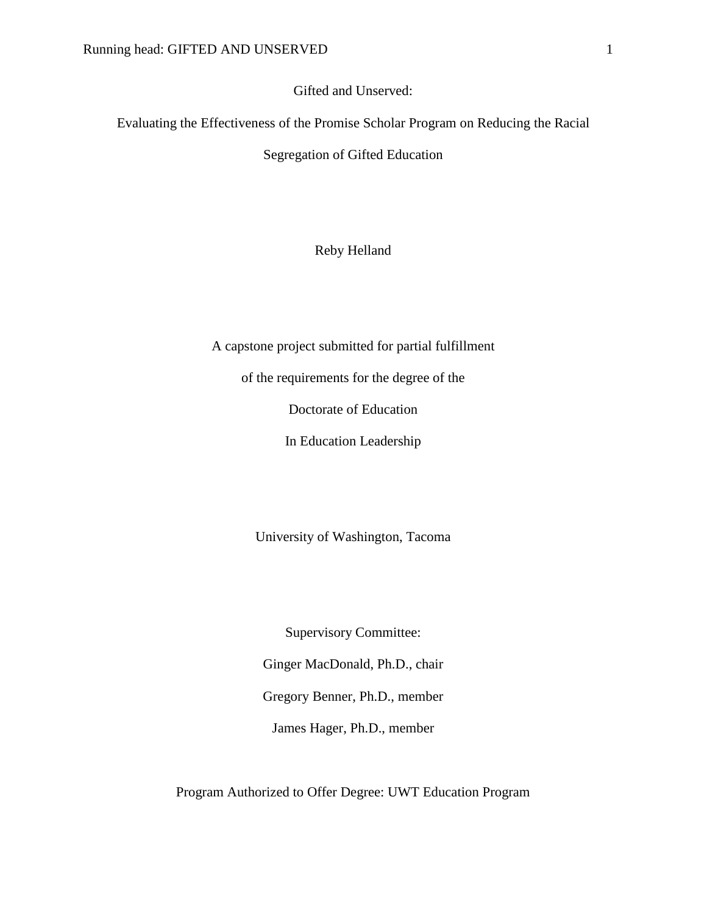# Gifted and Unserved:

## Evaluating the Effectiveness of the Promise Scholar Program on Reducing the Racial Segregation of Gifted Education

Reby Helland

A capstone project submitted for partial fulfillment

of the requirements for the degree of the

Doctorate of Education

In Education Leadership

University of Washington, Tacoma

Supervisory Committee:

Ginger MacDonald, Ph.D., chair

Gregory Benner, Ph.D., member

James Hager, Ph.D., member

Program Authorized to Offer Degree: UWT Education Program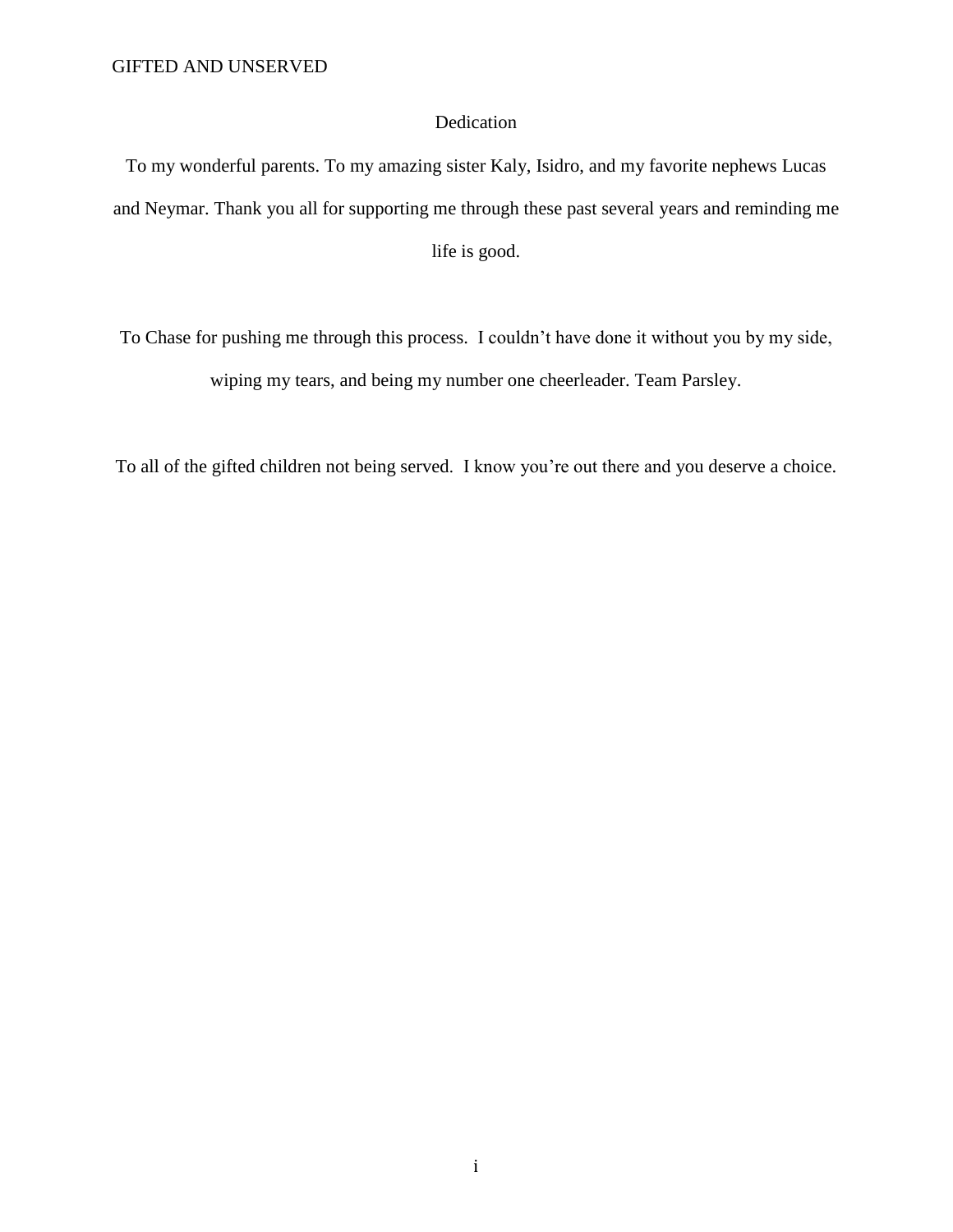# Dedication

To my wonderful parents. To my amazing sister Kaly, Isidro, and my favorite nephews Lucas and Neymar. Thank you all for supporting me through these past several years and reminding me life is good.

To Chase for pushing me through this process. I couldn't have done it without you by my side, wiping my tears, and being my number one cheerleader. Team Parsley.

To all of the gifted children not being served. I know you're out there and you deserve a choice.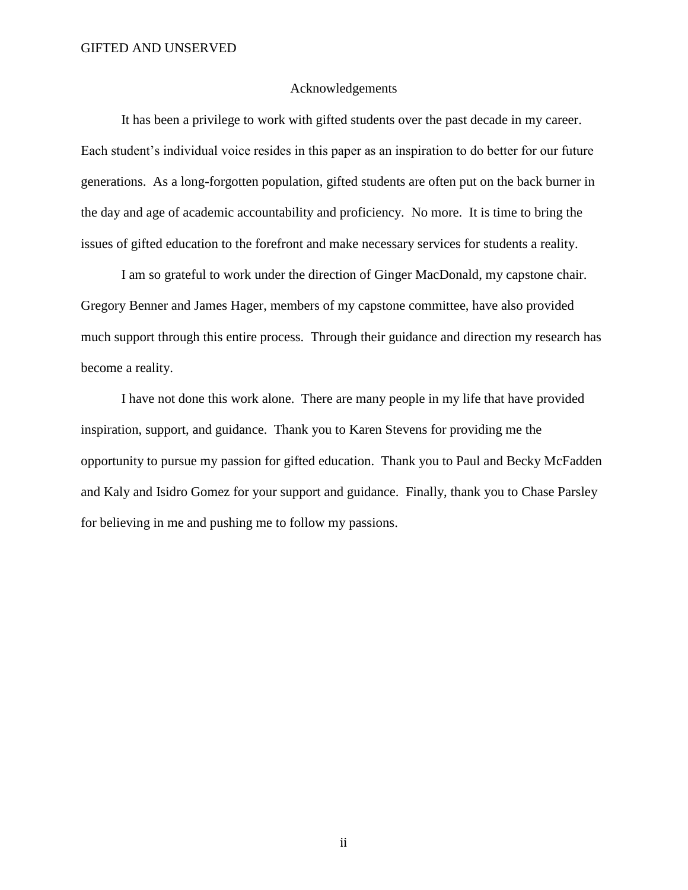# Acknowledgements

It has been a privilege to work with gifted students over the past decade in my career. Each student's individual voice resides in this paper as an inspiration to do better for our future generations. As a long-forgotten population, gifted students are often put on the back burner in the day and age of academic accountability and proficiency. No more. It is time to bring the issues of gifted education to the forefront and make necessary services for students a reality.

I am so grateful to work under the direction of Ginger MacDonald, my capstone chair. Gregory Benner and James Hager, members of my capstone committee, have also provided much support through this entire process. Through their guidance and direction my research has become a reality.

I have not done this work alone. There are many people in my life that have provided inspiration, support, and guidance. Thank you to Karen Stevens for providing me the opportunity to pursue my passion for gifted education. Thank you to Paul and Becky McFadden and Kaly and Isidro Gomez for your support and guidance. Finally, thank you to Chase Parsley for believing in me and pushing me to follow my passions.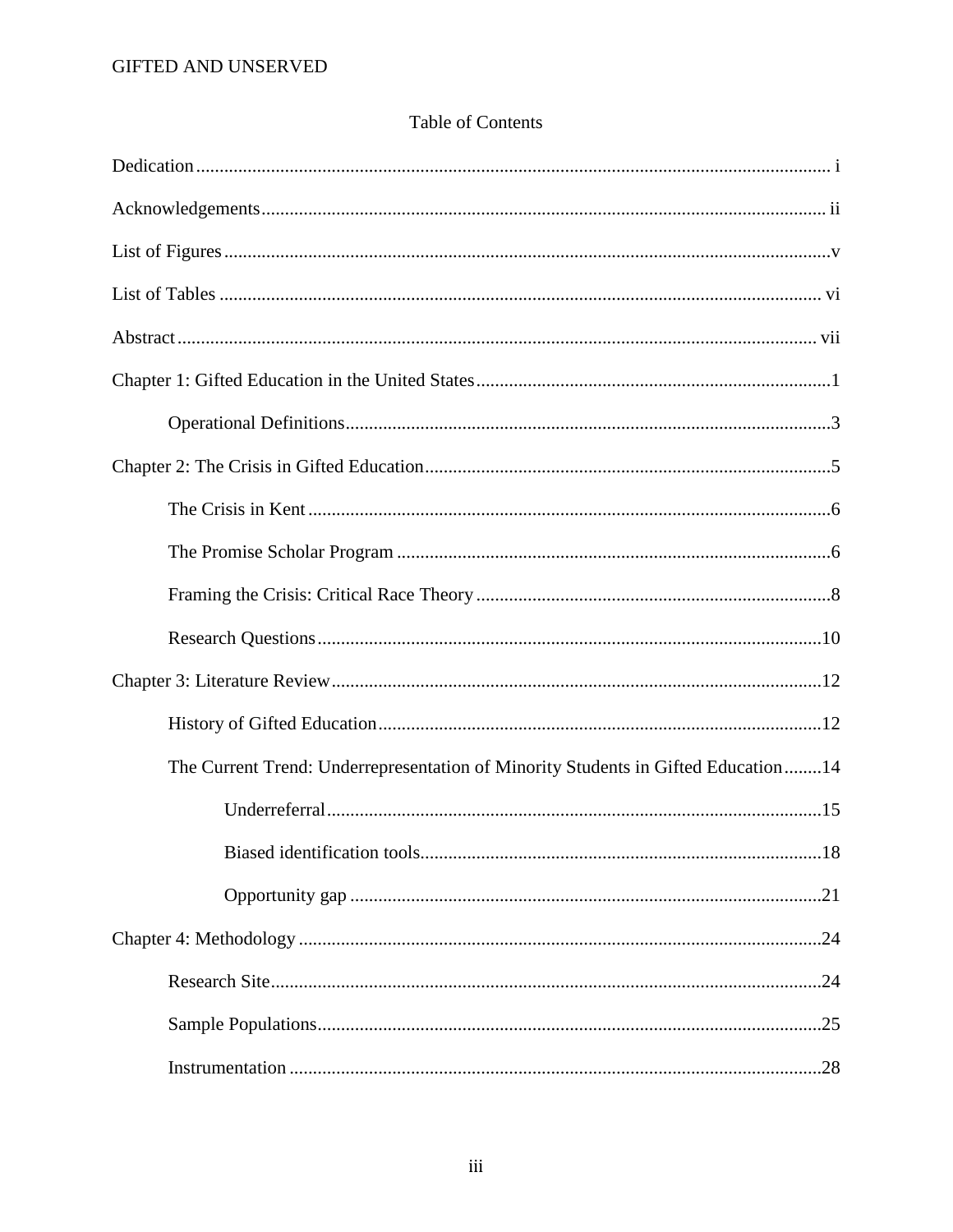Table of Contents

Dedication ........................................................................................................................ i

Acknowledgements ........................................................................................................ ii

List of Figures ................................................................................................................. v

List of Tables ................................................................................................................. vi

Abstract ........................................................................................................................ vii

Chapter 1: Gifted Education in the United States ........................................................... 1

  Operational Definitions ....................................................................................... 3

Chapter 2: The Crisis in Gifted Education ....................................................................... 5

  The Crisis in Kent ............................................................................................... 6

  The Promise Scholar Program ............................................................................ 6

  Framing the Crisis: Critical Race Theory ............................................................ 8

  Research Questions ........................................................................................... 10

Chapter 3: Literature Review ......................................................................................... 12

  History of Gifted Education ............................................................................... 12

  The Current Trend: Underrepresentation of Minority Students in Gifted Education ........ 14

    Underreferral ............................................................................................. 15

    Biased identification tools ......................................................................... 18

    Opportunity gap ......................................................................................... 21

Chapter 4: Methodology ................................................................................................ 24

  Research Site ...................................................................................................... 24

  Sample Populations ............................................................................................ 25

  Instrumentation .................................................................................................. 28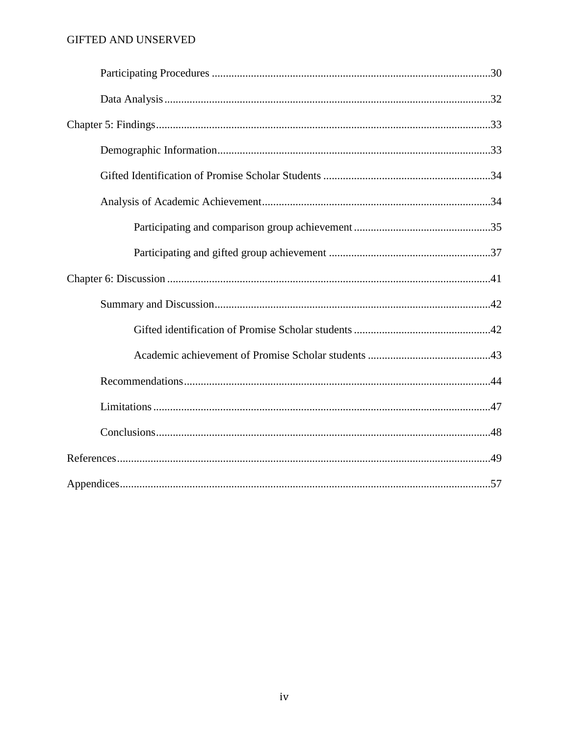Participating Procedures ....................................................................................................30

Data Analysis .....................................................................................................................32

Chapter 5: Findings ........................................................................................................................33

Demographic Information ..................................................................................................33

Gifted Identification of Promise Scholar Students ............................................................34

Analysis of Academic Achievement ..................................................................................34

Participating and comparison group achievement .................................................35

Participating and gifted group achievement ..........................................................37

Chapter 6: Discussion ....................................................................................................................41

Summary and Discussion ...................................................................................................42

Gifted identification of Promise Scholar students .................................................42

Academic achievement of Promise Scholar students ............................................43

Recommendations ..............................................................................................................44

Limitations .........................................................................................................................47

Conclusions ........................................................................................................................48

References .....................................................................................................................................49

Appendices .....................................................................................................................................57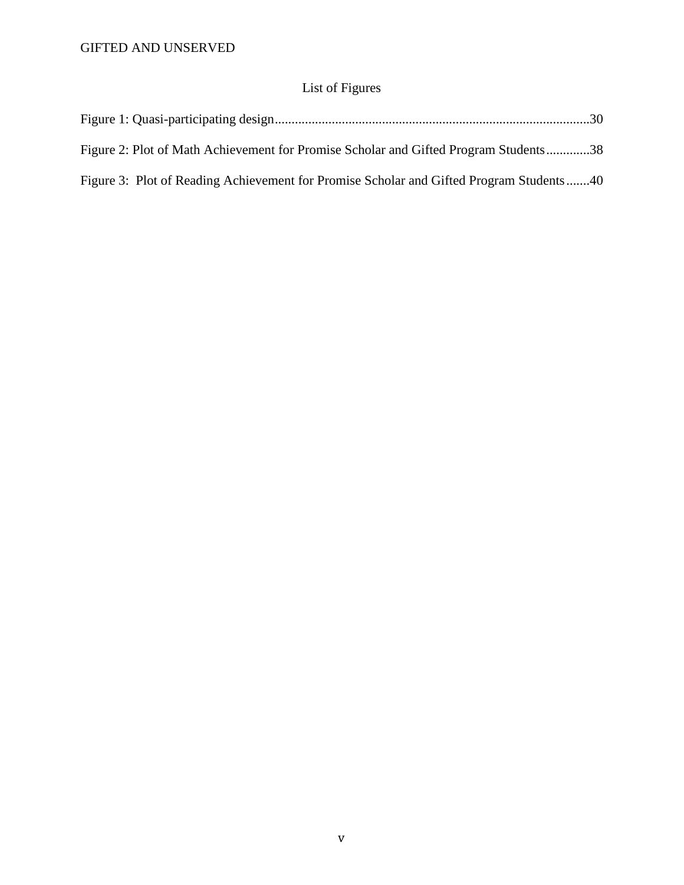# List of Figures

Figure 1: Quasi-participating design..........................................................................................30

Figure 2: Plot of Math Achievement for Promise Scholar and Gifted Program Students.............38

Figure 3: Plot of Reading Achievement for Promise Scholar and Gifted Program Students.......40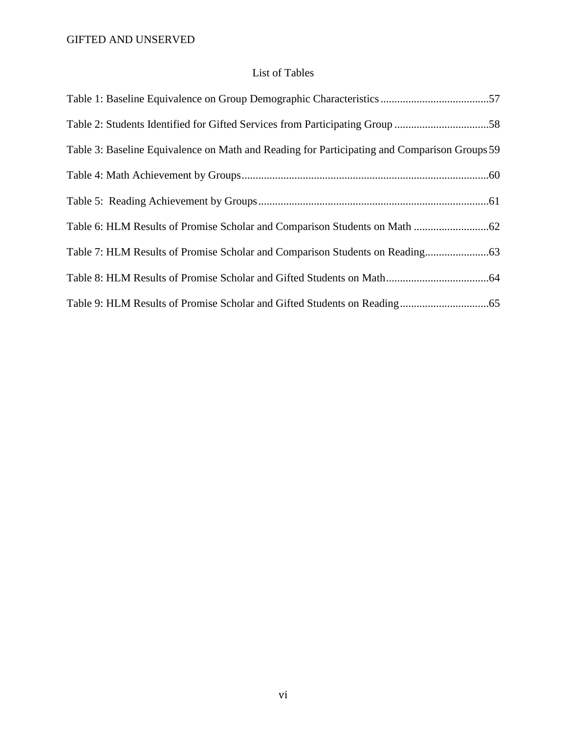## List of Tables

Table 1: Baseline Equivalence on Group Demographic Characteristics.......................................57

Table 2: Students Identified for Gifted Services from Participating Group ..................................58

Table 3: Baseline Equivalence on Math and Reading for Participating and Comparison Groups 59

Table 4: Math Achievement by Groups.........................................................................................60

Table 5: Reading Achievement by Groups...................................................................................61

Table 6: HLM Results of Promise Scholar and Comparison Students on Math ...........................62

Table 7: HLM Results of Promise Scholar and Comparison Students on Reading.......................63

Table 8: HLM Results of Promise Scholar and Gifted Students on Math.....................................64

Table 9: HLM Results of Promise Scholar and Gifted Students on Reading................................65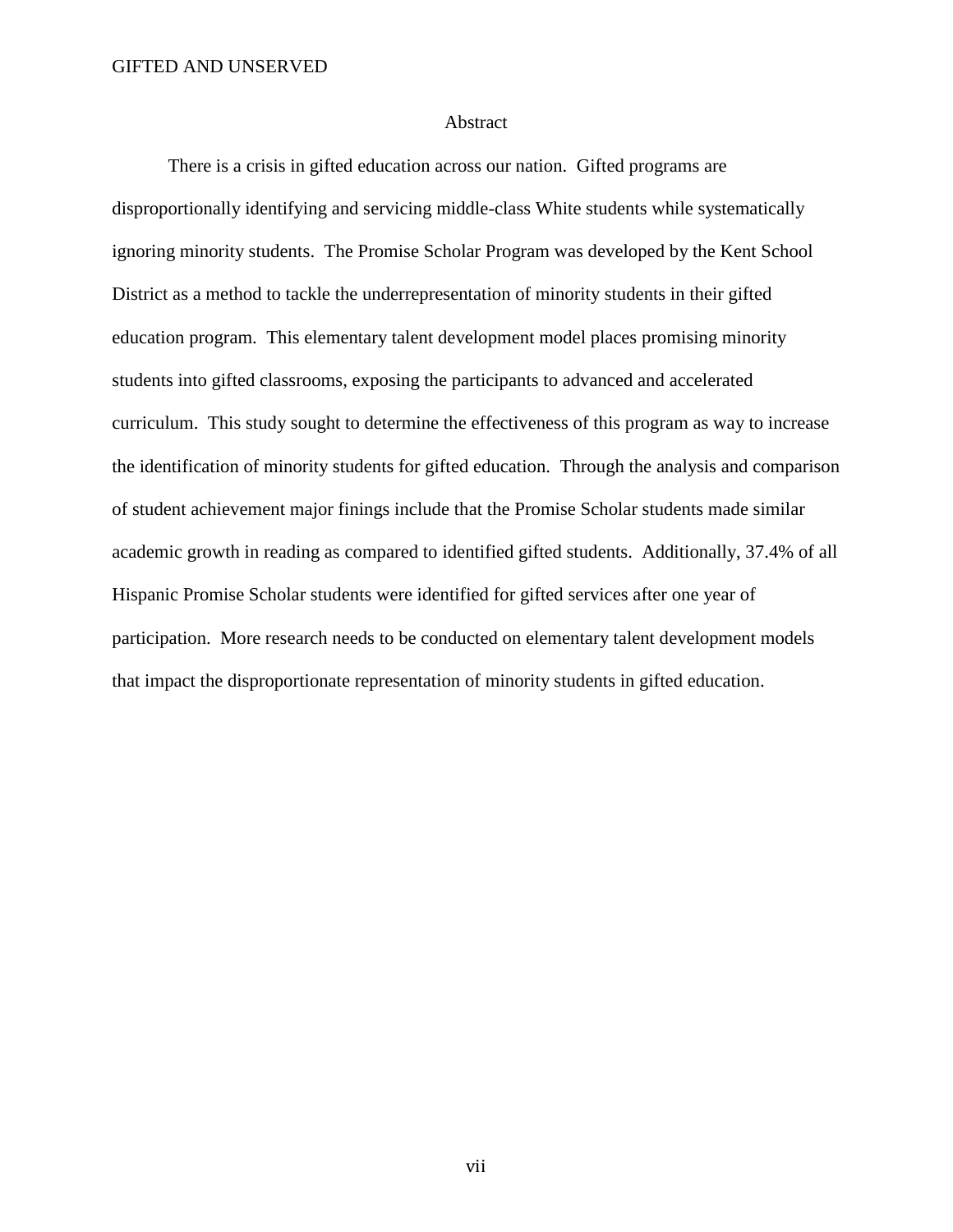# Abstract

There is a crisis in gifted education across our nation. Gifted programs are disproportionally identifying and servicing middle-class White students while systematically ignoring minority students. The Promise Scholar Program was developed by the Kent School District as a method to tackle the underrepresentation of minority students in their gifted education program. This elementary talent development model places promising minority students into gifted classrooms, exposing the participants to advanced and accelerated curriculum. This study sought to determine the effectiveness of this program as way to increase the identification of minority students for gifted education. Through the analysis and comparison of student achievement major finings include that the Promise Scholar students made similar academic growth in reading as compared to identified gifted students. Additionally, 37.4% of all Hispanic Promise Scholar students were identified for gifted services after one year of participation. More research needs to be conducted on elementary talent development models that impact the disproportionate representation of minority students in gifted education.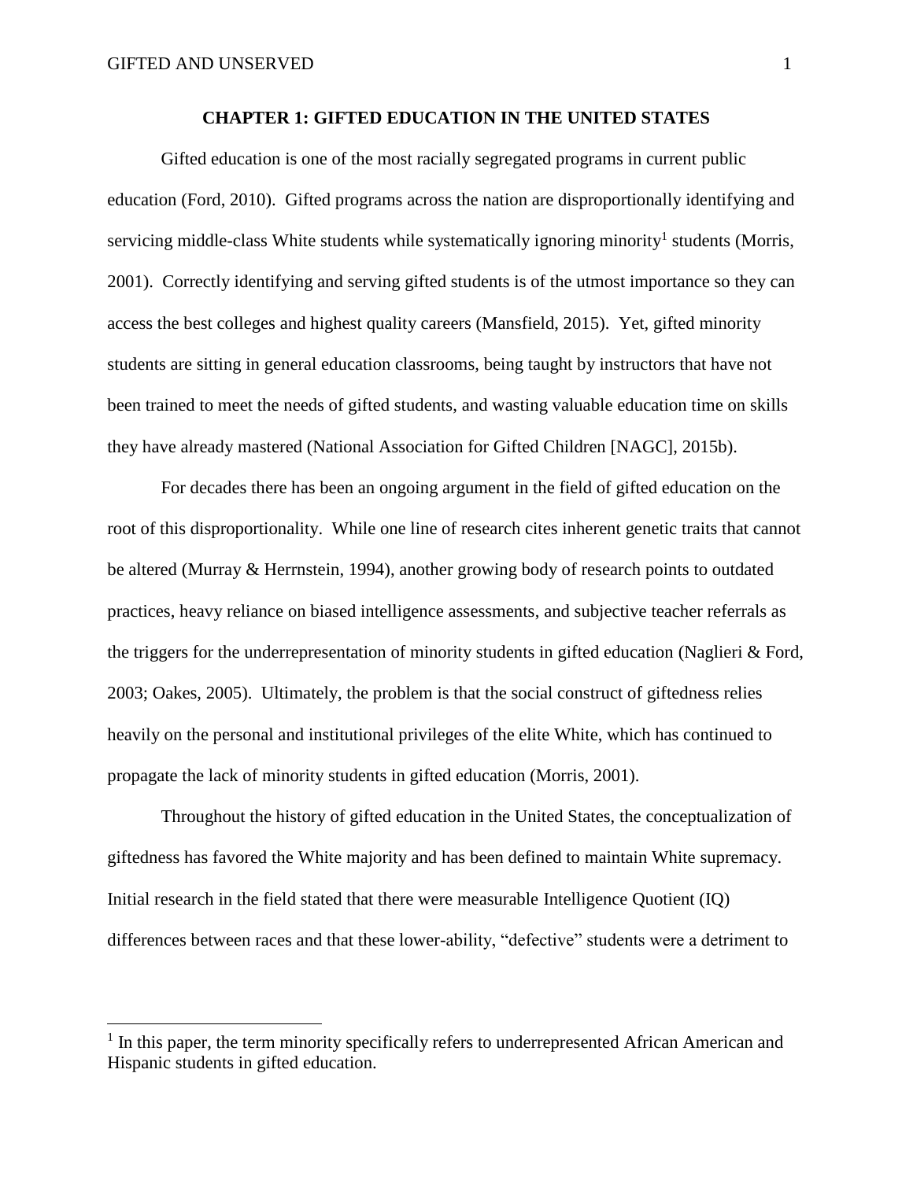# CHAPTER 1: GIFTED EDUCATION IN THE UNITED STATES

Gifted education is one of the most racially segregated programs in current public education (Ford, 2010). Gifted programs across the nation are disproportionally identifying and servicing middle-class White students while systematically ignoring minority[1] students (Morris, 2001). Correctly identifying and serving gifted students is of the utmost importance so they can access the best colleges and highest quality careers (Mansfield, 2015). Yet, gifted minority students are sitting in general education classrooms, being taught by instructors that have not been trained to meet the needs of gifted students, and wasting valuable education time on skills they have already mastered (National Association for Gifted Children [NAGC], 2015b).

For decades there has been an ongoing argument in the field of gifted education on the root of this disproportionality. While one line of research cites inherent genetic traits that cannot be altered (Murray & Herrnstein, 1994), another growing body of research points to outdated practices, heavy reliance on biased intelligence assessments, and subjective teacher referrals as the triggers for the underrepresentation of minority students in gifted education (Naglieri & Ford, 2003; Oakes, 2005). Ultimately, the problem is that the social construct of giftedness relies heavily on the personal and institutional privileges of the elite White, which has continued to propagate the lack of minority students in gifted education (Morris, 2001).

Throughout the history of gifted education in the United States, the conceptualization of giftedness has favored the White majority and has been defined to maintain White supremacy. Initial research in the field stated that there were measurable Intelligence Quotient (IQ) differences between races and that these lower-ability, "defective" students were a detriment to

[1] In this paper, the term minority specifically refers to underrepresented African American and Hispanic students in gifted education.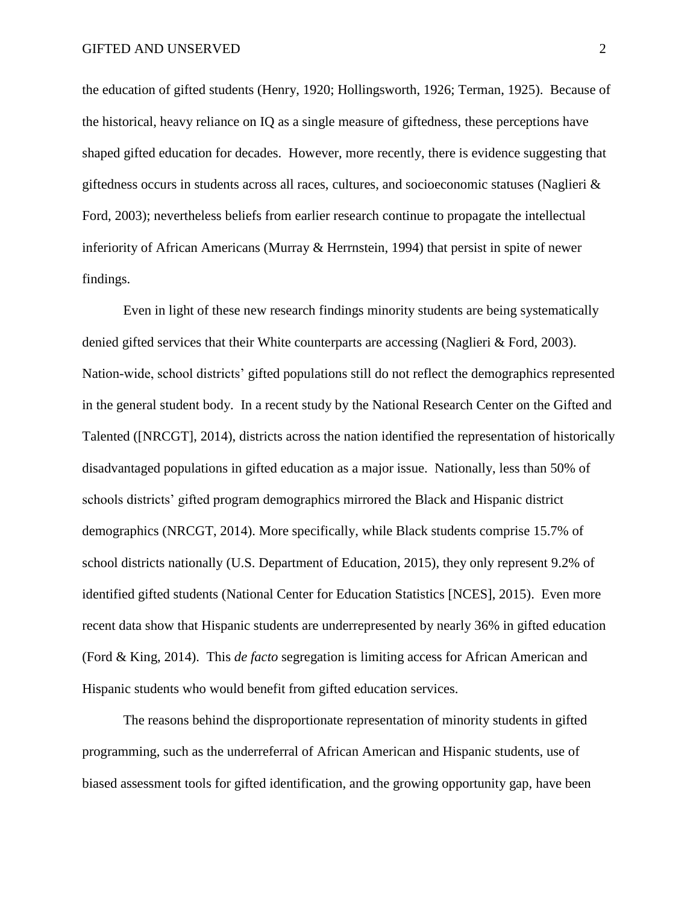the education of gifted students (Henry, 1920; Hollingsworth, 1926; Terman, 1925). Because of the historical, heavy reliance on IQ as a single measure of giftedness, these perceptions have shaped gifted education for decades. However, more recently, there is evidence suggesting that giftedness occurs in students across all races, cultures, and socioeconomic statuses (Naglieri & Ford, 2003); nevertheless beliefs from earlier research continue to propagate the intellectual inferiority of African Americans (Murray & Herrnstein, 1994) that persist in spite of newer findings.

Even in light of these new research findings minority students are being systematically denied gifted services that their White counterparts are accessing (Naglieri & Ford, 2003). Nation-wide, school districts' gifted populations still do not reflect the demographics represented in the general student body. In a recent study by the National Research Center on the Gifted and Talented ([NRCGT], 2014), districts across the nation identified the representation of historically disadvantaged populations in gifted education as a major issue. Nationally, less than 50% of schools districts' gifted program demographics mirrored the Black and Hispanic district demographics (NRCGT, 2014). More specifically, while Black students comprise 15.7% of school districts nationally (U.S. Department of Education, 2015), they only represent 9.2% of identified gifted students (National Center for Education Statistics [NCES], 2015). Even more recent data show that Hispanic students are underrepresented by nearly 36% in gifted education (Ford & King, 2014). This *de facto* segregation is limiting access for African American and Hispanic students who would benefit from gifted education services.

The reasons behind the disproportionate representation of minority students in gifted programming, such as the underreferral of African American and Hispanic students, use of biased assessment tools for gifted identification, and the growing opportunity gap, have been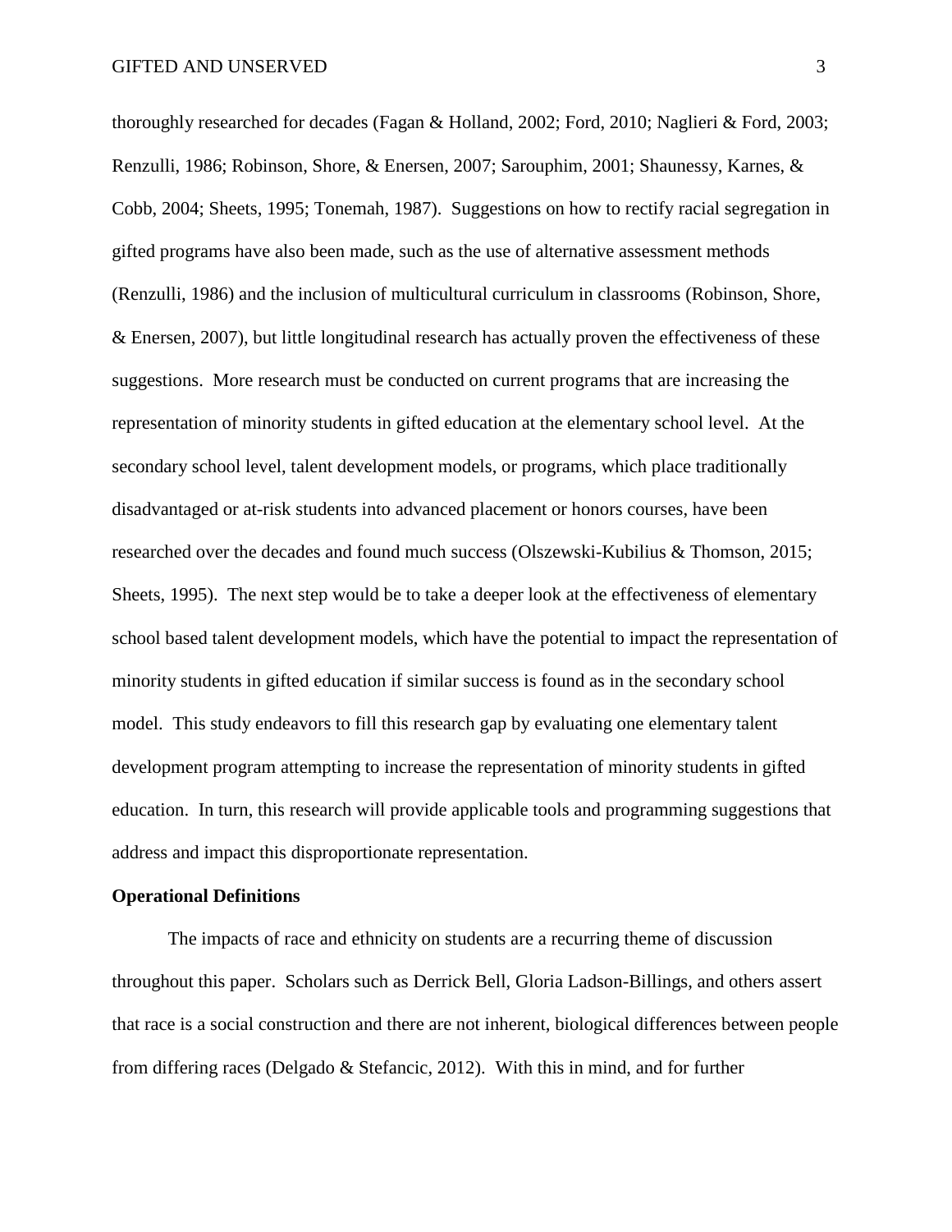thoroughly researched for decades (Fagan & Holland, 2002; Ford, 2010; Naglieri & Ford, 2003; Renzulli, 1986; Robinson, Shore, & Enersen, 2007; Sarouphim, 2001; Shaunessy, Karnes, & Cobb, 2004; Sheets, 1995; Tonemah, 1987). Suggestions on how to rectify racial segregation in gifted programs have also been made, such as the use of alternative assessment methods (Renzulli, 1986) and the inclusion of multicultural curriculum in classrooms (Robinson, Shore, & Enersen, 2007), but little longitudinal research has actually proven the effectiveness of these suggestions. More research must be conducted on current programs that are increasing the representation of minority students in gifted education at the elementary school level. At the secondary school level, talent development models, or programs, which place traditionally disadvantaged or at-risk students into advanced placement or honors courses, have been researched over the decades and found much success (Olszewski-Kubilius & Thomson, 2015; Sheets, 1995). The next step would be to take a deeper look at the effectiveness of elementary school based talent development models, which have the potential to impact the representation of minority students in gifted education if similar success is found as in the secondary school model. This study endeavors to fill this research gap by evaluating one elementary talent development program attempting to increase the representation of minority students in gifted education. In turn, this research will provide applicable tools and programming suggestions that address and impact this disproportionate representation.

**Operational Definitions**

The impacts of race and ethnicity on students are a recurring theme of discussion throughout this paper. Scholars such as Derrick Bell, Gloria Ladson-Billings, and others assert that race is a social construction and there are not inherent, biological differences between people from differing races (Delgado & Stefancic, 2012). With this in mind, and for further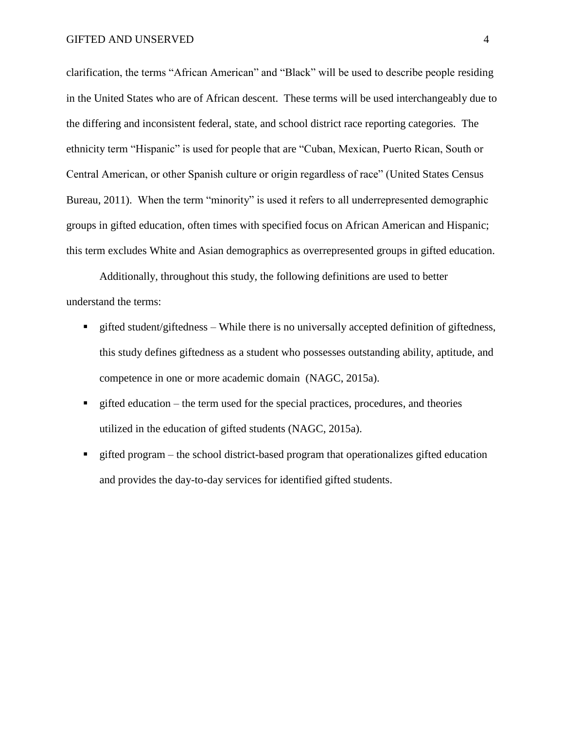clarification, the terms "African American" and "Black" will be used to describe people residing in the United States who are of African descent. These terms will be used interchangeably due to the differing and inconsistent federal, state, and school district race reporting categories. The ethnicity term "Hispanic" is used for people that are "Cuban, Mexican, Puerto Rican, South or Central American, or other Spanish culture or origin regardless of race" (United States Census Bureau, 2011). When the term "minority" is used it refers to all underrepresented demographic groups in gifted education, often times with specified focus on African American and Hispanic; this term excludes White and Asian demographics as overrepresented groups in gifted education.

Additionally, throughout this study, the following definitions are used to better understand the terms:

- gifted student/giftedness – While there is no universally accepted definition of giftedness, this study defines giftedness as a student who possesses outstanding ability, aptitude, and competence in one or more academic domain (NAGC, 2015a).
- gifted education – the term used for the special practices, procedures, and theories utilized in the education of gifted students (NAGC, 2015a).
- gifted program – the school district-based program that operationalizes gifted education and provides the day-to-day services for identified gifted students.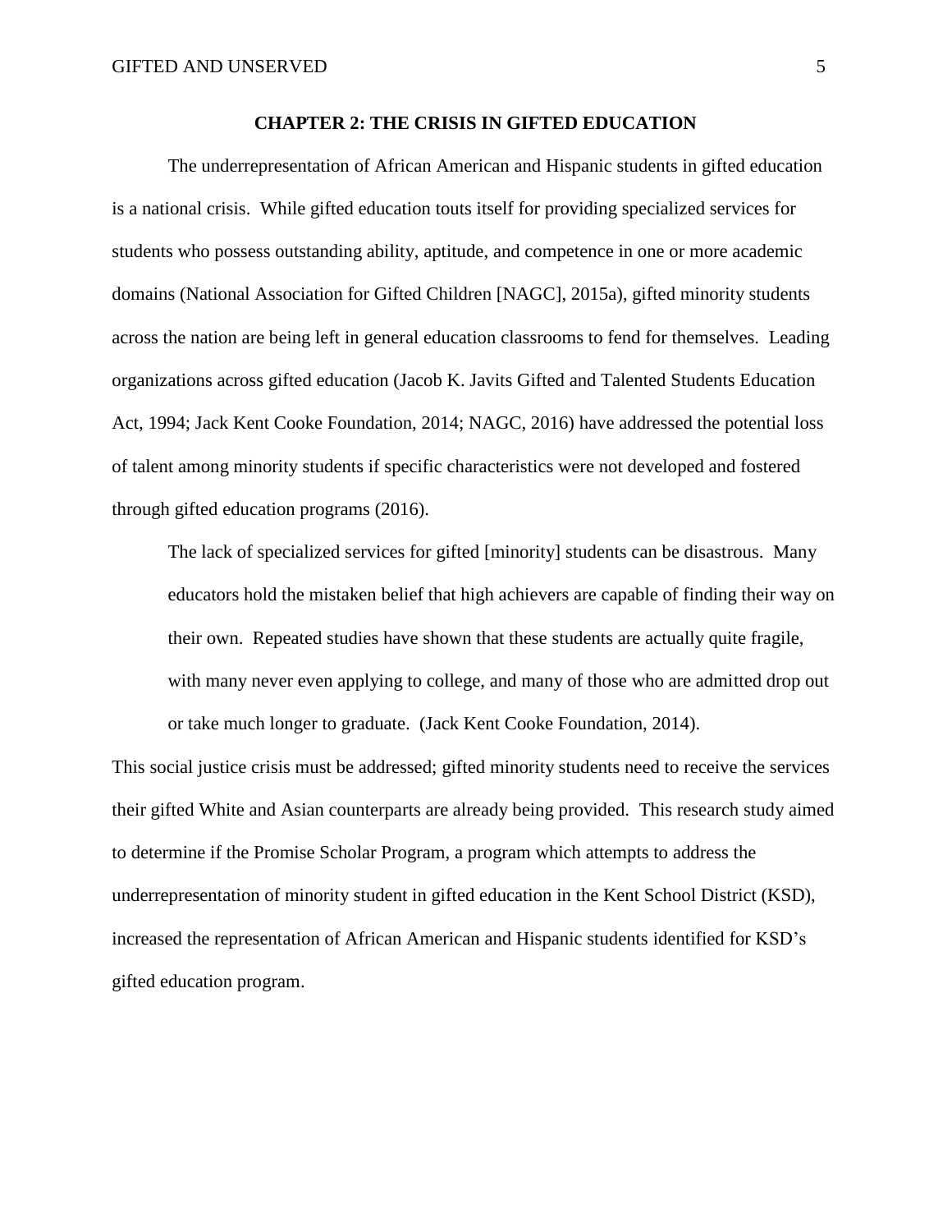## CHAPTER 2: THE CRISIS IN GIFTED EDUCATION

The underrepresentation of African American and Hispanic students in gifted education is a national crisis. While gifted education touts itself for providing specialized services for students who possess outstanding ability, aptitude, and competence in one or more academic domains (National Association for Gifted Children [NAGC], 2015a), gifted minority students across the nation are being left in general education classrooms to fend for themselves. Leading organizations across gifted education (Jacob K. Javits Gifted and Talented Students Education Act, 1994; Jack Kent Cooke Foundation, 2014; NAGC, 2016) have addressed the potential loss of talent among minority students if specific characteristics were not developed and fostered through gifted education programs (2016).

> The lack of specialized services for gifted [minority] students can be disastrous. Many educators hold the mistaken belief that high achievers are capable of finding their way on their own. Repeated studies have shown that these students are actually quite fragile, with many never even applying to college, and many of those who are admitted drop out or take much longer to graduate. (Jack Kent Cooke Foundation, 2014).

This social justice crisis must be addressed; gifted minority students need to receive the services their gifted White and Asian counterparts are already being provided. This research study aimed to determine if the Promise Scholar Program, a program which attempts to address the underrepresentation of minority student in gifted education in the Kent School District (KSD), increased the representation of African American and Hispanic students identified for KSD's gifted education program.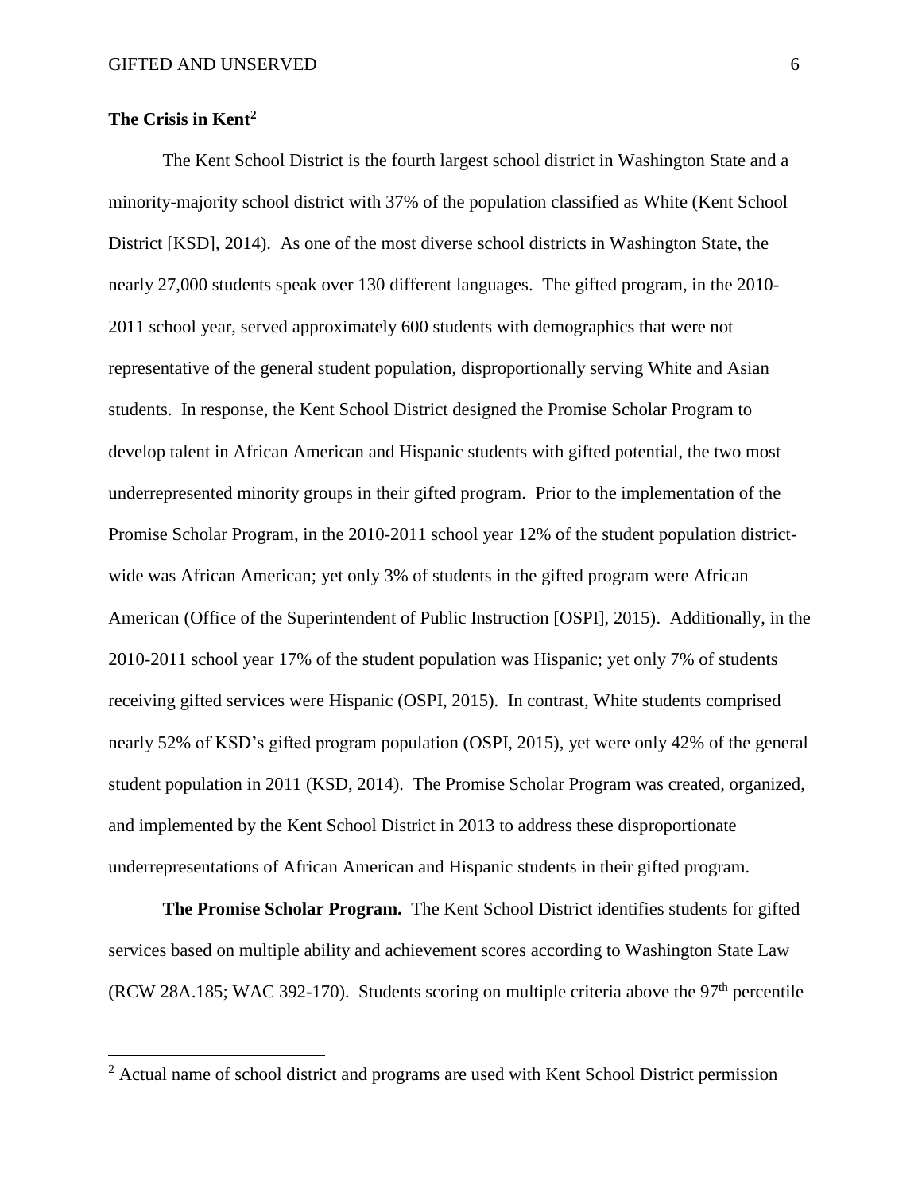## The Crisis in Kent[2]

The Kent School District is the fourth largest school district in Washington State and a minority-majority school district with 37% of the population classified as White (Kent School District [KSD], 2014). As one of the most diverse school districts in Washington State, the nearly 27,000 students speak over 130 different languages. The gifted program, in the 2010-2011 school year, served approximately 600 students with demographics that were not representative of the general student population, disproportionally serving White and Asian students. In response, the Kent School District designed the Promise Scholar Program to develop talent in African American and Hispanic students with gifted potential, the two most underrepresented minority groups in their gifted program. Prior to the implementation of the Promise Scholar Program, in the 2010-2011 school year 12% of the student population district-wide was African American; yet only 3% of students in the gifted program were African American (Office of the Superintendent of Public Instruction [OSPI], 2015). Additionally, in the 2010-2011 school year 17% of the student population was Hispanic; yet only 7% of students receiving gifted services were Hispanic (OSPI, 2015). In contrast, White students comprised nearly 52% of KSD's gifted program population (OSPI, 2015), yet were only 42% of the general student population in 2011 (KSD, 2014). The Promise Scholar Program was created, organized, and implemented by the Kent School District in 2013 to address these disproportionate underrepresentations of African American and Hispanic students in their gifted program.

**The Promise Scholar Program.** The Kent School District identifies students for gifted services based on multiple ability and achievement scores according to Washington State Law (RCW 28A.185; WAC 392-170). Students scoring on multiple criteria above the 97th percentile

[2] Actual name of school district and programs are used with Kent School District permission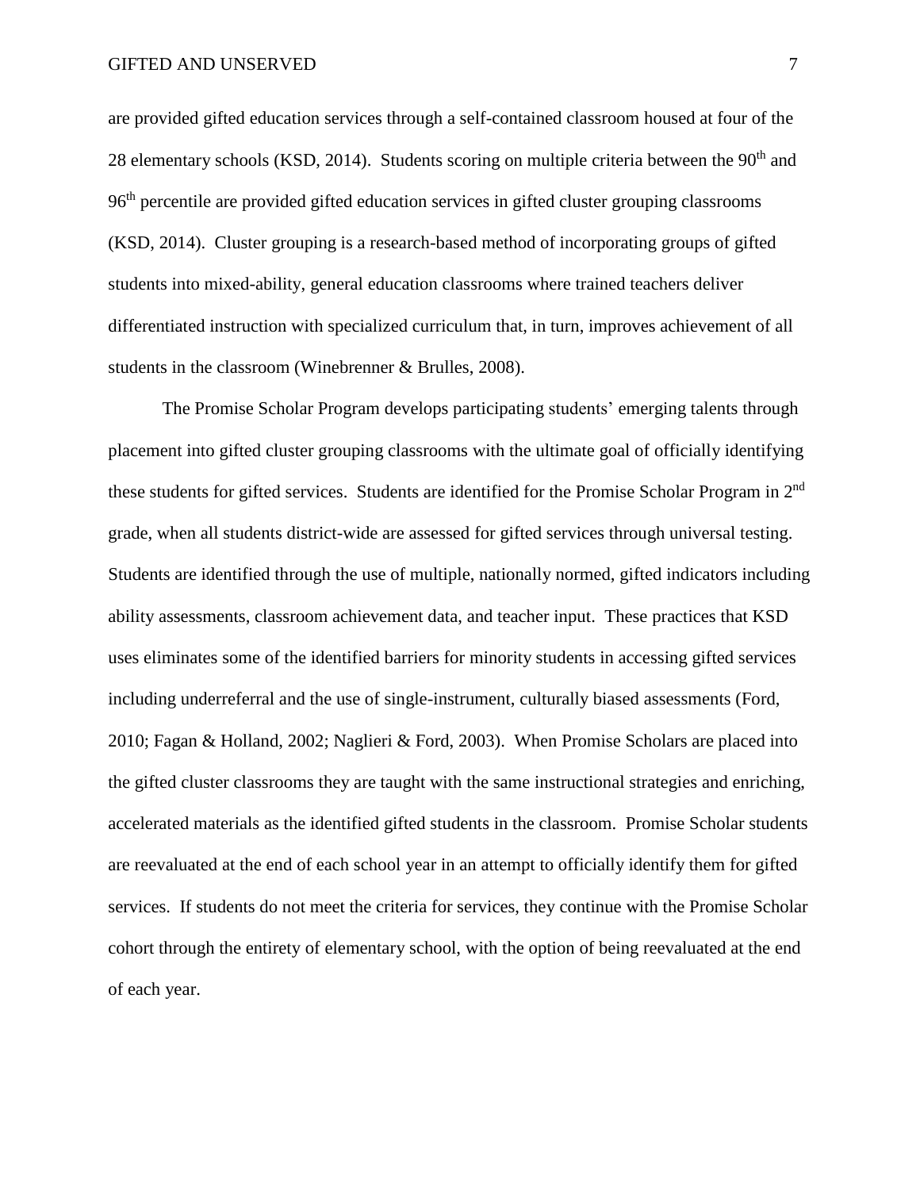are provided gifted education services through a self-contained classroom housed at four of the 28 elementary schools (KSD, 2014). Students scoring on multiple criteria between the 90th and 96th percentile are provided gifted education services in gifted cluster grouping classrooms (KSD, 2014). Cluster grouping is a research-based method of incorporating groups of gifted students into mixed-ability, general education classrooms where trained teachers deliver differentiated instruction with specialized curriculum that, in turn, improves achievement of all students in the classroom (Winebrenner & Brulles, 2008).

The Promise Scholar Program develops participating students' emerging talents through placement into gifted cluster grouping classrooms with the ultimate goal of officially identifying these students for gifted services. Students are identified for the Promise Scholar Program in 2nd grade, when all students district-wide are assessed for gifted services through universal testing. Students are identified through the use of multiple, nationally normed, gifted indicators including ability assessments, classroom achievement data, and teacher input. These practices that KSD uses eliminates some of the identified barriers for minority students in accessing gifted services including underreferral and the use of single-instrument, culturally biased assessments (Ford, 2010; Fagan & Holland, 2002; Naglieri & Ford, 2003). When Promise Scholars are placed into the gifted cluster classrooms they are taught with the same instructional strategies and enriching, accelerated materials as the identified gifted students in the classroom. Promise Scholar students are reevaluated at the end of each school year in an attempt to officially identify them for gifted services. If students do not meet the criteria for services, they continue with the Promise Scholar cohort through the entirety of elementary school, with the option of being reevaluated at the end of each year.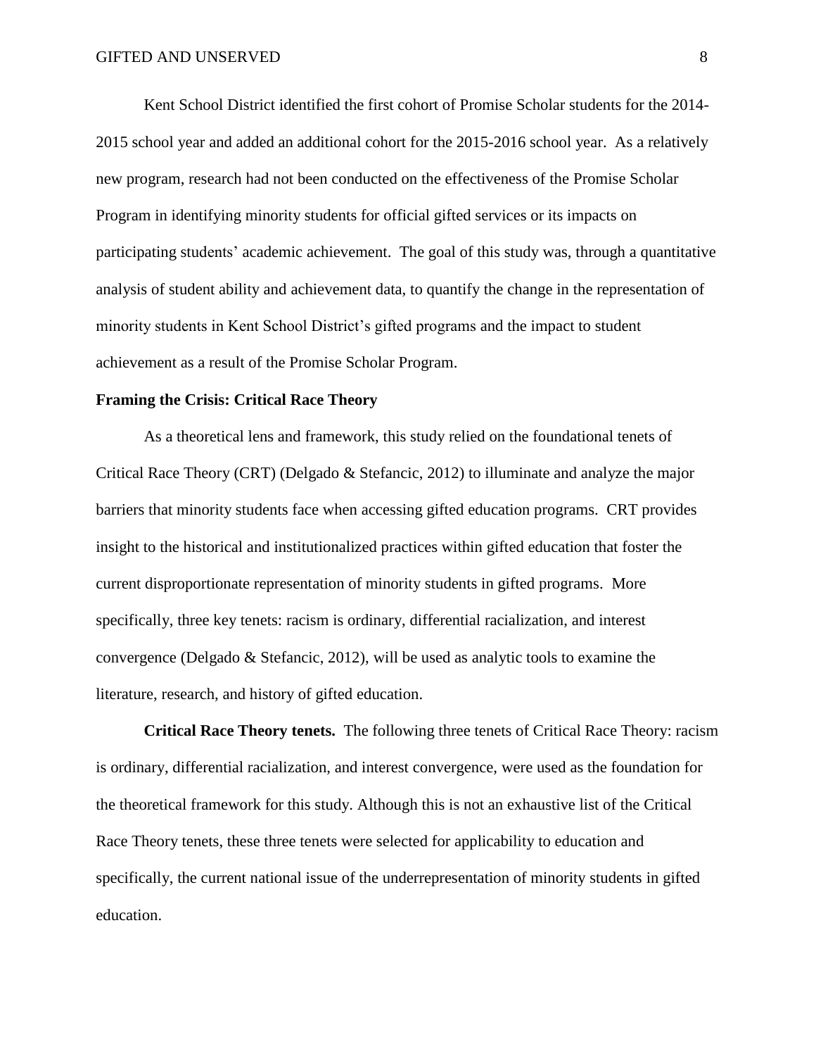Kent School District identified the first cohort of Promise Scholar students for the 2014-2015 school year and added an additional cohort for the 2015-2016 school year. As a relatively new program, research had not been conducted on the effectiveness of the Promise Scholar Program in identifying minority students for official gifted services or its impacts on participating students' academic achievement. The goal of this study was, through a quantitative analysis of student ability and achievement data, to quantify the change in the representation of minority students in Kent School District's gifted programs and the impact to student achievement as a result of the Promise Scholar Program.

## Framing the Crisis: Critical Race Theory

As a theoretical lens and framework, this study relied on the foundational tenets of Critical Race Theory (CRT) (Delgado & Stefancic, 2012) to illuminate and analyze the major barriers that minority students face when accessing gifted education programs. CRT provides insight to the historical and institutionalized practices within gifted education that foster the current disproportionate representation of minority students in gifted programs. More specifically, three key tenets: racism is ordinary, differential racialization, and interest convergence (Delgado & Stefancic, 2012), will be used as analytic tools to examine the literature, research, and history of gifted education.

**Critical Race Theory tenets.** The following three tenets of Critical Race Theory: racism is ordinary, differential racialization, and interest convergence, were used as the foundation for the theoretical framework for this study. Although this is not an exhaustive list of the Critical Race Theory tenets, these three tenets were selected for applicability to education and specifically, the current national issue of the underrepresentation of minority students in gifted education.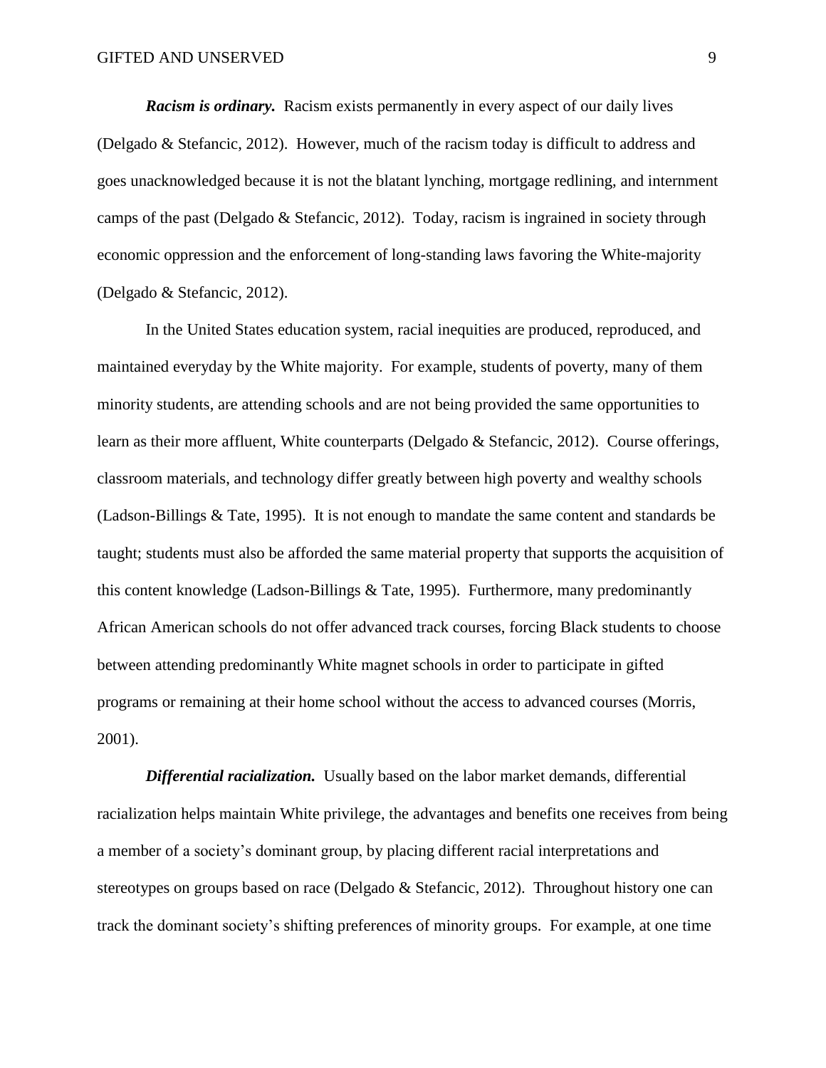***Racism is ordinary.*** Racism exists permanently in every aspect of our daily lives (Delgado & Stefancic, 2012). However, much of the racism today is difficult to address and goes unacknowledged because it is not the blatant lynching, mortgage redlining, and internment camps of the past (Delgado & Stefancic, 2012). Today, racism is ingrained in society through economic oppression and the enforcement of long-standing laws favoring the White-majority (Delgado & Stefancic, 2012).

In the United States education system, racial inequities are produced, reproduced, and maintained everyday by the White majority. For example, students of poverty, many of them minority students, are attending schools and are not being provided the same opportunities to learn as their more affluent, White counterparts (Delgado & Stefancic, 2012). Course offerings, classroom materials, and technology differ greatly between high poverty and wealthy schools (Ladson-Billings & Tate, 1995). It is not enough to mandate the same content and standards be taught; students must also be afforded the same material property that supports the acquisition of this content knowledge (Ladson-Billings & Tate, 1995). Furthermore, many predominantly African American schools do not offer advanced track courses, forcing Black students to choose between attending predominantly White magnet schools in order to participate in gifted programs or remaining at their home school without the access to advanced courses (Morris, 2001).

***Differential racialization.*** Usually based on the labor market demands, differential racialization helps maintain White privilege, the advantages and benefits one receives from being a member of a society's dominant group, by placing different racial interpretations and stereotypes on groups based on race (Delgado & Stefancic, 2012). Throughout history one can track the dominant society's shifting preferences of minority groups. For example, at one time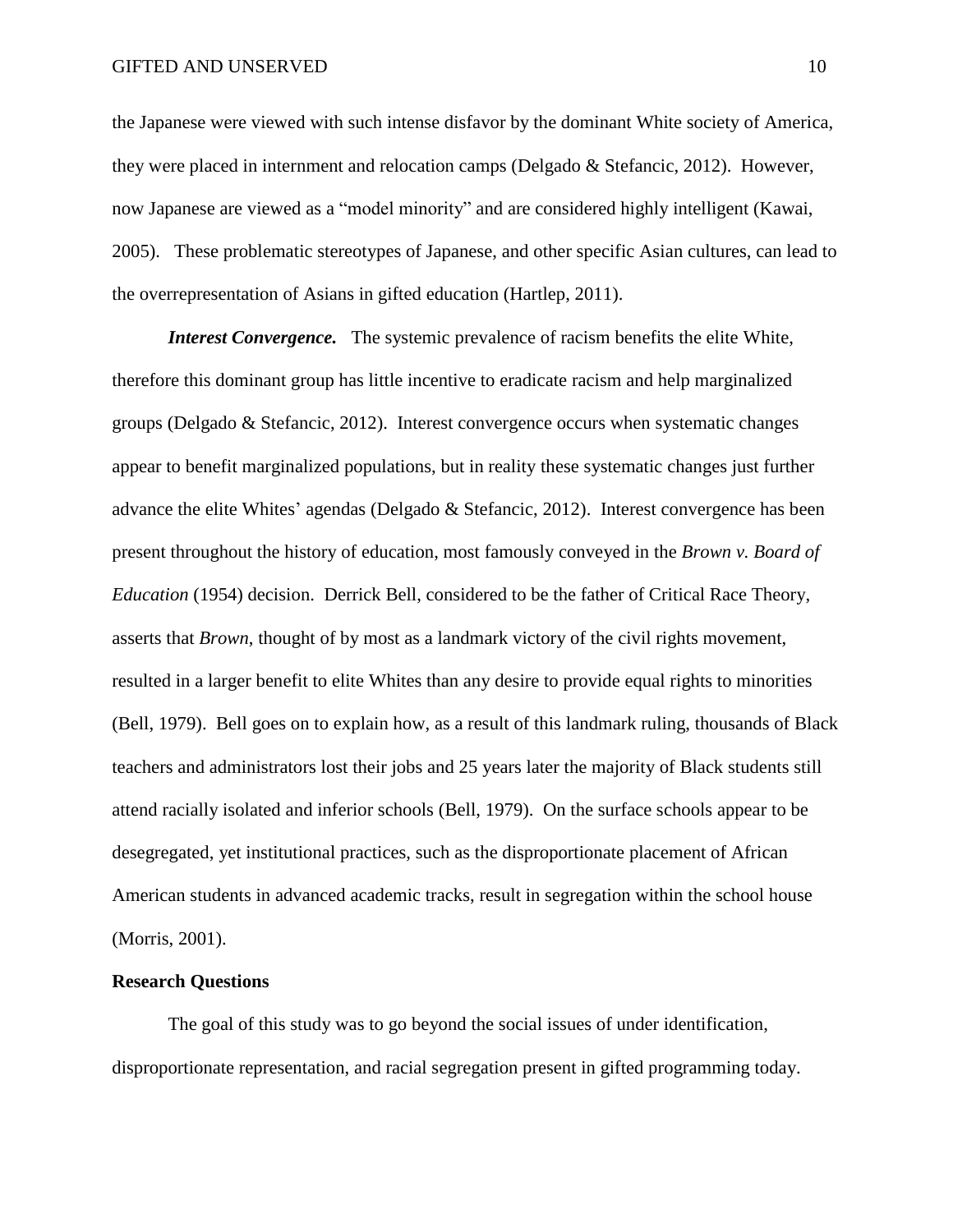the Japanese were viewed with such intense disfavor by the dominant White society of America, they were placed in internment and relocation camps (Delgado & Stefancic, 2012). However, now Japanese are viewed as a "model minority" and are considered highly intelligent (Kawai, 2005). These problematic stereotypes of Japanese, and other specific Asian cultures, can lead to the overrepresentation of Asians in gifted education (Hartlep, 2011).

***Interest Convergence.*** The systemic prevalence of racism benefits the elite White, therefore this dominant group has little incentive to eradicate racism and help marginalized groups (Delgado & Stefancic, 2012). Interest convergence occurs when systematic changes appear to benefit marginalized populations, but in reality these systematic changes just further advance the elite Whites' agendas (Delgado & Stefancic, 2012). Interest convergence has been present throughout the history of education, most famously conveyed in the *Brown v. Board of Education* (1954) decision. Derrick Bell, considered to be the father of Critical Race Theory, asserts that *Brown*, thought of by most as a landmark victory of the civil rights movement, resulted in a larger benefit to elite Whites than any desire to provide equal rights to minorities (Bell, 1979). Bell goes on to explain how, as a result of this landmark ruling, thousands of Black teachers and administrators lost their jobs and 25 years later the majority of Black students still attend racially isolated and inferior schools (Bell, 1979). On the surface schools appear to be desegregated, yet institutional practices, such as the disproportionate placement of African American students in advanced academic tracks, result in segregation within the school house (Morris, 2001).

## Research Questions

The goal of this study was to go beyond the social issues of under identification, disproportionate representation, and racial segregation present in gifted programming today.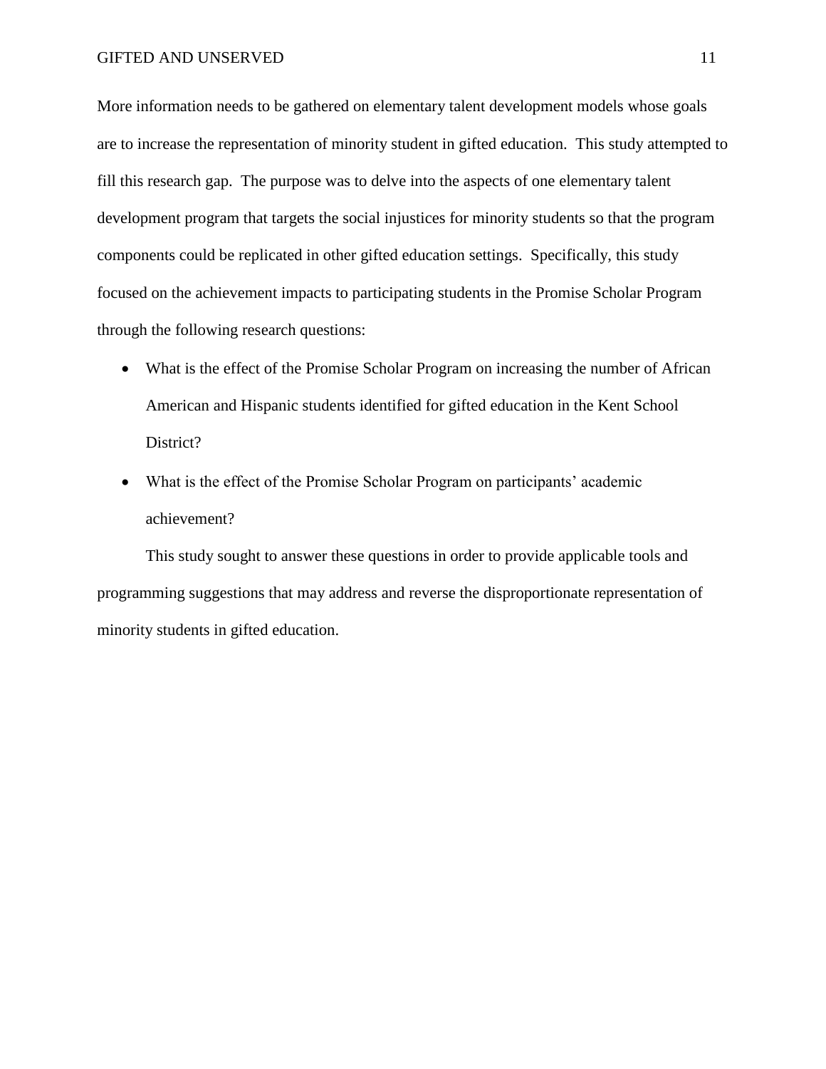More information needs to be gathered on elementary talent development models whose goals are to increase the representation of minority student in gifted education. This study attempted to fill this research gap. The purpose was to delve into the aspects of one elementary talent development program that targets the social injustices for minority students so that the program components could be replicated in other gifted education settings. Specifically, this study focused on the achievement impacts to participating students in the Promise Scholar Program through the following research questions:

- What is the effect of the Promise Scholar Program on increasing the number of African American and Hispanic students identified for gifted education in the Kent School District?
- What is the effect of the Promise Scholar Program on participants' academic achievement?

This study sought to answer these questions in order to provide applicable tools and programming suggestions that may address and reverse the disproportionate representation of minority students in gifted education.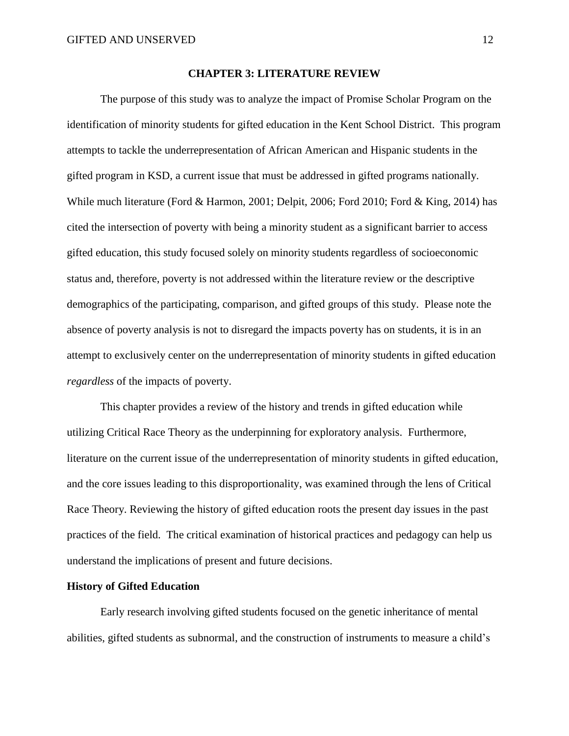# CHAPTER 3: LITERATURE REVIEW

The purpose of this study was to analyze the impact of Promise Scholar Program on the identification of minority students for gifted education in the Kent School District. This program attempts to tackle the underrepresentation of African American and Hispanic students in the gifted program in KSD, a current issue that must be addressed in gifted programs nationally. While much literature (Ford & Harmon, 2001; Delpit, 2006; Ford 2010; Ford & King, 2014) has cited the intersection of poverty with being a minority student as a significant barrier to access gifted education, this study focused solely on minority students regardless of socioeconomic status and, therefore, poverty is not addressed within the literature review or the descriptive demographics of the participating, comparison, and gifted groups of this study. Please note the absence of poverty analysis is not to disregard the impacts poverty has on students, it is in an attempt to exclusively center on the underrepresentation of minority students in gifted education *regardless* of the impacts of poverty.

This chapter provides a review of the history and trends in gifted education while utilizing Critical Race Theory as the underpinning for exploratory analysis. Furthermore, literature on the current issue of the underrepresentation of minority students in gifted education, and the core issues leading to this disproportionality, was examined through the lens of Critical Race Theory. Reviewing the history of gifted education roots the present day issues in the past practices of the field. The critical examination of historical practices and pedagogy can help us understand the implications of present and future decisions.

## History of Gifted Education

Early research involving gifted students focused on the genetic inheritance of mental abilities, gifted students as subnormal, and the construction of instruments to measure a child's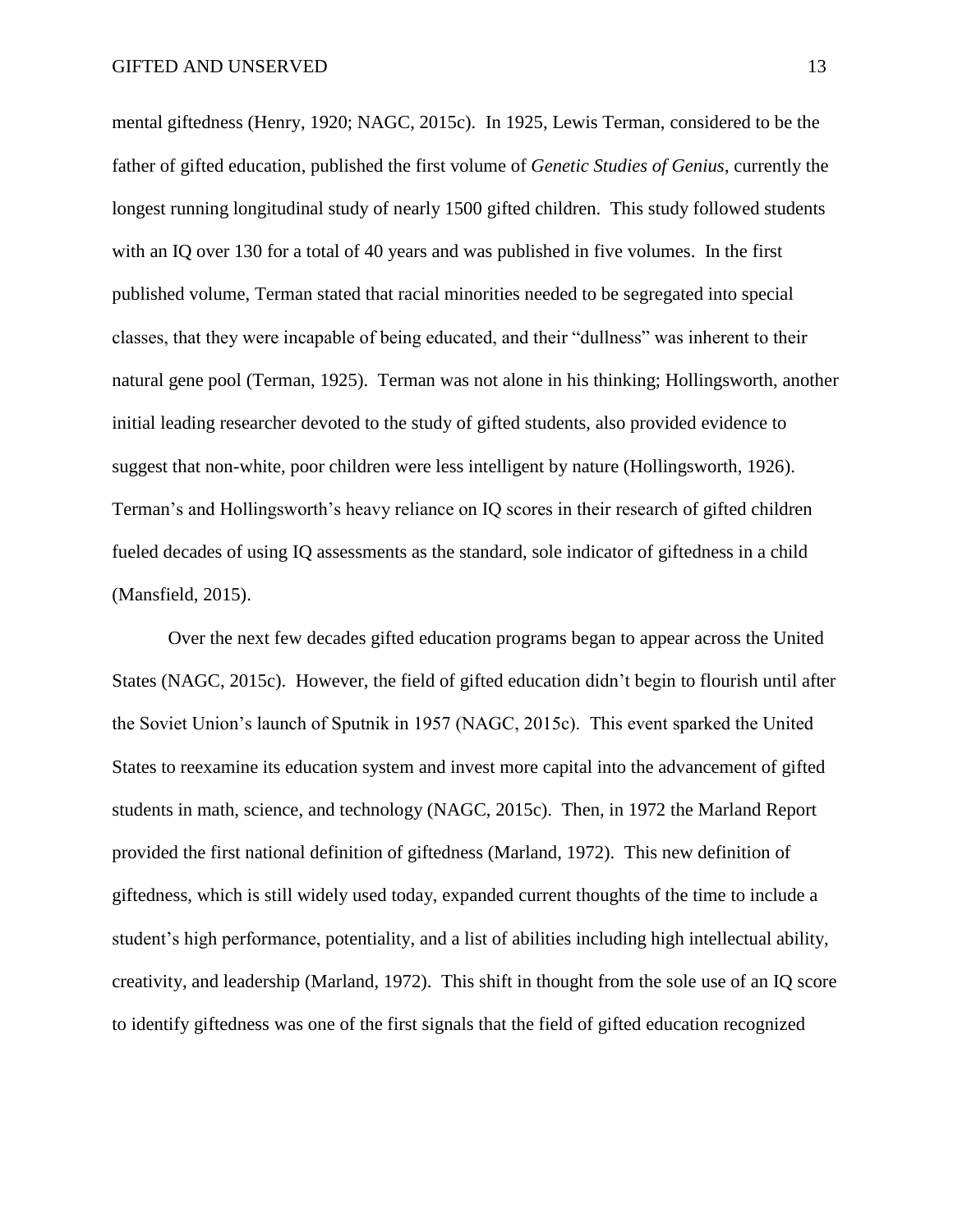mental giftedness (Henry, 1920; NAGC, 2015c). In 1925, Lewis Terman, considered to be the father of gifted education, published the first volume of *Genetic Studies of Genius*, currently the longest running longitudinal study of nearly 1500 gifted children. This study followed students with an IQ over 130 for a total of 40 years and was published in five volumes. In the first published volume, Terman stated that racial minorities needed to be segregated into special classes, that they were incapable of being educated, and their "dullness" was inherent to their natural gene pool (Terman, 1925). Terman was not alone in his thinking; Hollingsworth, another initial leading researcher devoted to the study of gifted students, also provided evidence to suggest that non-white, poor children were less intelligent by nature (Hollingsworth, 1926). Terman's and Hollingsworth's heavy reliance on IQ scores in their research of gifted children fueled decades of using IQ assessments as the standard, sole indicator of giftedness in a child (Mansfield, 2015).

Over the next few decades gifted education programs began to appear across the United States (NAGC, 2015c). However, the field of gifted education didn't begin to flourish until after the Soviet Union's launch of Sputnik in 1957 (NAGC, 2015c). This event sparked the United States to reexamine its education system and invest more capital into the advancement of gifted students in math, science, and technology (NAGC, 2015c). Then, in 1972 the Marland Report provided the first national definition of giftedness (Marland, 1972). This new definition of giftedness, which is still widely used today, expanded current thoughts of the time to include a student's high performance, potentiality, and a list of abilities including high intellectual ability, creativity, and leadership (Marland, 1972). This shift in thought from the sole use of an IQ score to identify giftedness was one of the first signals that the field of gifted education recognized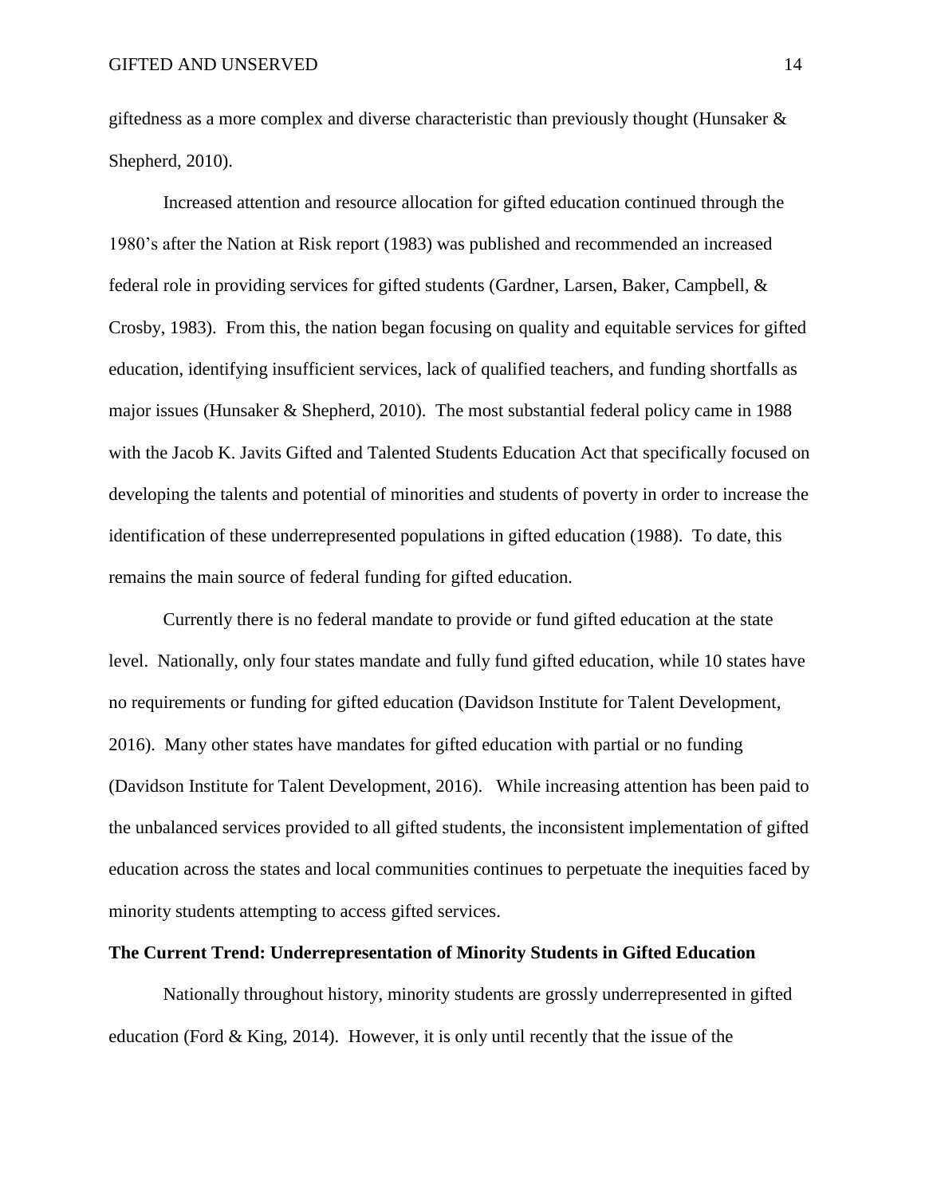giftedness as a more complex and diverse characteristic than previously thought (Hunsaker & Shepherd, 2010).

Increased attention and resource allocation for gifted education continued through the 1980's after the Nation at Risk report (1983) was published and recommended an increased federal role in providing services for gifted students (Gardner, Larsen, Baker, Campbell, & Crosby, 1983). From this, the nation began focusing on quality and equitable services for gifted education, identifying insufficient services, lack of qualified teachers, and funding shortfalls as major issues (Hunsaker & Shepherd, 2010). The most substantial federal policy came in 1988 with the Jacob K. Javits Gifted and Talented Students Education Act that specifically focused on developing the talents and potential of minorities and students of poverty in order to increase the identification of these underrepresented populations in gifted education (1988). To date, this remains the main source of federal funding for gifted education.

Currently there is no federal mandate to provide or fund gifted education at the state level. Nationally, only four states mandate and fully fund gifted education, while 10 states have no requirements or funding for gifted education (Davidson Institute for Talent Development, 2016). Many other states have mandates for gifted education with partial or no funding (Davidson Institute for Talent Development, 2016). While increasing attention has been paid to the unbalanced services provided to all gifted students, the inconsistent implementation of gifted education across the states and local communities continues to perpetuate the inequities faced by minority students attempting to access gifted services.

**The Current Trend: Underrepresentation of Minority Students in Gifted Education**

Nationally throughout history, minority students are grossly underrepresented in gifted education (Ford & King, 2014). However, it is only until recently that the issue of the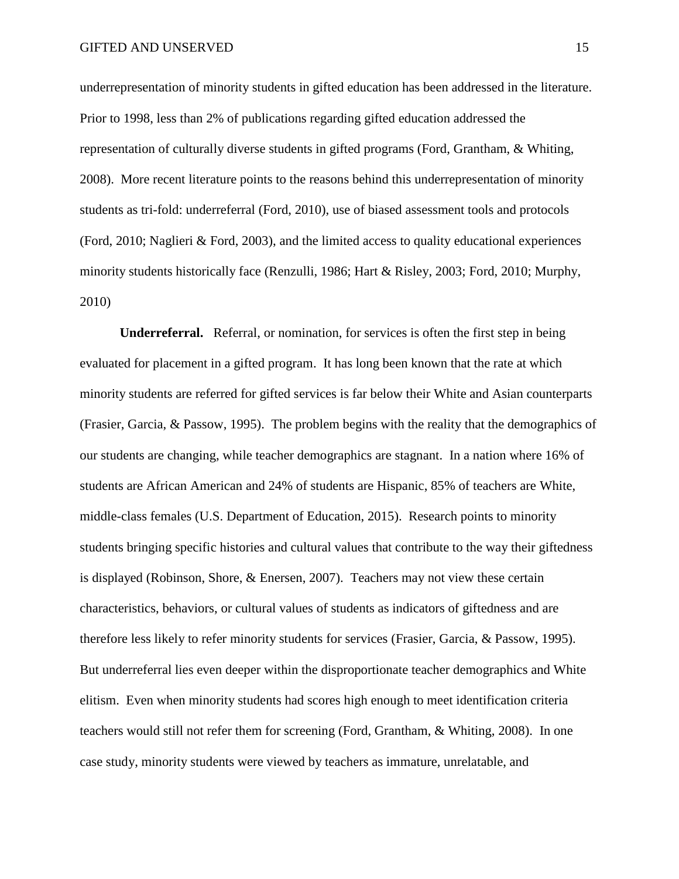underrepresentation of minority students in gifted education has been addressed in the literature. Prior to 1998, less than 2% of publications regarding gifted education addressed the representation of culturally diverse students in gifted programs (Ford, Grantham, & Whiting, 2008). More recent literature points to the reasons behind this underrepresentation of minority students as tri-fold: underreferral (Ford, 2010), use of biased assessment tools and protocols (Ford, 2010; Naglieri & Ford, 2003), and the limited access to quality educational experiences minority students historically face (Renzulli, 1986; Hart & Risley, 2003; Ford, 2010; Murphy, 2010)

**Underreferral.** Referral, or nomination, for services is often the first step in being evaluated for placement in a gifted program. It has long been known that the rate at which minority students are referred for gifted services is far below their White and Asian counterparts (Frasier, Garcia, & Passow, 1995). The problem begins with the reality that the demographics of our students are changing, while teacher demographics are stagnant. In a nation where 16% of students are African American and 24% of students are Hispanic, 85% of teachers are White, middle-class females (U.S. Department of Education, 2015). Research points to minority students bringing specific histories and cultural values that contribute to the way their giftedness is displayed (Robinson, Shore, & Enersen, 2007). Teachers may not view these certain characteristics, behaviors, or cultural values of students as indicators of giftedness and are therefore less likely to refer minority students for services (Frasier, Garcia, & Passow, 1995). But underreferral lies even deeper within the disproportionate teacher demographics and White elitism. Even when minority students had scores high enough to meet identification criteria teachers would still not refer them for screening (Ford, Grantham, & Whiting, 2008). In one case study, minority students were viewed by teachers as immature, unrelatable, and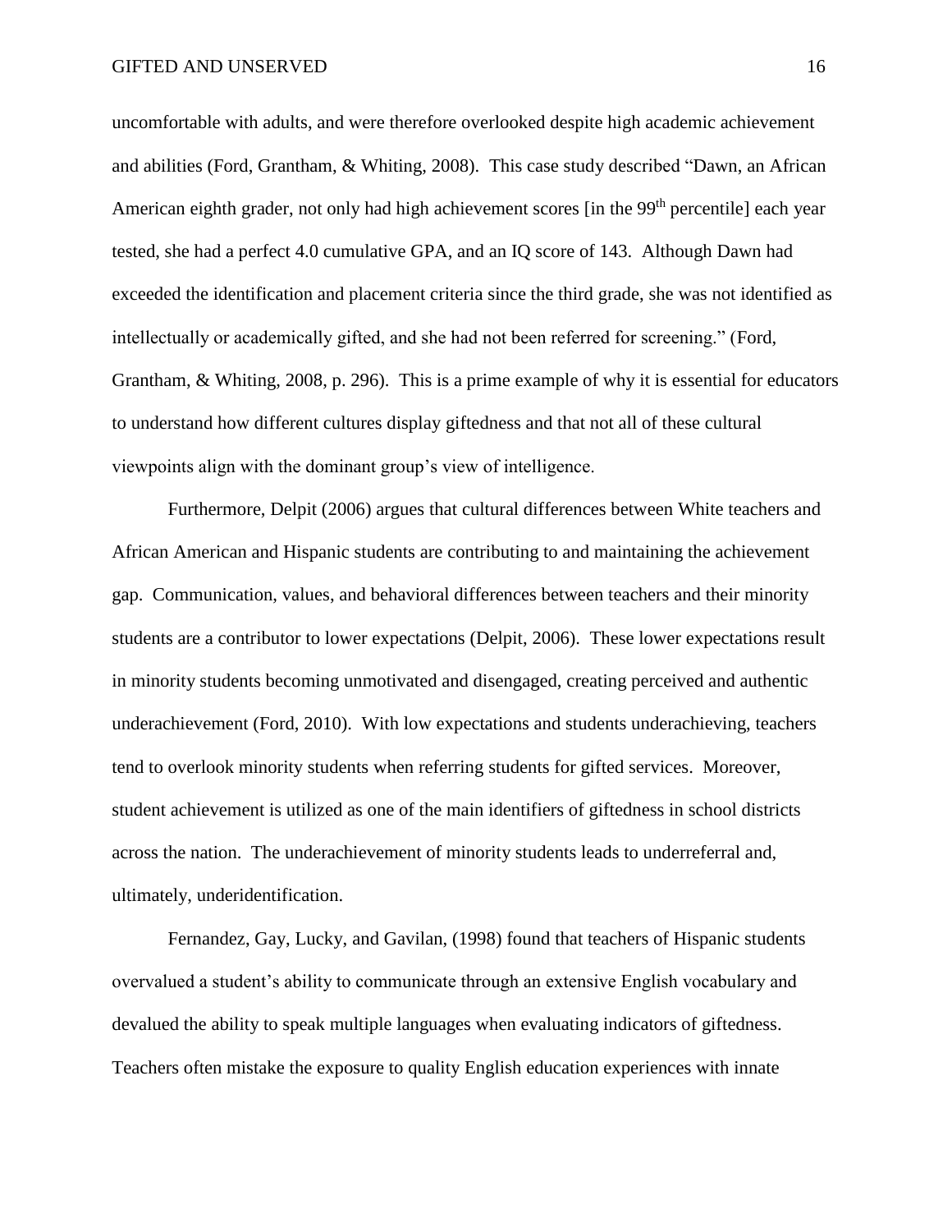uncomfortable with adults, and were therefore overlooked despite high academic achievement and abilities (Ford, Grantham, & Whiting, 2008). This case study described "Dawn, an African American eighth grader, not only had high achievement scores [in the 99th percentile] each year tested, she had a perfect 4.0 cumulative GPA, and an IQ score of 143. Although Dawn had exceeded the identification and placement criteria since the third grade, she was not identified as intellectually or academically gifted, and she had not been referred for screening." (Ford, Grantham, & Whiting, 2008, p. 296). This is a prime example of why it is essential for educators to understand how different cultures display giftedness and that not all of these cultural viewpoints align with the dominant group's view of intelligence.

Furthermore, Delpit (2006) argues that cultural differences between White teachers and African American and Hispanic students are contributing to and maintaining the achievement gap. Communication, values, and behavioral differences between teachers and their minority students are a contributor to lower expectations (Delpit, 2006). These lower expectations result in minority students becoming unmotivated and disengaged, creating perceived and authentic underachievement (Ford, 2010). With low expectations and students underachieving, teachers tend to overlook minority students when referring students for gifted services. Moreover, student achievement is utilized as one of the main identifiers of giftedness in school districts across the nation. The underachievement of minority students leads to underreferral and, ultimately, underidentification.

Fernandez, Gay, Lucky, and Gavilan, (1998) found that teachers of Hispanic students overvalued a student's ability to communicate through an extensive English vocabulary and devalued the ability to speak multiple languages when evaluating indicators of giftedness. Teachers often mistake the exposure to quality English education experiences with innate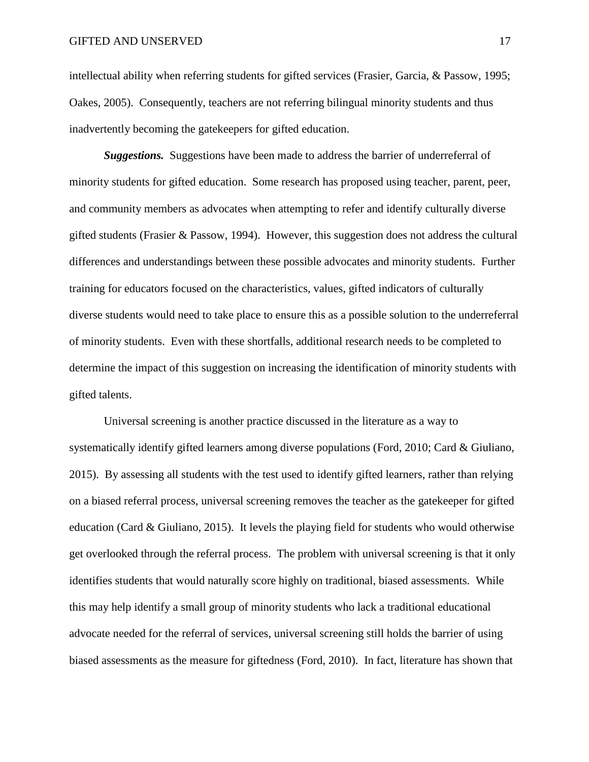intellectual ability when referring students for gifted services (Frasier, Garcia, & Passow, 1995; Oakes, 2005). Consequently, teachers are not referring bilingual minority students and thus inadvertently becoming the gatekeepers for gifted education.

***Suggestions.*** Suggestions have been made to address the barrier of underreferral of minority students for gifted education. Some research has proposed using teacher, parent, peer, and community members as advocates when attempting to refer and identify culturally diverse gifted students (Frasier & Passow, 1994). However, this suggestion does not address the cultural differences and understandings between these possible advocates and minority students. Further training for educators focused on the characteristics, values, gifted indicators of culturally diverse students would need to take place to ensure this as a possible solution to the underreferral of minority students. Even with these shortfalls, additional research needs to be completed to determine the impact of this suggestion on increasing the identification of minority students with gifted talents.

Universal screening is another practice discussed in the literature as a way to systematically identify gifted learners among diverse populations (Ford, 2010; Card & Giuliano, 2015). By assessing all students with the test used to identify gifted learners, rather than relying on a biased referral process, universal screening removes the teacher as the gatekeeper for gifted education (Card & Giuliano, 2015). It levels the playing field for students who would otherwise get overlooked through the referral process. The problem with universal screening is that it only identifies students that would naturally score highly on traditional, biased assessments. While this may help identify a small group of minority students who lack a traditional educational advocate needed for the referral of services, universal screening still holds the barrier of using biased assessments as the measure for giftedness (Ford, 2010). In fact, literature has shown that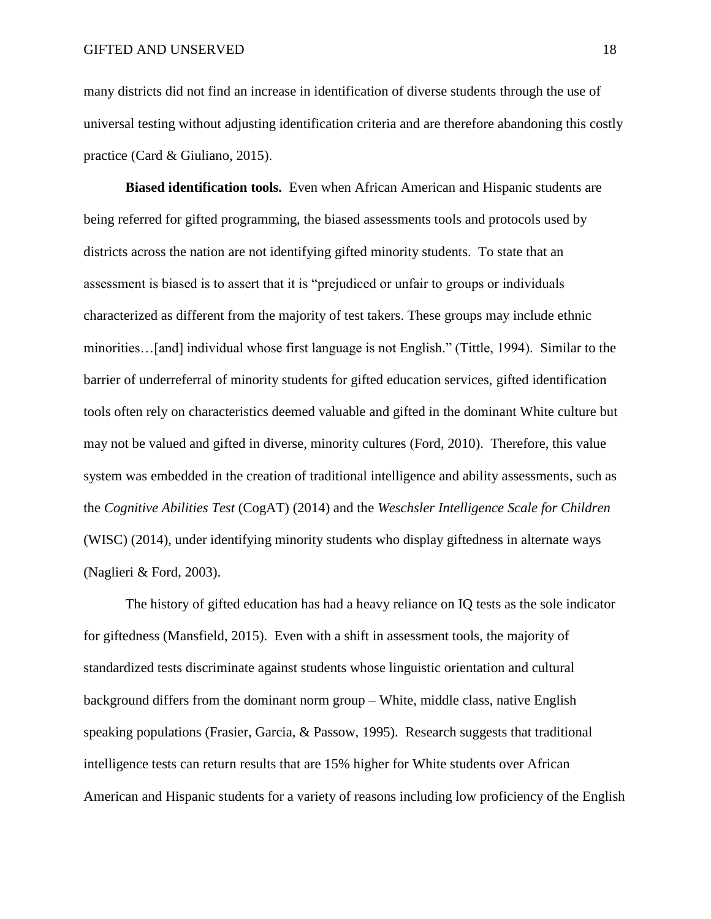many districts did not find an increase in identification of diverse students through the use of universal testing without adjusting identification criteria and are therefore abandoning this costly practice (Card & Giuliano, 2015).

**Biased identification tools.** Even when African American and Hispanic students are being referred for gifted programming, the biased assessments tools and protocols used by districts across the nation are not identifying gifted minority students. To state that an assessment is biased is to assert that it is "prejudiced or unfair to groups or individuals characterized as different from the majority of test takers. These groups may include ethnic minorities…[and] individual whose first language is not English." (Tittle, 1994). Similar to the barrier of underreferral of minority students for gifted education services, gifted identification tools often rely on characteristics deemed valuable and gifted in the dominant White culture but may not be valued and gifted in diverse, minority cultures (Ford, 2010). Therefore, this value system was embedded in the creation of traditional intelligence and ability assessments, such as the *Cognitive Abilities Test* (CogAT) (2014) and the *Weschsler Intelligence Scale for Children* (WISC) (2014), under identifying minority students who display giftedness in alternate ways (Naglieri & Ford, 2003).

The history of gifted education has had a heavy reliance on IQ tests as the sole indicator for giftedness (Mansfield, 2015). Even with a shift in assessment tools, the majority of standardized tests discriminate against students whose linguistic orientation and cultural background differs from the dominant norm group – White, middle class, native English speaking populations (Frasier, Garcia, & Passow, 1995). Research suggests that traditional intelligence tests can return results that are 15% higher for White students over African American and Hispanic students for a variety of reasons including low proficiency of the English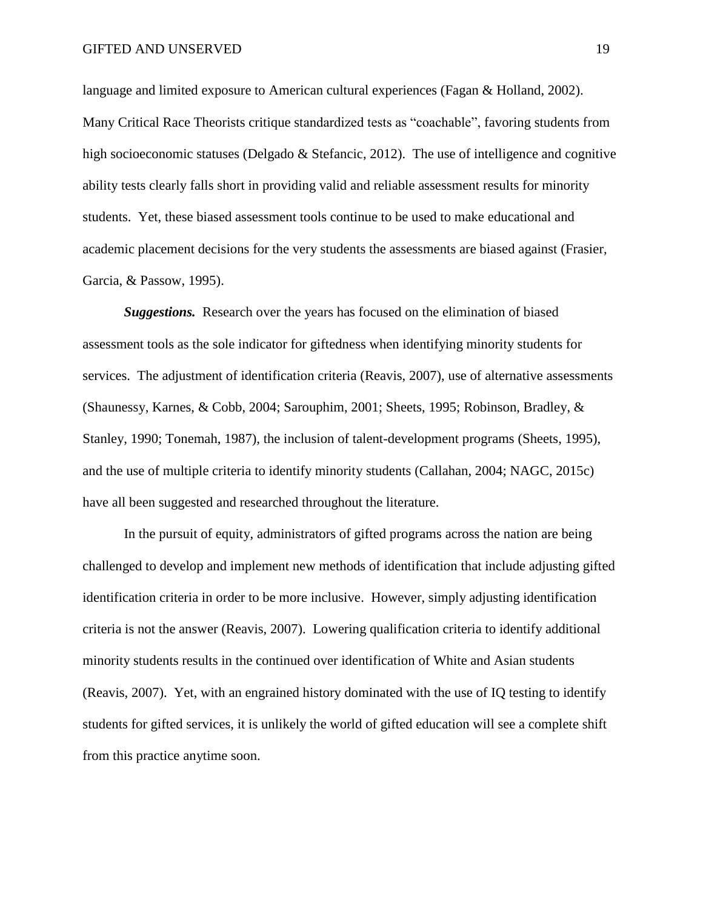language and limited exposure to American cultural experiences (Fagan & Holland, 2002). Many Critical Race Theorists critique standardized tests as "coachable", favoring students from high socioeconomic statuses (Delgado & Stefancic, 2012). The use of intelligence and cognitive ability tests clearly falls short in providing valid and reliable assessment results for minority students. Yet, these biased assessment tools continue to be used to make educational and academic placement decisions for the very students the assessments are biased against (Frasier, Garcia, & Passow, 1995).

***Suggestions.*** Research over the years has focused on the elimination of biased assessment tools as the sole indicator for giftedness when identifying minority students for services. The adjustment of identification criteria (Reavis, 2007), use of alternative assessments (Shaunessy, Karnes, & Cobb, 2004; Sarouphim, 2001; Sheets, 1995; Robinson, Bradley, & Stanley, 1990; Tonemah, 1987), the inclusion of talent-development programs (Sheets, 1995), and the use of multiple criteria to identify minority students (Callahan, 2004; NAGC, 2015c) have all been suggested and researched throughout the literature.

In the pursuit of equity, administrators of gifted programs across the nation are being challenged to develop and implement new methods of identification that include adjusting gifted identification criteria in order to be more inclusive. However, simply adjusting identification criteria is not the answer (Reavis, 2007). Lowering qualification criteria to identify additional minority students results in the continued over identification of White and Asian students (Reavis, 2007). Yet, with an engrained history dominated with the use of IQ testing to identify students for gifted services, it is unlikely the world of gifted education will see a complete shift from this practice anytime soon.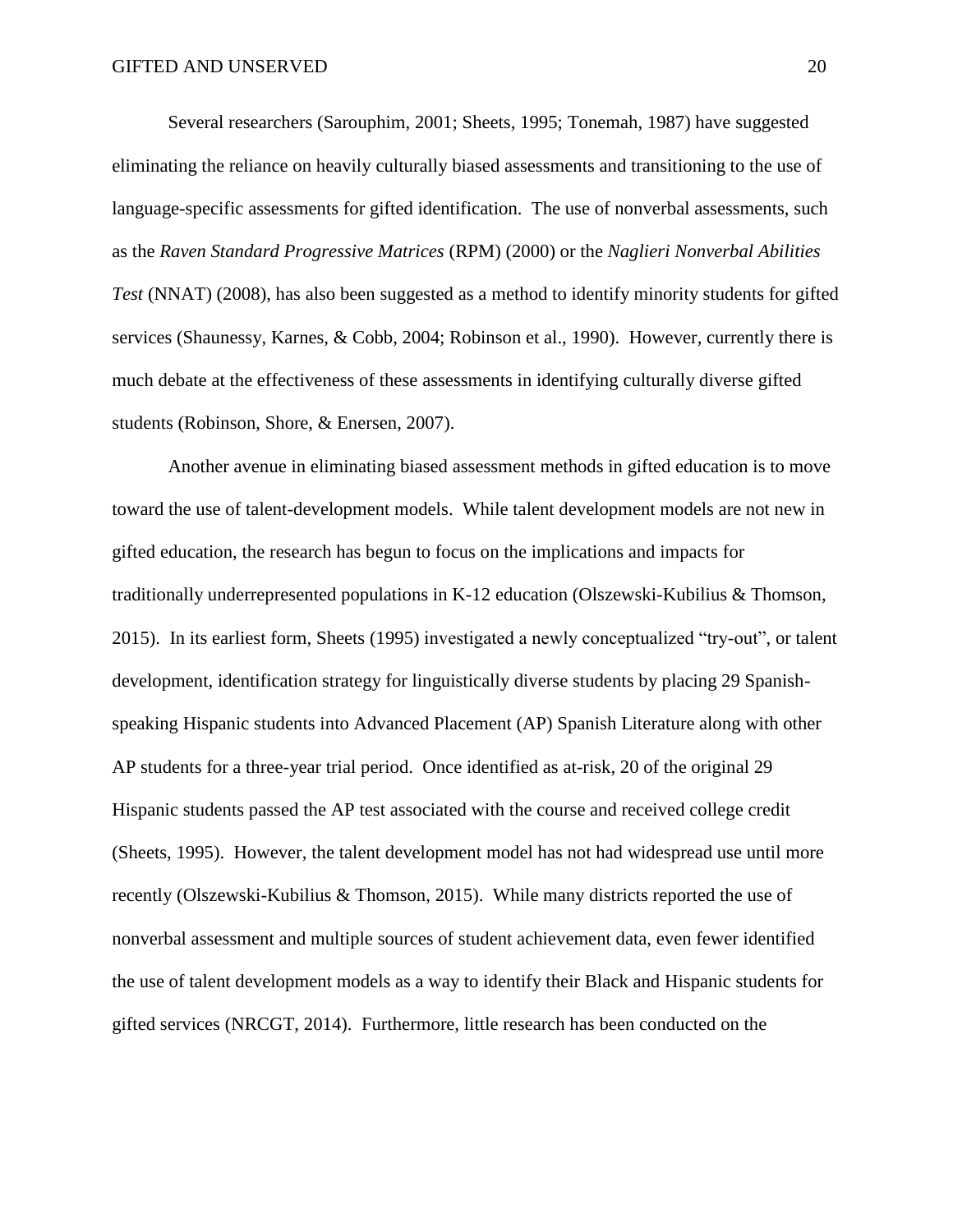Several researchers (Sarouphim, 2001; Sheets, 1995; Tonemah, 1987) have suggested eliminating the reliance on heavily culturally biased assessments and transitioning to the use of language-specific assessments for gifted identification. The use of nonverbal assessments, such as the *Raven Standard Progressive Matrices* (RPM) (2000) or the *Naglieri Nonverbal Abilities Test* (NNAT) (2008), has also been suggested as a method to identify minority students for gifted services (Shaunessy, Karnes, & Cobb, 2004; Robinson et al., 1990). However, currently there is much debate at the effectiveness of these assessments in identifying culturally diverse gifted students (Robinson, Shore, & Enersen, 2007).

Another avenue in eliminating biased assessment methods in gifted education is to move toward the use of talent-development models. While talent development models are not new in gifted education, the research has begun to focus on the implications and impacts for traditionally underrepresented populations in K-12 education (Olszewski-Kubilius & Thomson, 2015). In its earliest form, Sheets (1995) investigated a newly conceptualized "try-out", or talent development, identification strategy for linguistically diverse students by placing 29 Spanish-speaking Hispanic students into Advanced Placement (AP) Spanish Literature along with other AP students for a three-year trial period. Once identified as at-risk, 20 of the original 29 Hispanic students passed the AP test associated with the course and received college credit (Sheets, 1995). However, the talent development model has not had widespread use until more recently (Olszewski-Kubilius & Thomson, 2015). While many districts reported the use of nonverbal assessment and multiple sources of student achievement data, even fewer identified the use of talent development models as a way to identify their Black and Hispanic students for gifted services (NRCGT, 2014). Furthermore, little research has been conducted on the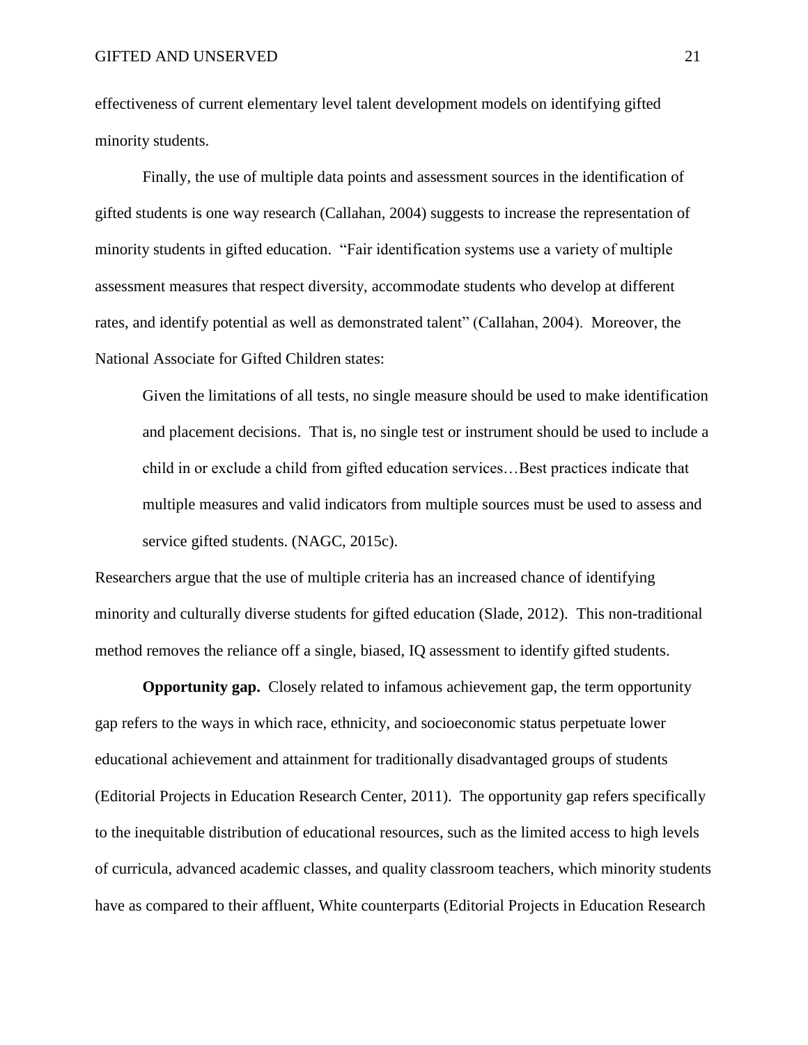effectiveness of current elementary level talent development models on identifying gifted minority students.

Finally, the use of multiple data points and assessment sources in the identification of gifted students is one way research (Callahan, 2004) suggests to increase the representation of minority students in gifted education. "Fair identification systems use a variety of multiple assessment measures that respect diversity, accommodate students who develop at different rates, and identify potential as well as demonstrated talent" (Callahan, 2004). Moreover, the National Associate for Gifted Children states:

> Given the limitations of all tests, no single measure should be used to make identification and placement decisions. That is, no single test or instrument should be used to include a child in or exclude a child from gifted education services…Best practices indicate that multiple measures and valid indicators from multiple sources must be used to assess and service gifted students. (NAGC, 2015c).

Researchers argue that the use of multiple criteria has an increased chance of identifying minority and culturally diverse students for gifted education (Slade, 2012). This non-traditional method removes the reliance off a single, biased, IQ assessment to identify gifted students.

**Opportunity gap.** Closely related to infamous achievement gap, the term opportunity gap refers to the ways in which race, ethnicity, and socioeconomic status perpetuate lower educational achievement and attainment for traditionally disadvantaged groups of students (Editorial Projects in Education Research Center, 2011). The opportunity gap refers specifically to the inequitable distribution of educational resources, such as the limited access to high levels of curricula, advanced academic classes, and quality classroom teachers, which minority students have as compared to their affluent, White counterparts (Editorial Projects in Education Research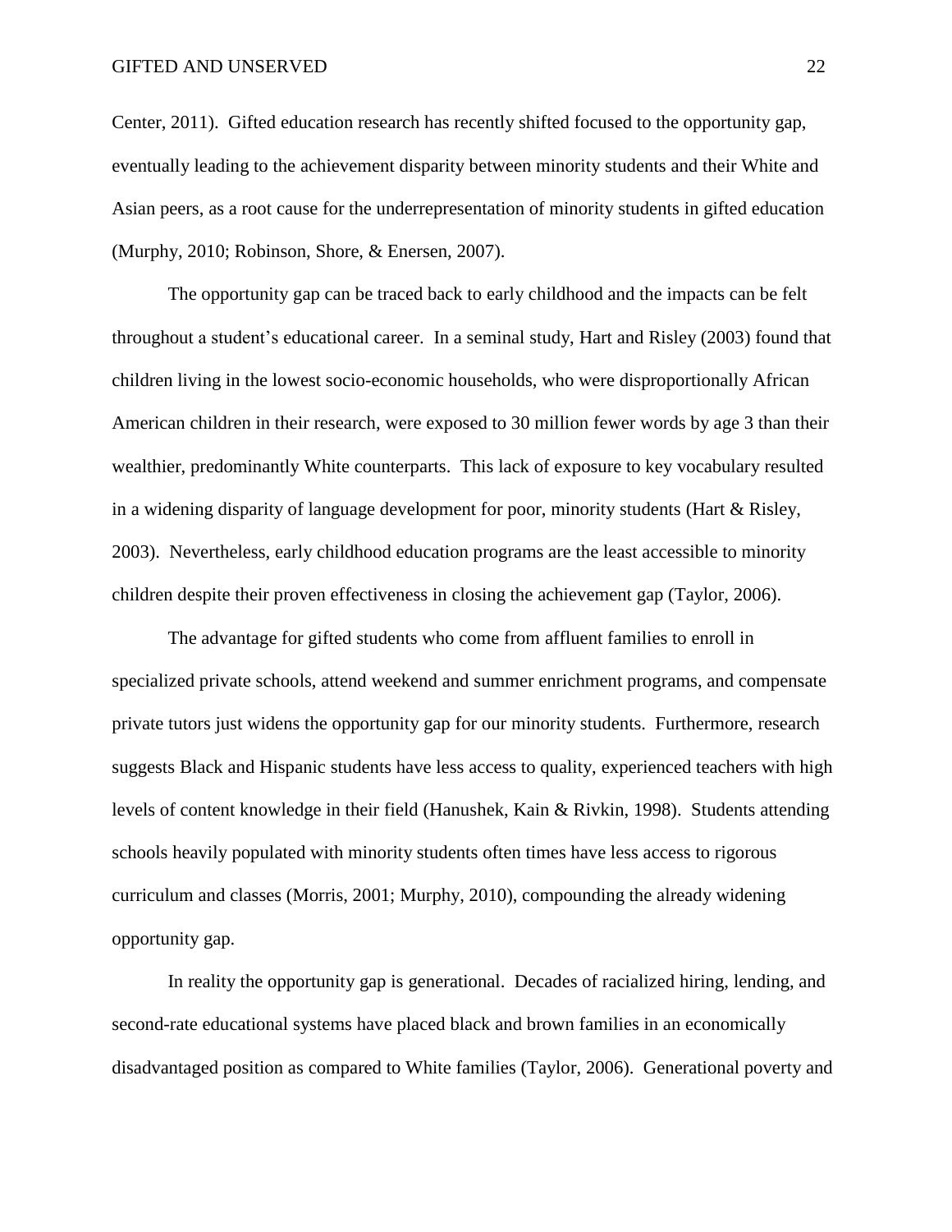Center, 2011). Gifted education research has recently shifted focused to the opportunity gap, eventually leading to the achievement disparity between minority students and their White and Asian peers, as a root cause for the underrepresentation of minority students in gifted education (Murphy, 2010; Robinson, Shore, & Enersen, 2007).

The opportunity gap can be traced back to early childhood and the impacts can be felt throughout a student's educational career. In a seminal study, Hart and Risley (2003) found that children living in the lowest socio-economic households, who were disproportionally African American children in their research, were exposed to 30 million fewer words by age 3 than their wealthier, predominantly White counterparts. This lack of exposure to key vocabulary resulted in a widening disparity of language development for poor, minority students (Hart & Risley, 2003). Nevertheless, early childhood education programs are the least accessible to minority children despite their proven effectiveness in closing the achievement gap (Taylor, 2006).

The advantage for gifted students who come from affluent families to enroll in specialized private schools, attend weekend and summer enrichment programs, and compensate private tutors just widens the opportunity gap for our minority students. Furthermore, research suggests Black and Hispanic students have less access to quality, experienced teachers with high levels of content knowledge in their field (Hanushek, Kain & Rivkin, 1998). Students attending schools heavily populated with minority students often times have less access to rigorous curriculum and classes (Morris, 2001; Murphy, 2010), compounding the already widening opportunity gap.

In reality the opportunity gap is generational. Decades of racialized hiring, lending, and second-rate educational systems have placed black and brown families in an economically disadvantaged position as compared to White families (Taylor, 2006). Generational poverty and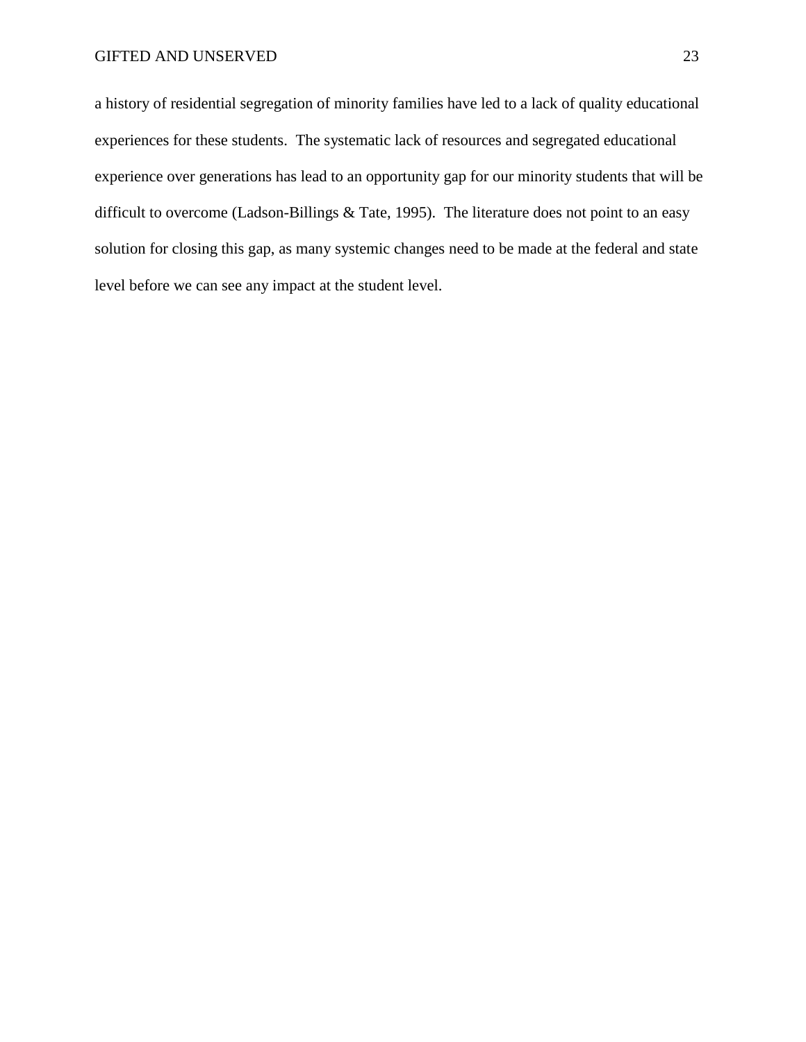a history of residential segregation of minority families have led to a lack of quality educational experiences for these students. The systematic lack of resources and segregated educational experience over generations has lead to an opportunity gap for our minority students that will be difficult to overcome (Ladson-Billings & Tate, 1995). The literature does not point to an easy solution for closing this gap, as many systemic changes need to be made at the federal and state level before we can see any impact at the student level.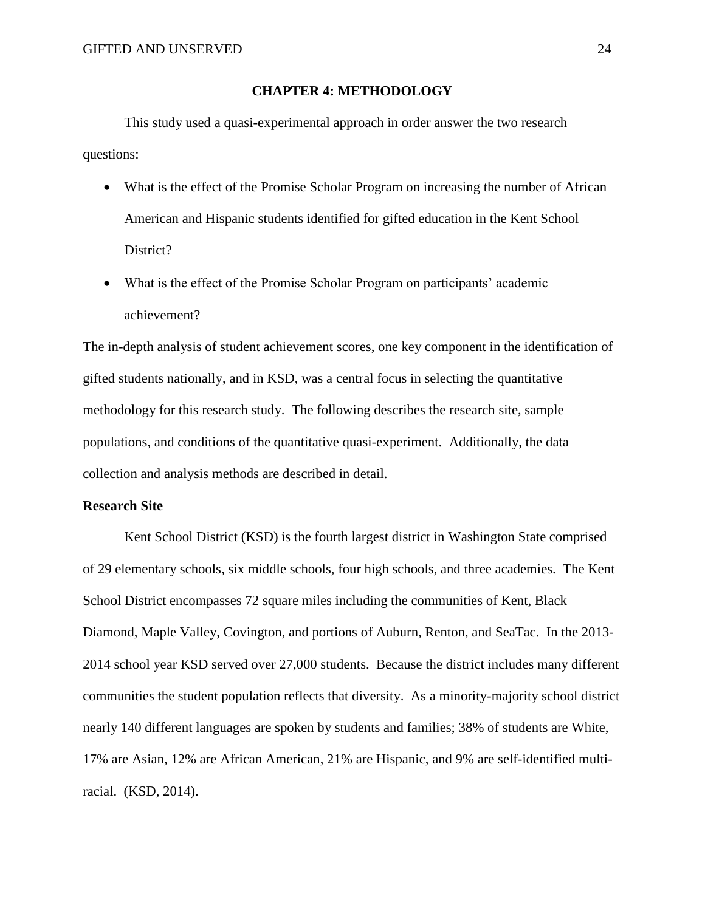# CHAPTER 4: METHODOLOGY

This study used a quasi-experimental approach in order answer the two research questions:

- What is the effect of the Promise Scholar Program on increasing the number of African American and Hispanic students identified for gifted education in the Kent School District?
- What is the effect of the Promise Scholar Program on participants' academic achievement?

The in-depth analysis of student achievement scores, one key component in the identification of gifted students nationally, and in KSD, was a central focus in selecting the quantitative methodology for this research study. The following describes the research site, sample populations, and conditions of the quantitative quasi-experiment. Additionally, the data collection and analysis methods are described in detail.

## Research Site

Kent School District (KSD) is the fourth largest district in Washington State comprised of 29 elementary schools, six middle schools, four high schools, and three academies. The Kent School District encompasses 72 square miles including the communities of Kent, Black Diamond, Maple Valley, Covington, and portions of Auburn, Renton, and SeaTac. In the 2013-2014 school year KSD served over 27,000 students. Because the district includes many different communities the student population reflects that diversity. As a minority-majority school district nearly 140 different languages are spoken by students and families; 38% of students are White, 17% are Asian, 12% are African American, 21% are Hispanic, and 9% are self-identified multi-racial. (KSD, 2014).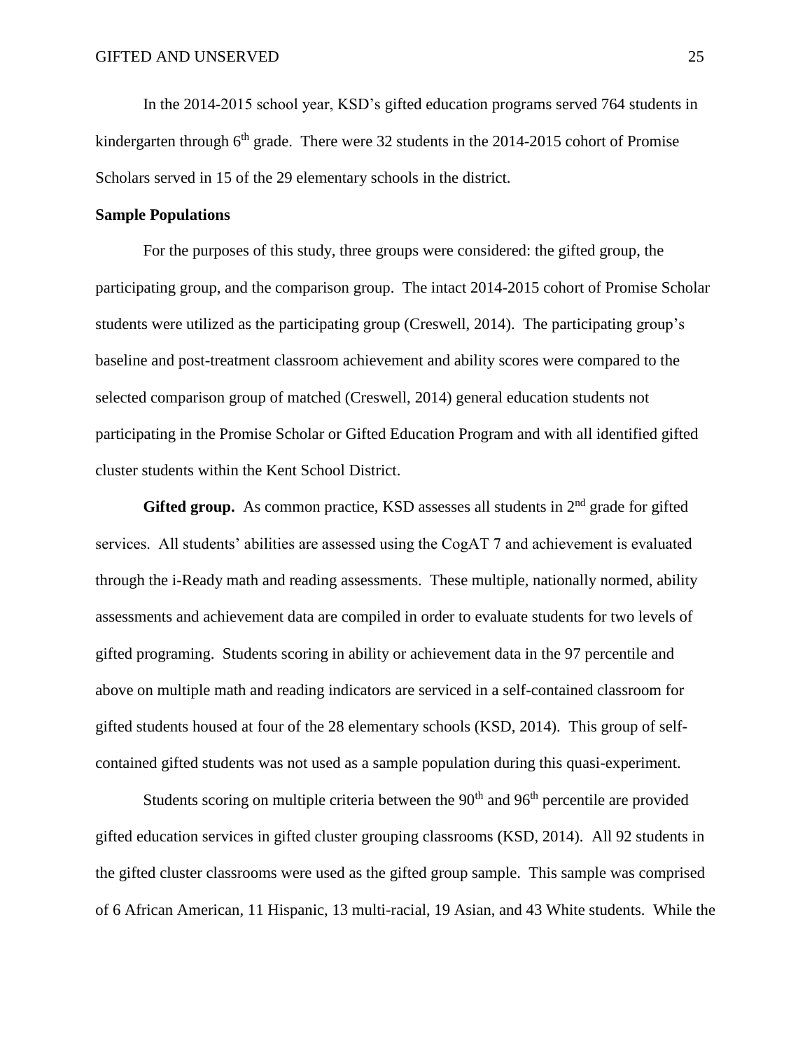In the 2014-2015 school year, KSD's gifted education programs served 764 students in kindergarten through 6th grade. There were 32 students in the 2014-2015 cohort of Promise Scholars served in 15 of the 29 elementary schools in the district.

**Sample Populations**

For the purposes of this study, three groups were considered: the gifted group, the participating group, and the comparison group. The intact 2014-2015 cohort of Promise Scholar students were utilized as the participating group (Creswell, 2014). The participating group's baseline and post-treatment classroom achievement and ability scores were compared to the selected comparison group of matched (Creswell, 2014) general education students not participating in the Promise Scholar or Gifted Education Program and with all identified gifted cluster students within the Kent School District.

**Gifted group.** As common practice, KSD assesses all students in 2nd grade for gifted services. All students' abilities are assessed using the CogAT 7 and achievement is evaluated through the i-Ready math and reading assessments. These multiple, nationally normed, ability assessments and achievement data are compiled in order to evaluate students for two levels of gifted programing. Students scoring in ability or achievement data in the 97 percentile and above on multiple math and reading indicators are serviced in a self-contained classroom for gifted students housed at four of the 28 elementary schools (KSD, 2014). This group of self-contained gifted students was not used as a sample population during this quasi-experiment.

Students scoring on multiple criteria between the 90th and 96th percentile are provided gifted education services in gifted cluster grouping classrooms (KSD, 2014). All 92 students in the gifted cluster classrooms were used as the gifted group sample. This sample was comprised of 6 African American, 11 Hispanic, 13 multi-racial, 19 Asian, and 43 White students. While the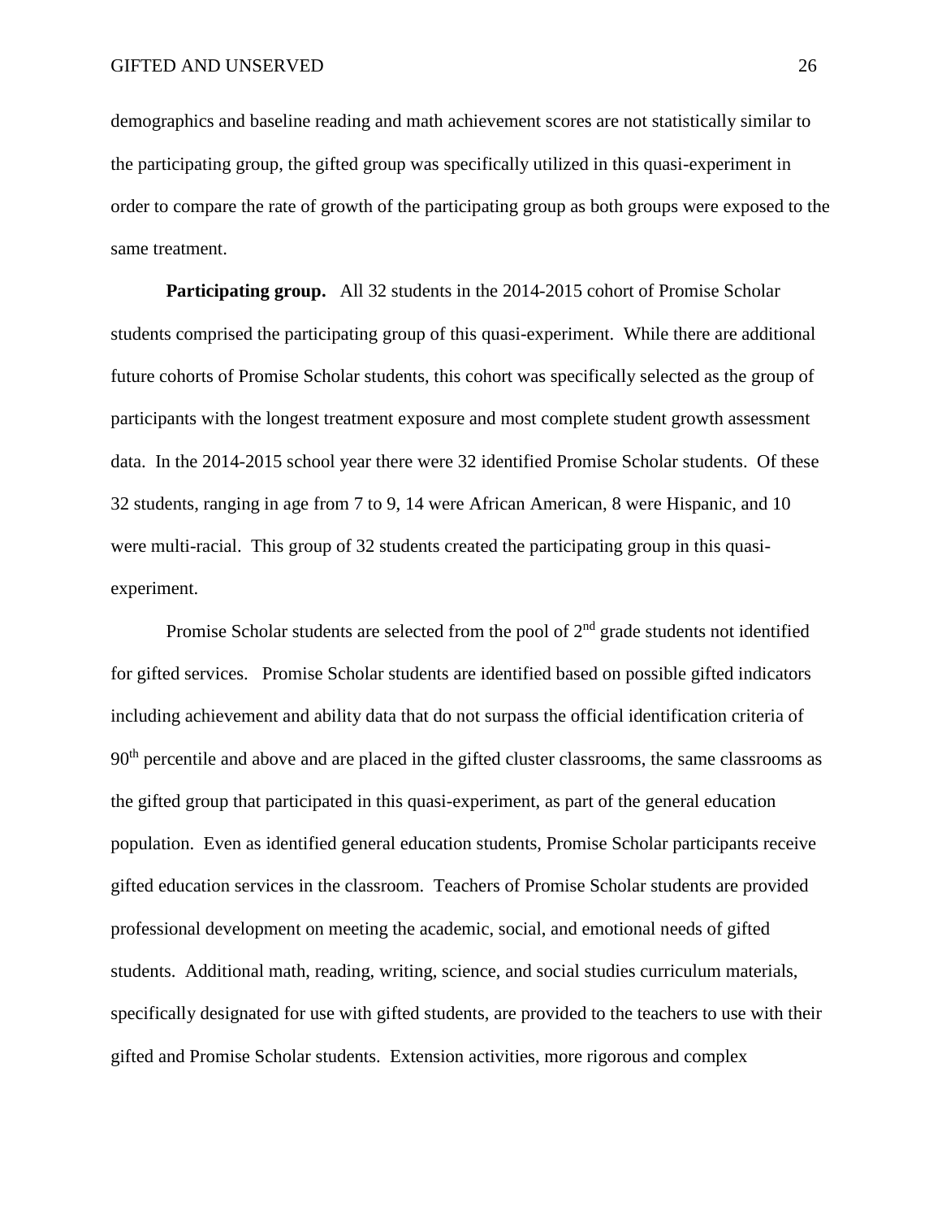demographics and baseline reading and math achievement scores are not statistically similar to the participating group, the gifted group was specifically utilized in this quasi-experiment in order to compare the rate of growth of the participating group as both groups were exposed to the same treatment.

**Participating group.** All 32 students in the 2014-2015 cohort of Promise Scholar students comprised the participating group of this quasi-experiment. While there are additional future cohorts of Promise Scholar students, this cohort was specifically selected as the group of participants with the longest treatment exposure and most complete student growth assessment data. In the 2014-2015 school year there were 32 identified Promise Scholar students. Of these 32 students, ranging in age from 7 to 9, 14 were African American, 8 were Hispanic, and 10 were multi-racial. This group of 32 students created the participating group in this quasi-experiment.

Promise Scholar students are selected from the pool of 2nd grade students not identified for gifted services. Promise Scholar students are identified based on possible gifted indicators including achievement and ability data that do not surpass the official identification criteria of 90th percentile and above and are placed in the gifted cluster classrooms, the same classrooms as the gifted group that participated in this quasi-experiment, as part of the general education population. Even as identified general education students, Promise Scholar participants receive gifted education services in the classroom. Teachers of Promise Scholar students are provided professional development on meeting the academic, social, and emotional needs of gifted students. Additional math, reading, writing, science, and social studies curriculum materials, specifically designated for use with gifted students, are provided to the teachers to use with their gifted and Promise Scholar students. Extension activities, more rigorous and complex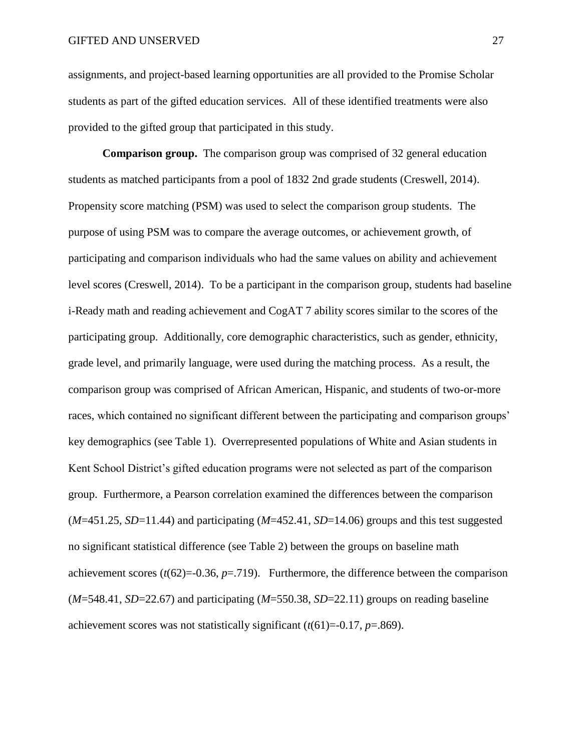assignments, and project-based learning opportunities are all provided to the Promise Scholar students as part of the gifted education services. All of these identified treatments were also provided to the gifted group that participated in this study.

**Comparison group.** The comparison group was comprised of 32 general education students as matched participants from a pool of 1832 2nd grade students (Creswell, 2014). Propensity score matching (PSM) was used to select the comparison group students. The purpose of using PSM was to compare the average outcomes, or achievement growth, of participating and comparison individuals who had the same values on ability and achievement level scores (Creswell, 2014). To be a participant in the comparison group, students had baseline i-Ready math and reading achievement and CogAT 7 ability scores similar to the scores of the participating group. Additionally, core demographic characteristics, such as gender, ethnicity, grade level, and primarily language, were used during the matching process. As a result, the comparison group was comprised of African American, Hispanic, and students of two-or-more races, which contained no significant different between the participating and comparison groups' key demographics (see Table 1). Overrepresented populations of White and Asian students in Kent School District's gifted education programs were not selected as part of the comparison group. Furthermore, a Pearson correlation examined the differences between the comparison ($M$=451.25, $SD$=11.44) and participating ($M$=452.41, $SD$=14.06) groups and this test suggested no significant statistical difference (see Table 2) between the groups on baseline math achievement scores ($t(62)=-0.36$, $p=.719$). Furthermore, the difference between the comparison ($M$=548.41, $SD$=22.67) and participating ($M$=550.38, $SD$=22.11) groups on reading baseline achievement scores was not statistically significant ($t(61)=-0.17$, $p=.869$).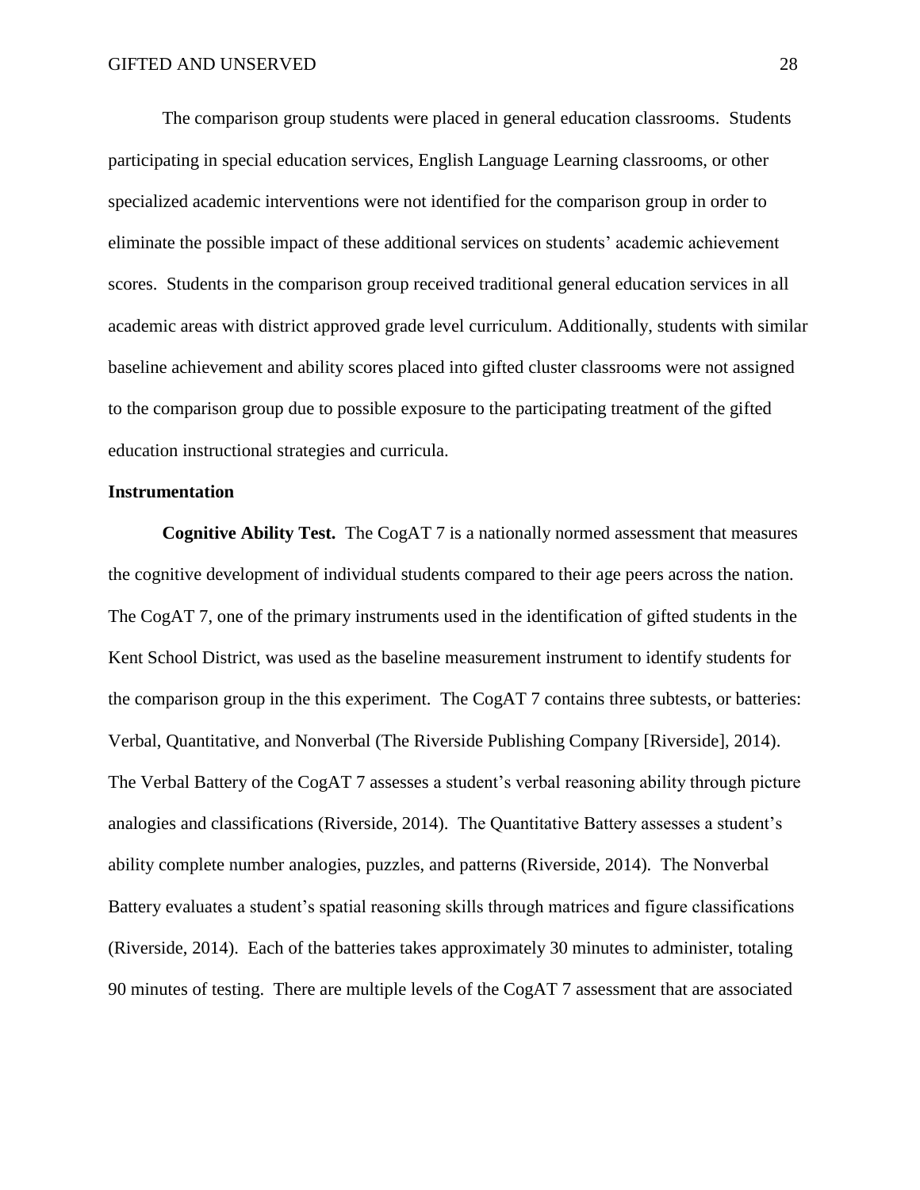The comparison group students were placed in general education classrooms. Students participating in special education services, English Language Learning classrooms, or other specialized academic interventions were not identified for the comparison group in order to eliminate the possible impact of these additional services on students' academic achievement scores. Students in the comparison group received traditional general education services in all academic areas with district approved grade level curriculum. Additionally, students with similar baseline achievement and ability scores placed into gifted cluster classrooms were not assigned to the comparison group due to possible exposure to the participating treatment of the gifted education instructional strategies and curricula.

## Instrumentation

**Cognitive Ability Test.** The CogAT 7 is a nationally normed assessment that measures the cognitive development of individual students compared to their age peers across the nation. The CogAT 7, one of the primary instruments used in the identification of gifted students in the Kent School District, was used as the baseline measurement instrument to identify students for the comparison group in the this experiment. The CogAT 7 contains three subtests, or batteries: Verbal, Quantitative, and Nonverbal (The Riverside Publishing Company [Riverside], 2014). The Verbal Battery of the CogAT 7 assesses a student's verbal reasoning ability through picture analogies and classifications (Riverside, 2014). The Quantitative Battery assesses a student's ability complete number analogies, puzzles, and patterns (Riverside, 2014). The Nonverbal Battery evaluates a student's spatial reasoning skills through matrices and figure classifications (Riverside, 2014). Each of the batteries takes approximately 30 minutes to administer, totaling 90 minutes of testing. There are multiple levels of the CogAT 7 assessment that are associated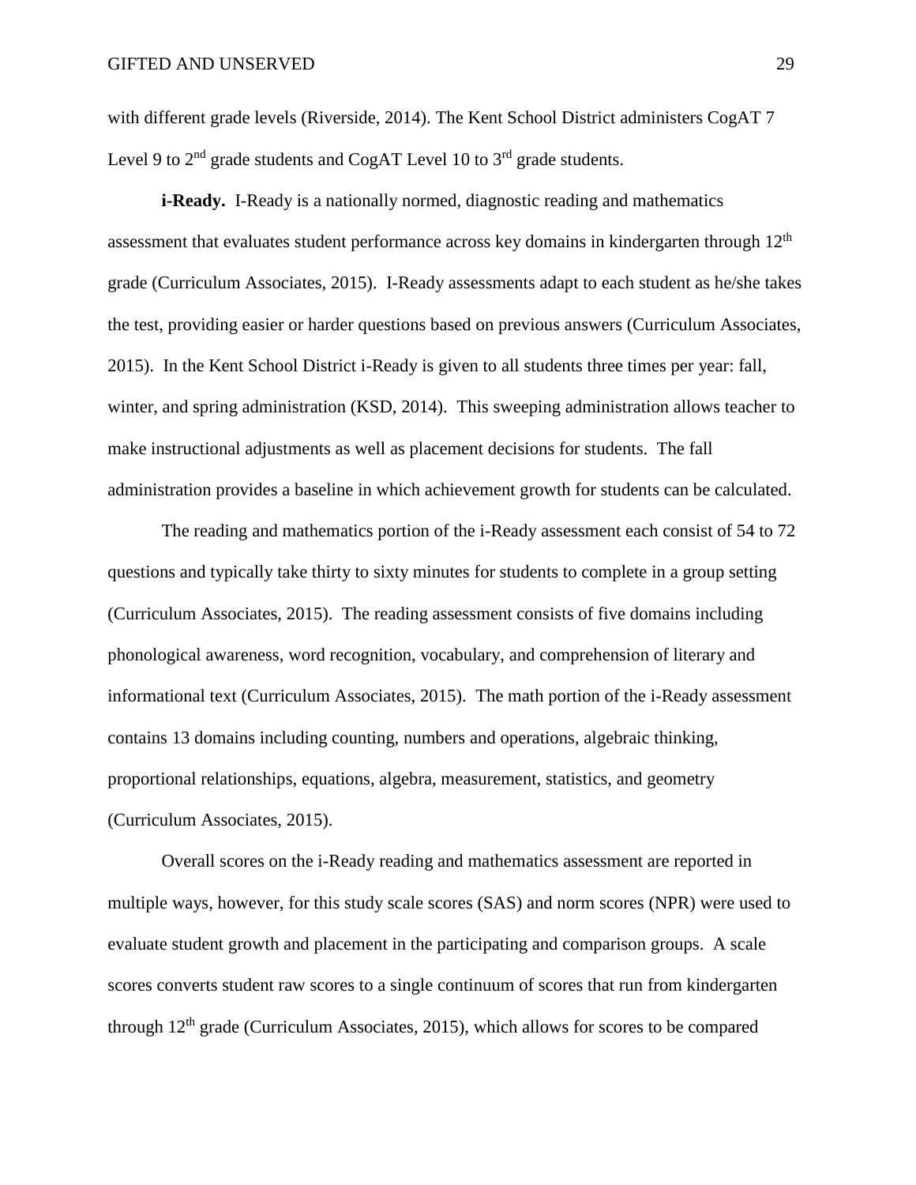with different grade levels (Riverside, 2014). The Kent School District administers CogAT 7 Level 9 to 2nd grade students and CogAT Level 10 to 3rd grade students.

**i-Ready.** I-Ready is a nationally normed, diagnostic reading and mathematics assessment that evaluates student performance across key domains in kindergarten through 12th grade (Curriculum Associates, 2015). I-Ready assessments adapt to each student as he/she takes the test, providing easier or harder questions based on previous answers (Curriculum Associates, 2015). In the Kent School District i-Ready is given to all students three times per year: fall, winter, and spring administration (KSD, 2014). This sweeping administration allows teacher to make instructional adjustments as well as placement decisions for students. The fall administration provides a baseline in which achievement growth for students can be calculated.

The reading and mathematics portion of the i-Ready assessment each consist of 54 to 72 questions and typically take thirty to sixty minutes for students to complete in a group setting (Curriculum Associates, 2015). The reading assessment consists of five domains including phonological awareness, word recognition, vocabulary, and comprehension of literary and informational text (Curriculum Associates, 2015). The math portion of the i-Ready assessment contains 13 domains including counting, numbers and operations, algebraic thinking, proportional relationships, equations, algebra, measurement, statistics, and geometry (Curriculum Associates, 2015).

Overall scores on the i-Ready reading and mathematics assessment are reported in multiple ways, however, for this study scale scores (SAS) and norm scores (NPR) were used to evaluate student growth and placement in the participating and comparison groups. A scale scores converts student raw scores to a single continuum of scores that run from kindergarten through 12th grade (Curriculum Associates, 2015), which allows for scores to be compared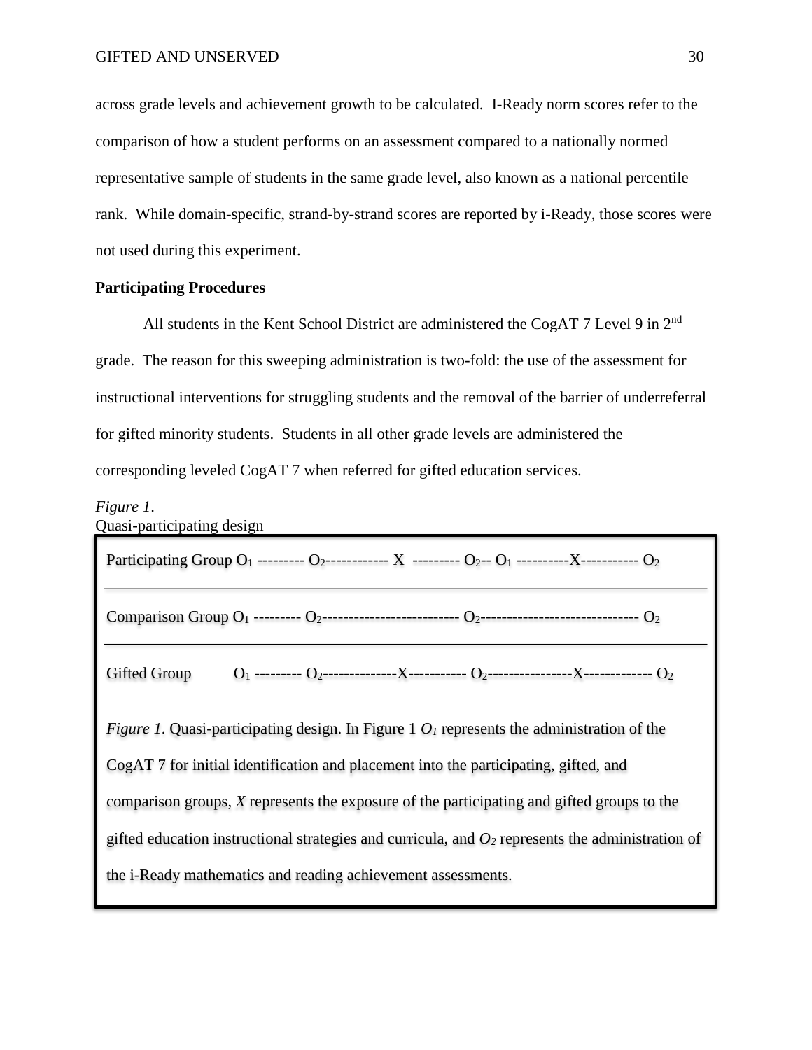across grade levels and achievement growth to be calculated. I-Ready norm scores refer to the comparison of how a student performs on an assessment compared to a nationally normed representative sample of students in the same grade level, also known as a national percentile rank. While domain-specific, strand-by-strand scores are reported by i-Ready, those scores were not used during this experiment.

**Participating Procedures**

All students in the Kent School District are administered the CogAT 7 Level 9 in 2nd grade. The reason for this sweeping administration is two-fold: the use of the assessment for instructional interventions for struggling students and the removal of the barrier of underreferral for gifted minority students. Students in all other grade levels are administered the corresponding leveled CogAT 7 when referred for gifted education services.

*Figure 1*.
Quasi-participating design

Participating Group $O_1$ --------- $O_2$------------ X --------- $O_2$-- $O_1$ ----------X----------- $O_2$

Comparison Group $O_1$ --------- $O_2$-------------------------- $O_2$------------------------------ $O_2$

Gifted Group $O_1$ --------- $O_2$--------------X----------- $O_2$----------------X------------- $O_2$

*Figure 1*. Quasi-participating design. In Figure 1 $O_1$ represents the administration of the CogAT 7 for initial identification and placement into the participating, gifted, and comparison groups, *X* represents the exposure of the participating and gifted groups to the gifted education instructional strategies and curricula, and $O_2$ represents the administration of the i-Ready mathematics and reading achievement assessments.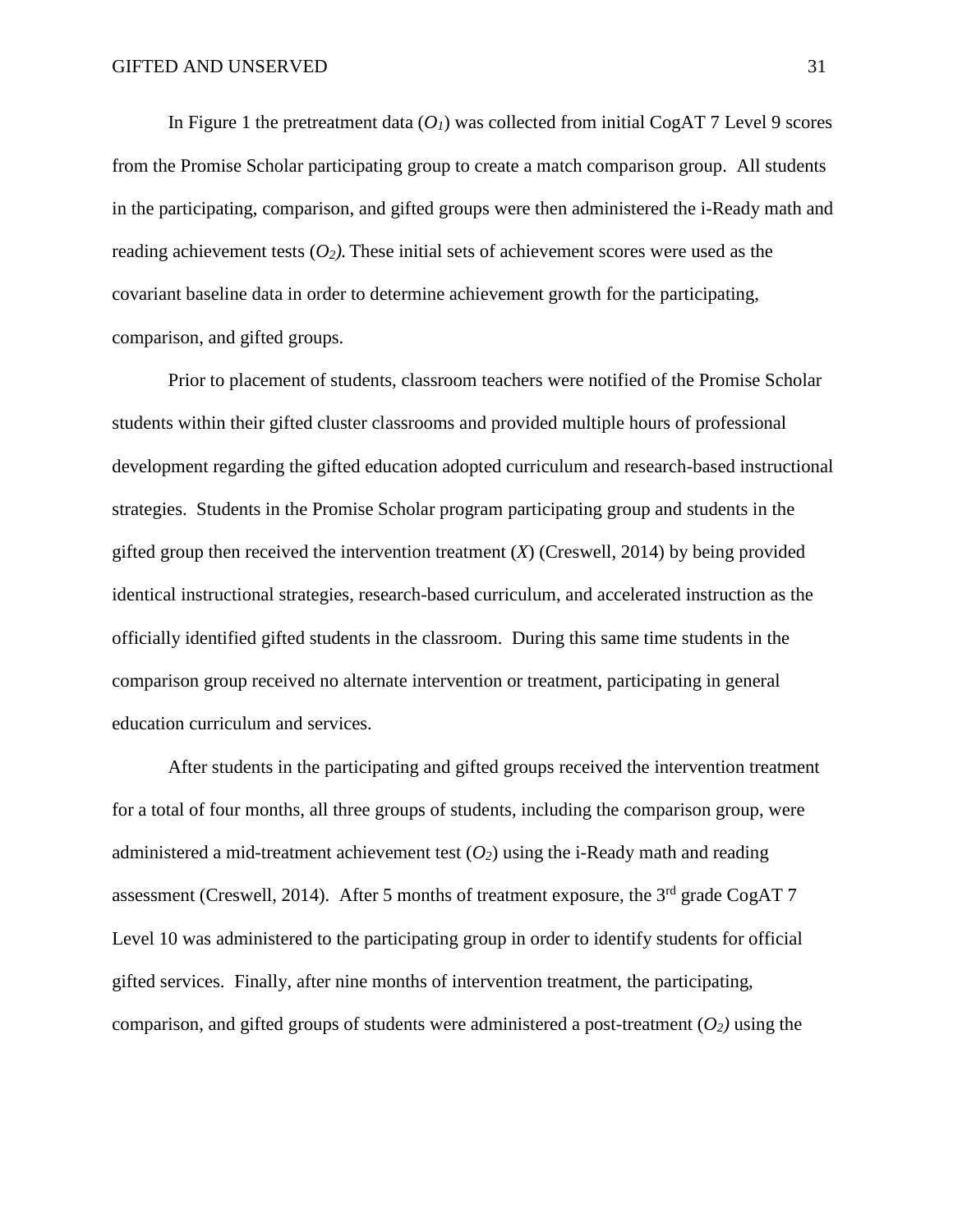In Figure 1 the pretreatment data ($O_1$) was collected from initial CogAT 7 Level 9 scores from the Promise Scholar participating group to create a match comparison group. All students in the participating, comparison, and gifted groups were then administered the i-Ready math and reading achievement tests ($O_2$). These initial sets of achievement scores were used as the covariant baseline data in order to determine achievement growth for the participating, comparison, and gifted groups.

Prior to placement of students, classroom teachers were notified of the Promise Scholar students within their gifted cluster classrooms and provided multiple hours of professional development regarding the gifted education adopted curriculum and research-based instructional strategies. Students in the Promise Scholar program participating group and students in the gifted group then received the intervention treatment (*X*) (Creswell, 2014) by being provided identical instructional strategies, research-based curriculum, and accelerated instruction as the officially identified gifted students in the classroom. During this same time students in the comparison group received no alternate intervention or treatment, participating in general education curriculum and services.

After students in the participating and gifted groups received the intervention treatment for a total of four months, all three groups of students, including the comparison group, were administered a mid-treatment achievement test ($O_2$) using the i-Ready math and reading assessment (Creswell, 2014). After 5 months of treatment exposure, the 3rd grade CogAT 7 Level 10 was administered to the participating group in order to identify students for official gifted services. Finally, after nine months of intervention treatment, the participating, comparison, and gifted groups of students were administered a post-treatment ($O_2$) using the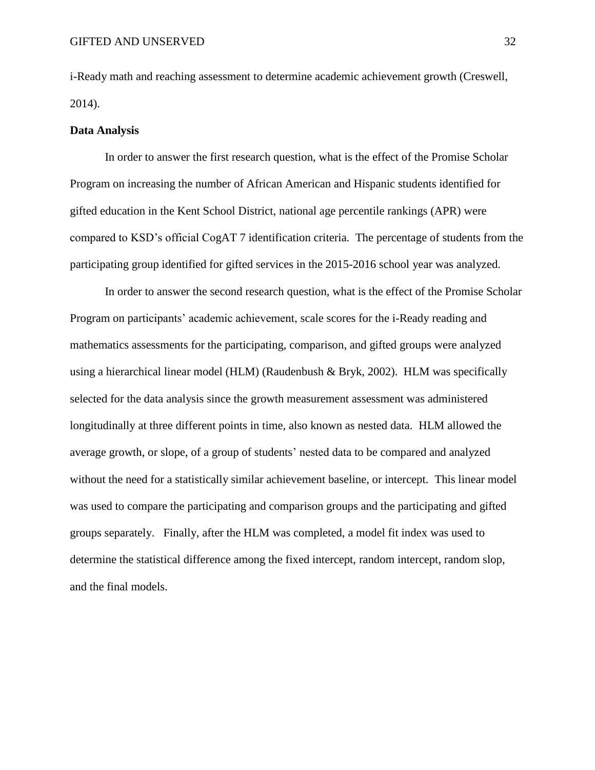i-Ready math and reaching assessment to determine academic achievement growth (Creswell, 2014).

**Data Analysis**

In order to answer the first research question, what is the effect of the Promise Scholar Program on increasing the number of African American and Hispanic students identified for gifted education in the Kent School District, national age percentile rankings (APR) were compared to KSD's official CogAT 7 identification criteria. The percentage of students from the participating group identified for gifted services in the 2015-2016 school year was analyzed.

In order to answer the second research question, what is the effect of the Promise Scholar Program on participants' academic achievement, scale scores for the i-Ready reading and mathematics assessments for the participating, comparison, and gifted groups were analyzed using a hierarchical linear model (HLM) (Raudenbush & Bryk, 2002). HLM was specifically selected for the data analysis since the growth measurement assessment was administered longitudinally at three different points in time, also known as nested data. HLM allowed the average growth, or slope, of a group of students' nested data to be compared and analyzed without the need for a statistically similar achievement baseline, or intercept. This linear model was used to compare the participating and comparison groups and the participating and gifted groups separately. Finally, after the HLM was completed, a model fit index was used to determine the statistical difference among the fixed intercept, random intercept, random slop, and the final models.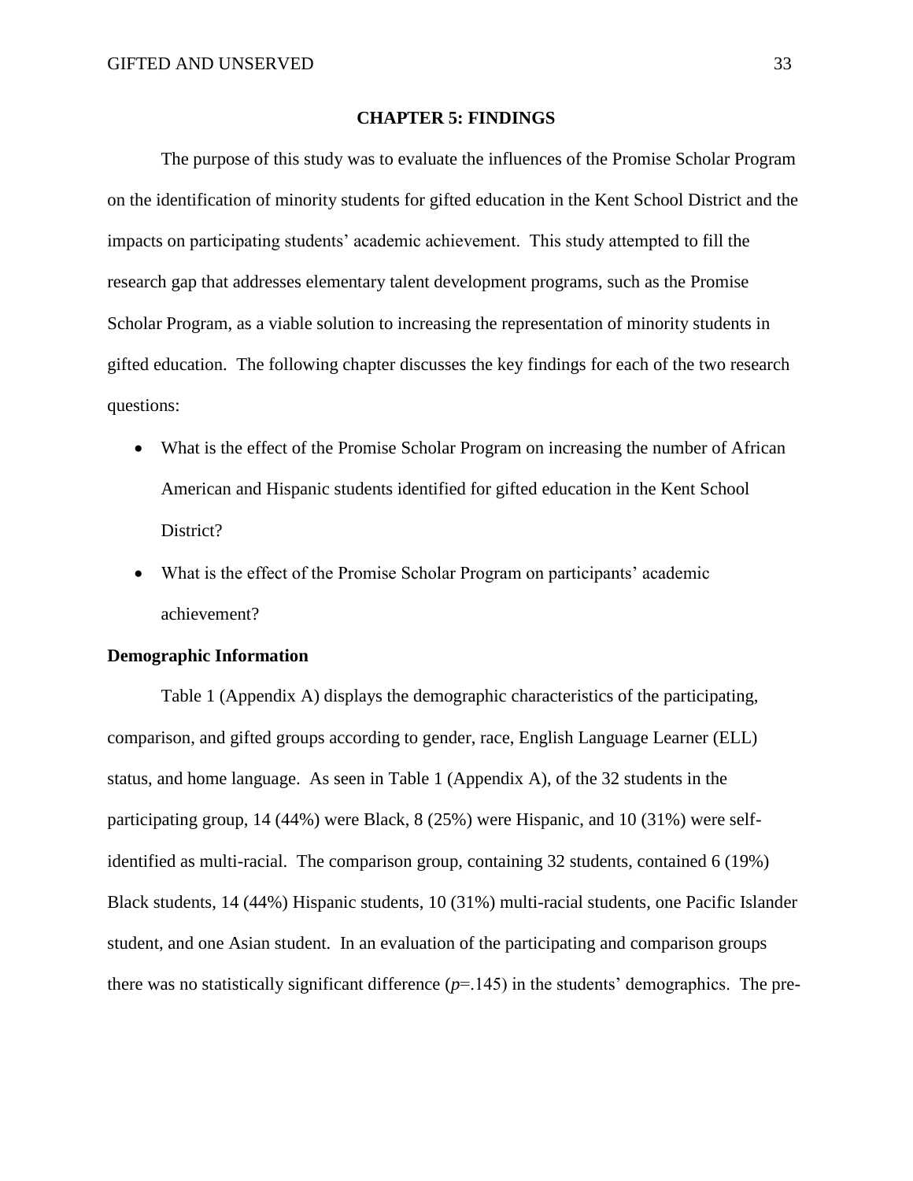# CHAPTER 5: FINDINGS

The purpose of this study was to evaluate the influences of the Promise Scholar Program on the identification of minority students for gifted education in the Kent School District and the impacts on participating students' academic achievement. This study attempted to fill the research gap that addresses elementary talent development programs, such as the Promise Scholar Program, as a viable solution to increasing the representation of minority students in gifted education. The following chapter discusses the key findings for each of the two research questions:

- What is the effect of the Promise Scholar Program on increasing the number of African American and Hispanic students identified for gifted education in the Kent School District?
- What is the effect of the Promise Scholar Program on participants' academic achievement?

## Demographic Information

Table 1 (Appendix A) displays the demographic characteristics of the participating, comparison, and gifted groups according to gender, race, English Language Learner (ELL) status, and home language. As seen in Table 1 (Appendix A), of the 32 students in the participating group, 14 (44%) were Black, 8 (25%) were Hispanic, and 10 (31%) were self-identified as multi-racial. The comparison group, containing 32 students, contained 6 (19%) Black students, 14 (44%) Hispanic students, 10 (31%) multi-racial students, one Pacific Islander student, and one Asian student. In an evaluation of the participating and comparison groups there was no statistically significant difference ($p$=.145) in the students' demographics. The pre-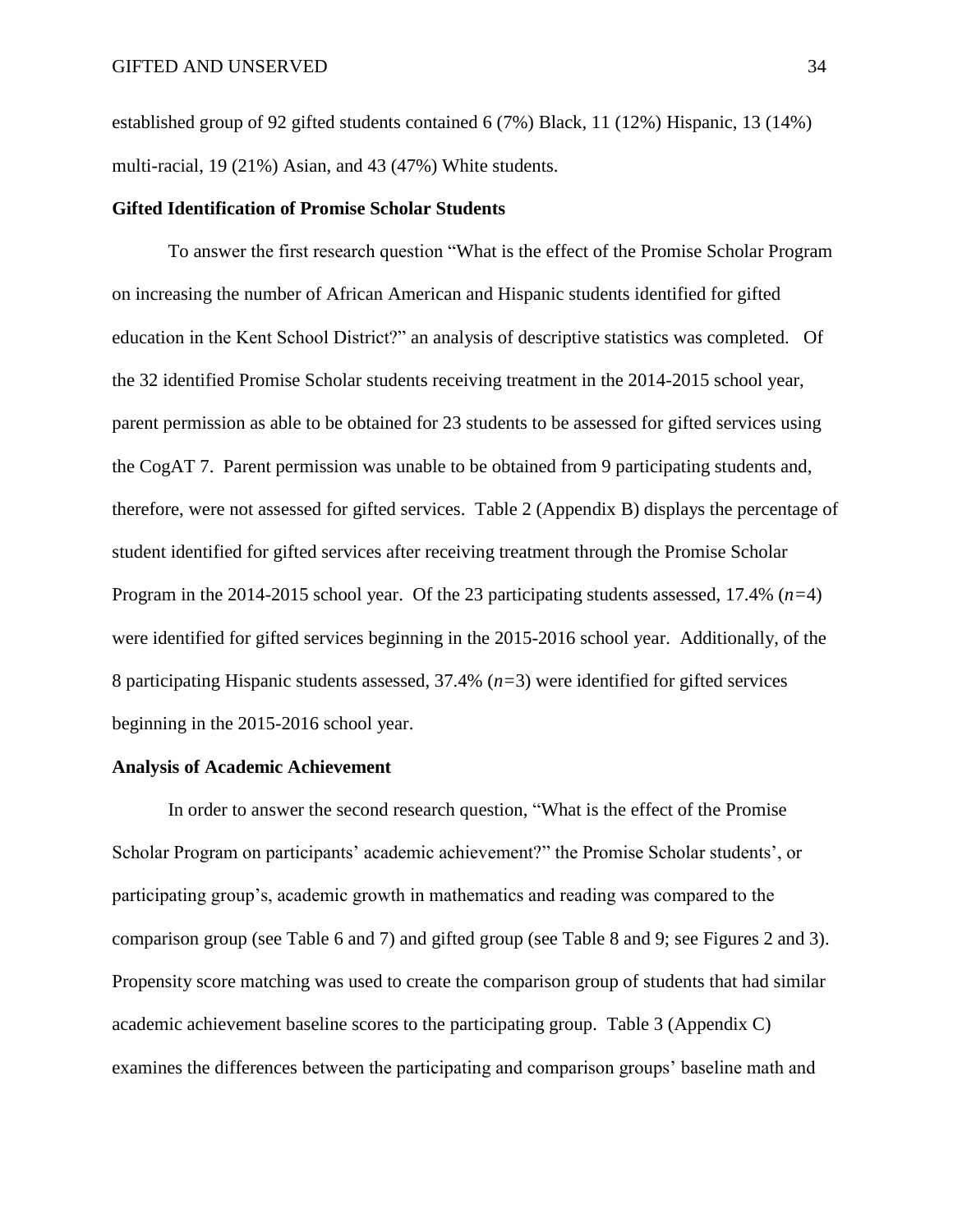established group of 92 gifted students contained 6 (7%) Black, 11 (12%) Hispanic, 13 (14%) multi-racial, 19 (21%) Asian, and 43 (47%) White students.

**Gifted Identification of Promise Scholar Students**

To answer the first research question "What is the effect of the Promise Scholar Program on increasing the number of African American and Hispanic students identified for gifted education in the Kent School District?" an analysis of descriptive statistics was completed. Of the 32 identified Promise Scholar students receiving treatment in the 2014-2015 school year, parent permission as able to be obtained for 23 students to be assessed for gifted services using the CogAT 7. Parent permission was unable to be obtained from 9 participating students and, therefore, were not assessed for gifted services. Table 2 (Appendix B) displays the percentage of student identified for gifted services after receiving treatment through the Promise Scholar Program in the 2014-2015 school year. Of the 23 participating students assessed, 17.4% ($n=4$) were identified for gifted services beginning in the 2015-2016 school year. Additionally, of the 8 participating Hispanic students assessed, 37.4% ($n=3$) were identified for gifted services beginning in the 2015-2016 school year.

**Analysis of Academic Achievement**

In order to answer the second research question, "What is the effect of the Promise Scholar Program on participants' academic achievement?" the Promise Scholar students', or participating group's, academic growth in mathematics and reading was compared to the comparison group (see Table 6 and 7) and gifted group (see Table 8 and 9; see Figures 2 and 3). Propensity score matching was used to create the comparison group of students that had similar academic achievement baseline scores to the participating group. Table 3 (Appendix C) examines the differences between the participating and comparison groups' baseline math and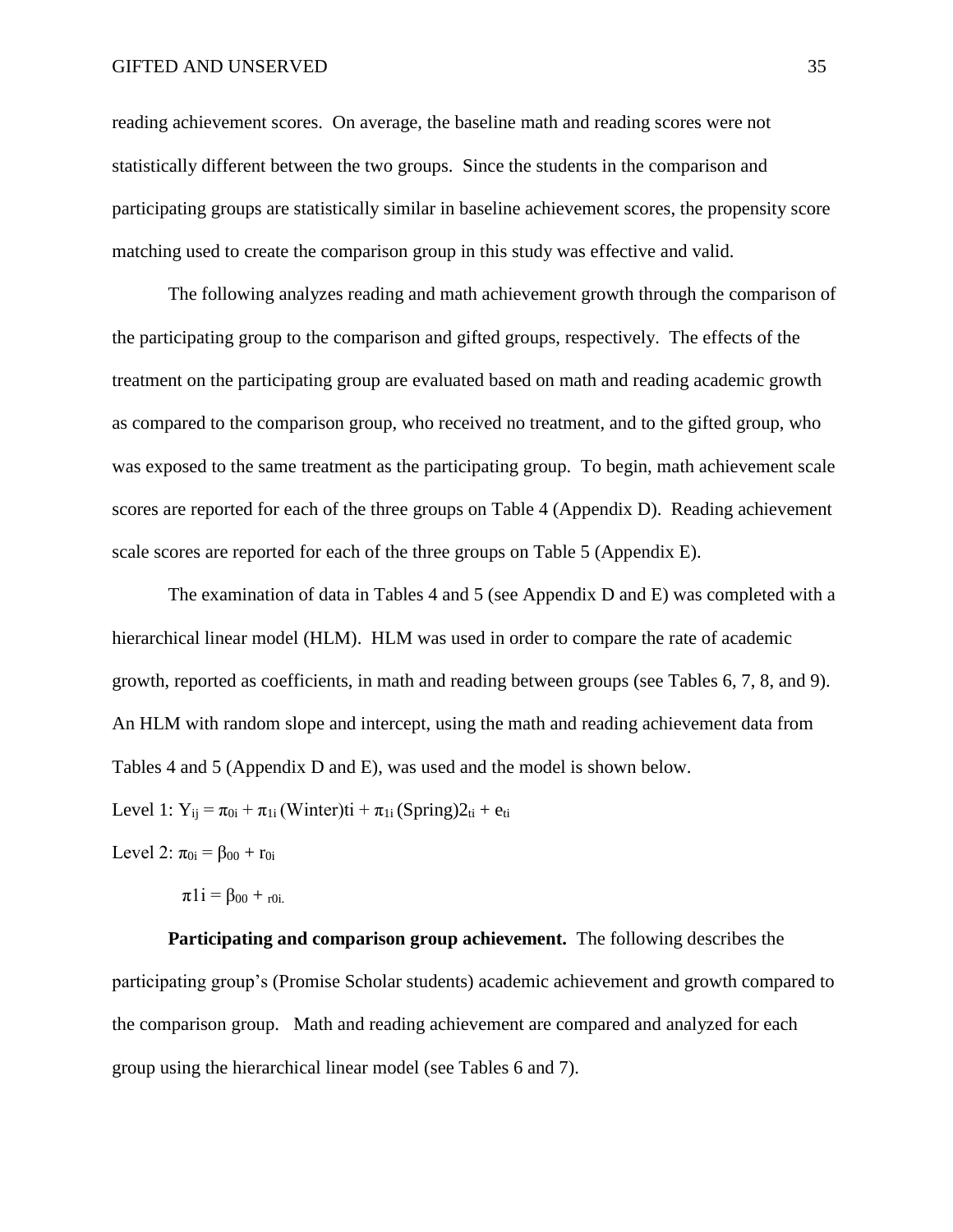reading achievement scores. On average, the baseline math and reading scores were not statistically different between the two groups. Since the students in the comparison and participating groups are statistically similar in baseline achievement scores, the propensity score matching used to create the comparison group in this study was effective and valid.

The following analyzes reading and math achievement growth through the comparison of the participating group to the comparison and gifted groups, respectively. The effects of the treatment on the participating group are evaluated based on math and reading academic growth as compared to the comparison group, who received no treatment, and to the gifted group, who was exposed to the same treatment as the participating group. To begin, math achievement scale scores are reported for each of the three groups on Table 4 (Appendix D). Reading achievement scale scores are reported for each of the three groups on Table 5 (Appendix E).

The examination of data in Tables 4 and 5 (see Appendix D and E) was completed with a hierarchical linear model (HLM). HLM was used in order to compare the rate of academic growth, reported as coefficients, in math and reading between groups (see Tables 6, 7, 8, and 9). An HLM with random slope and intercept, using the math and reading achievement data from Tables 4 and 5 (Appendix D and E), was used and the model is shown below.

Level 1: $Y_{ij} = \pi_{0i} + \pi_{1i}$ (Winter)ti + $\pi_{1i}$ (Spring)$2_{ti}$ + $e_{ti}$

Level 2: $\pi_{0i} = \beta_{00} + r_{0i}$

$\pi 1i = \beta_{00} + {}_{r0i.}$

**Participating and comparison group achievement.** The following describes the participating group's (Promise Scholar students) academic achievement and growth compared to the comparison group. Math and reading achievement are compared and analyzed for each group using the hierarchical linear model (see Tables 6 and 7).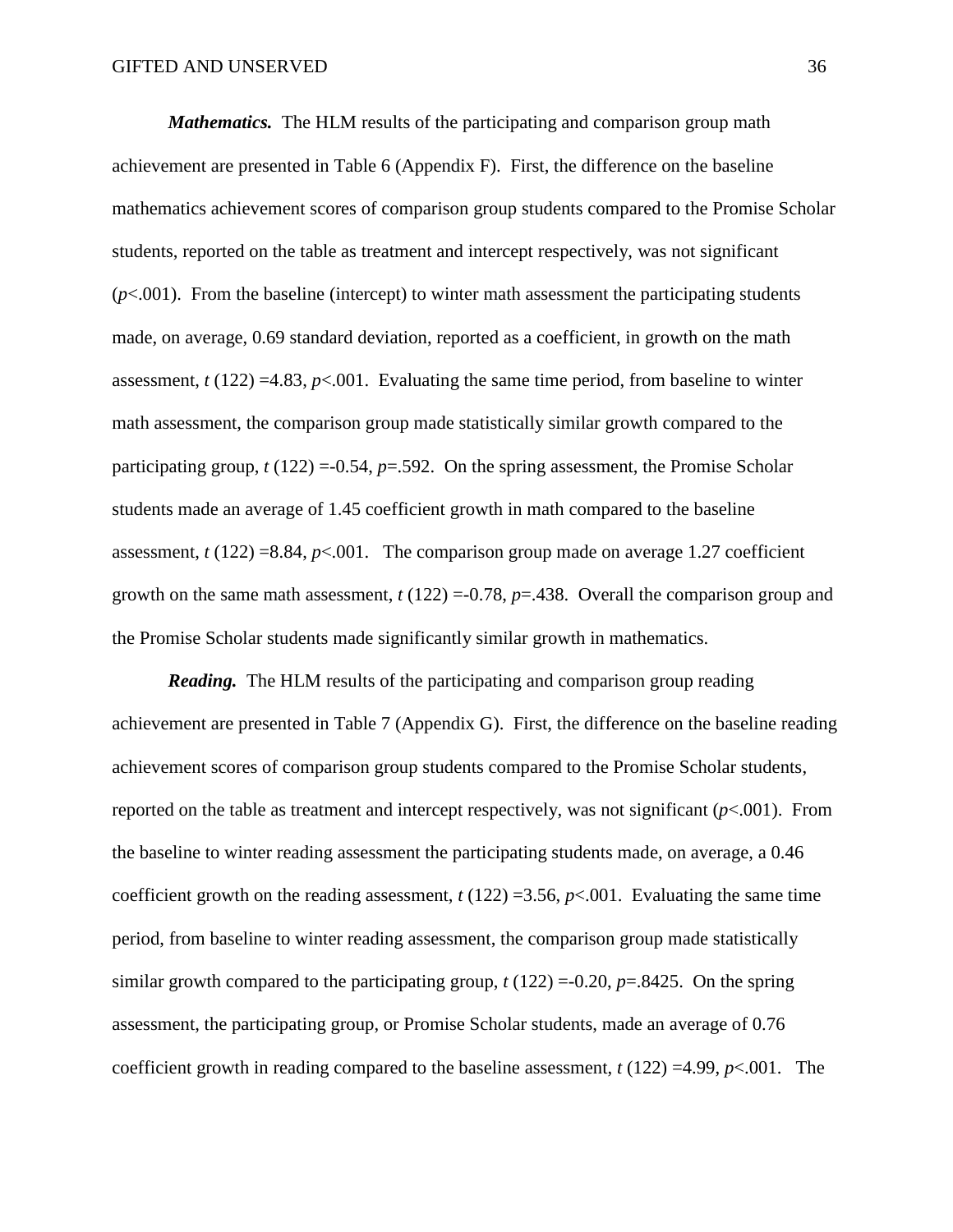***Mathematics.*** The HLM results of the participating and comparison group math achievement are presented in Table 6 (Appendix F). First, the difference on the baseline mathematics achievement scores of comparison group students compared to the Promise Scholar students, reported on the table as treatment and intercept respectively, was not significant ($p$<.001). From the baseline (intercept) to winter math assessment the participating students made, on average, 0.69 standard deviation, reported as a coefficient, in growth on the math assessment, $t$ (122) =4.83, $p$<.001. Evaluating the same time period, from baseline to winter math assessment, the comparison group made statistically similar growth compared to the participating group, $t$ (122) =-0.54, $p$=.592. On the spring assessment, the Promise Scholar students made an average of 1.45 coefficient growth in math compared to the baseline assessment, $t$ (122) =8.84, $p$<.001. The comparison group made on average 1.27 coefficient growth on the same math assessment, $t$ (122) =-0.78, $p$=.438. Overall the comparison group and the Promise Scholar students made significantly similar growth in mathematics.

***Reading.*** The HLM results of the participating and comparison group reading achievement are presented in Table 7 (Appendix G). First, the difference on the baseline reading achievement scores of comparison group students compared to the Promise Scholar students, reported on the table as treatment and intercept respectively, was not significant ($p$<.001). From the baseline to winter reading assessment the participating students made, on average, a 0.46 coefficient growth on the reading assessment, $t$ (122) =3.56, $p$<.001. Evaluating the same time period, from baseline to winter reading assessment, the comparison group made statistically similar growth compared to the participating group, $t$ (122) =-0.20, $p$=.8425. On the spring assessment, the participating group, or Promise Scholar students, made an average of 0.76 coefficient growth in reading compared to the baseline assessment, $t$ (122) =4.99, $p$<.001. The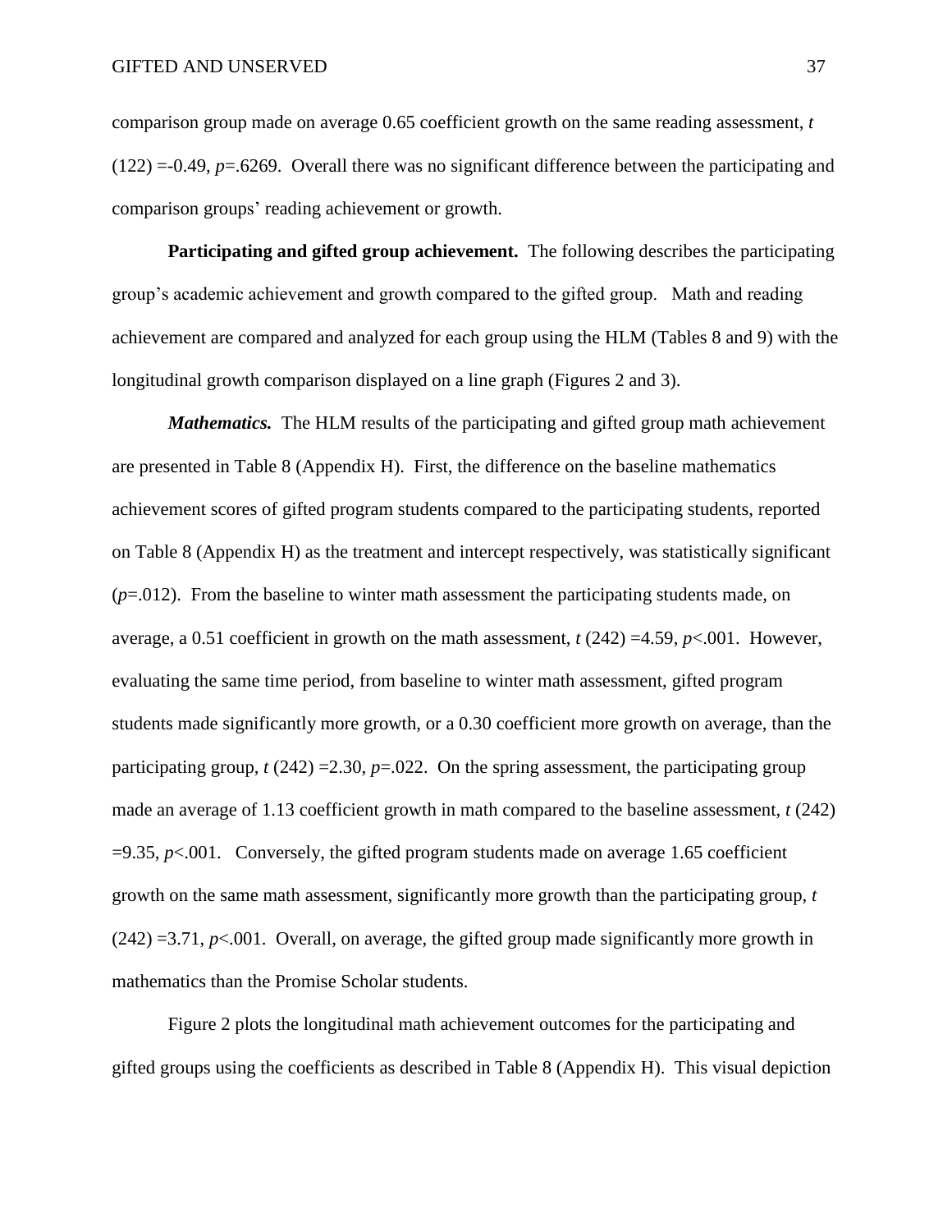comparison group made on average 0.65 coefficient growth on the same reading assessment, $t$ $(122) = -0.49$, $p = .6269$. Overall there was no significant difference between the participating and comparison groups' reading achievement or growth.

**Participating and gifted group achievement.** The following describes the participating group's academic achievement and growth compared to the gifted group. Math and reading achievement are compared and analyzed for each group using the HLM (Tables 8 and 9) with the longitudinal growth comparison displayed on a line graph (Figures 2 and 3).

***Mathematics.*** The HLM results of the participating and gifted group math achievement are presented in Table 8 (Appendix H). First, the difference on the baseline mathematics achievement scores of gifted program students compared to the participating students, reported on Table 8 (Appendix H) as the treatment and intercept respectively, was statistically significant ($p = .012$). From the baseline to winter math assessment the participating students made, on average, a 0.51 coefficient in growth on the math assessment, $t$ $(242) = 4.59$, $p < .001$. However, evaluating the same time period, from baseline to winter math assessment, gifted program students made significantly more growth, or a 0.30 coefficient more growth on average, than the participating group, $t$ $(242) = 2.30$, $p = .022$. On the spring assessment, the participating group made an average of 1.13 coefficient growth in math compared to the baseline assessment, $t$ $(242) = 9.35$, $p < .001$. Conversely, the gifted program students made on average 1.65 coefficient growth on the same math assessment, significantly more growth than the participating group, $t$ $(242) = 3.71$, $p < .001$. Overall, on average, the gifted group made significantly more growth in mathematics than the Promise Scholar students.

Figure 2 plots the longitudinal math achievement outcomes for the participating and gifted groups using the coefficients as described in Table 8 (Appendix H). This visual depiction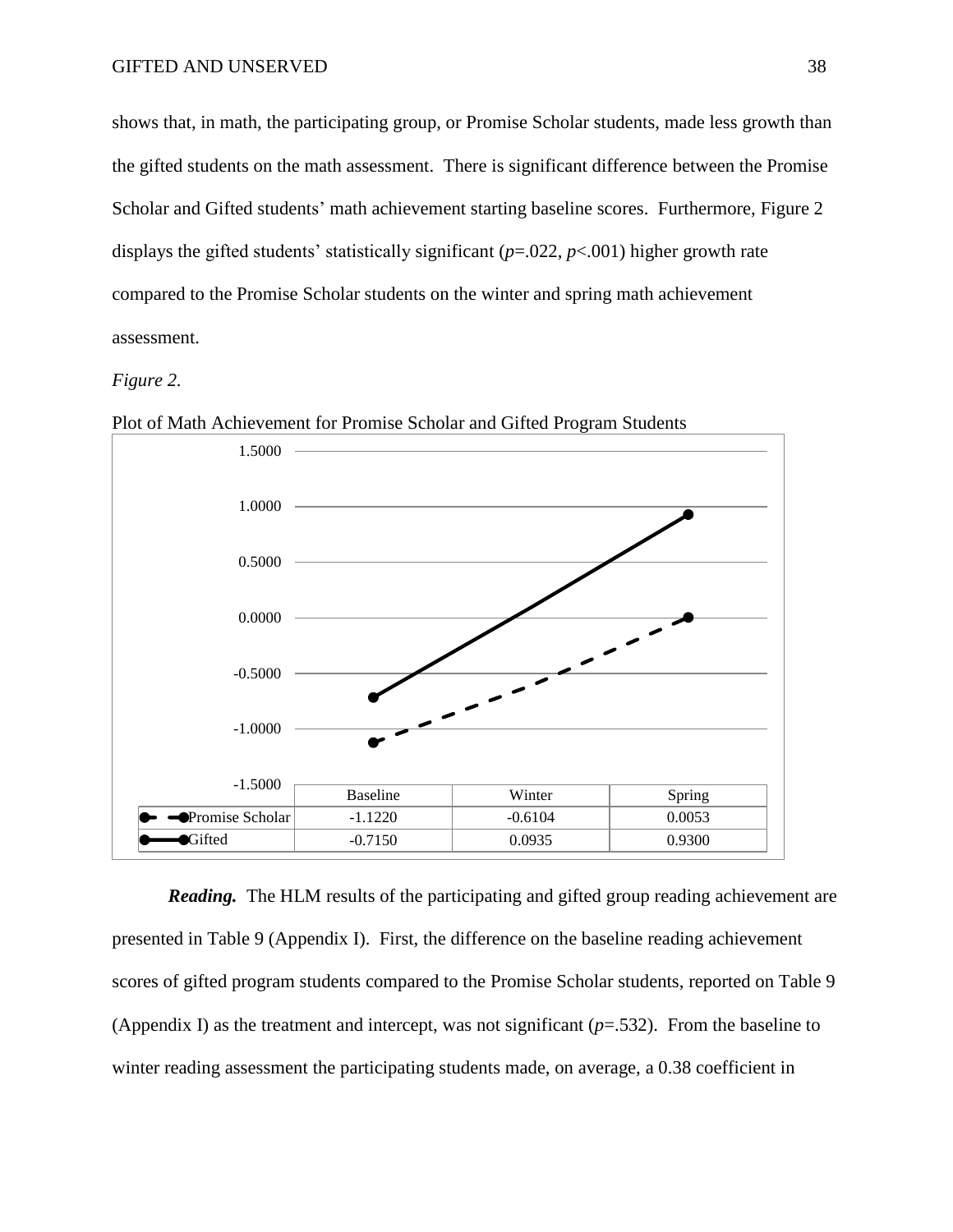shows that, in math, the participating group, or Promise Scholar students, made less growth than the gifted students on the math assessment. There is significant difference between the Promise Scholar and Gifted students' math achievement starting baseline scores. Furthermore, Figure 2 displays the gifted students' statistically significant (*p*=.022, *p*<.001) higher growth rate compared to the Promise Scholar students on the winter and spring math achievement assessment.

*Figure 2.*

Plot of Math Achievement for Promise Scholar and Gifted Program Students

| | Baseline | Winter | Spring |
|---|---|---|---|
| Promise Scholar | -1.1220 | -0.6104 | 0.0053 |
| Gifted | -0.7150 | 0.0935 | 0.9300 |

***Reading.*** The HLM results of the participating and gifted group reading achievement are presented in Table 9 (Appendix I). First, the difference on the baseline reading achievement scores of gifted program students compared to the Promise Scholar students, reported on Table 9 (Appendix I) as the treatment and intercept, was not significant (*p*=.532). From the baseline to winter reading assessment the participating students made, on average, a 0.38 coefficient in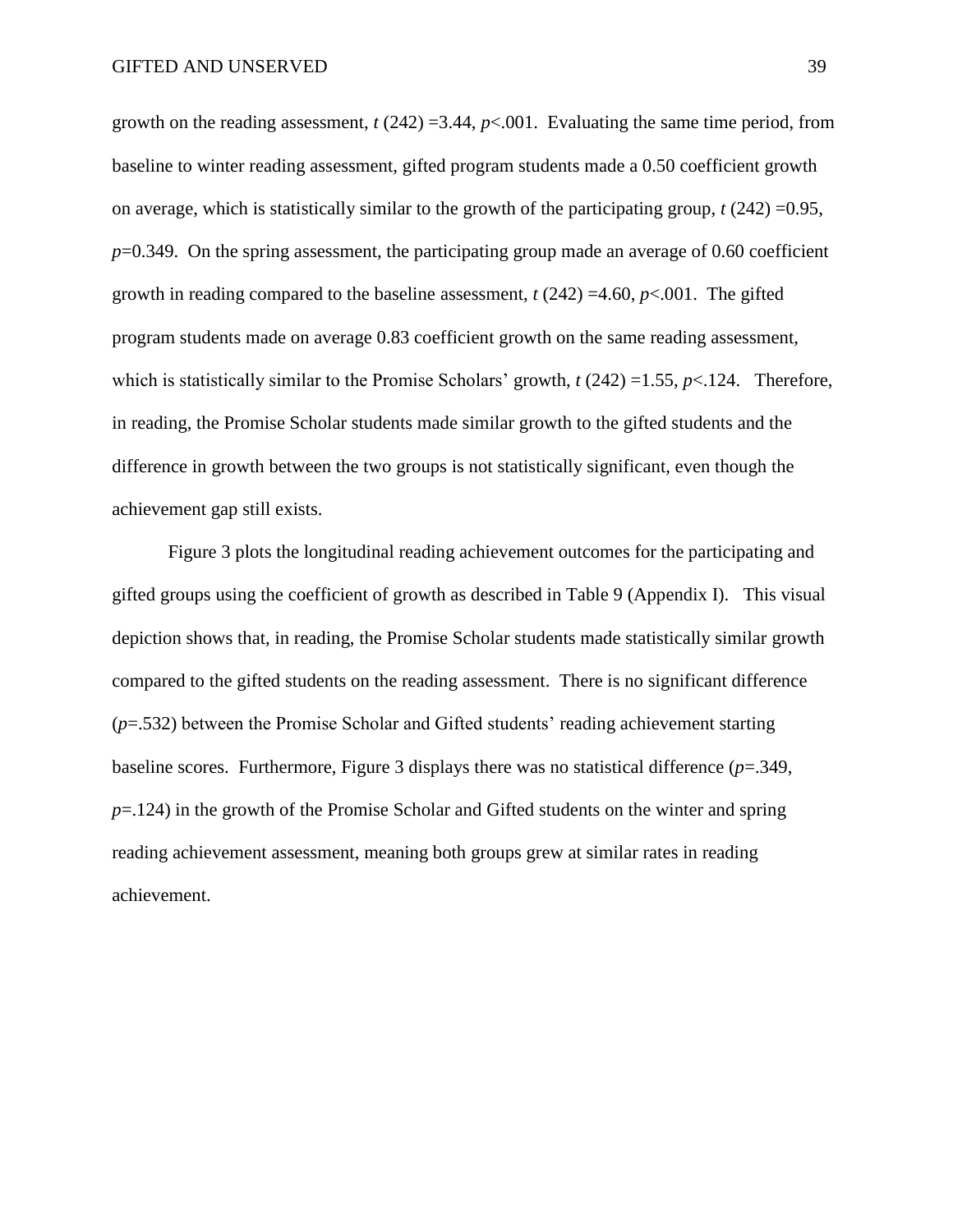growth on the reading assessment, $t$ (242) =3.44, $p$<.001. Evaluating the same time period, from baseline to winter reading assessment, gifted program students made a 0.50 coefficient growth on average, which is statistically similar to the growth of the participating group, $t$ (242) =0.95, $p$=0.349. On the spring assessment, the participating group made an average of 0.60 coefficient growth in reading compared to the baseline assessment, $t$ (242) =4.60, $p$<.001. The gifted program students made on average 0.83 coefficient growth on the same reading assessment, which is statistically similar to the Promise Scholars' growth, $t$ (242) =1.55, $p$<.124. Therefore, in reading, the Promise Scholar students made similar growth to the gifted students and the difference in growth between the two groups is not statistically significant, even though the achievement gap still exists.

Figure 3 plots the longitudinal reading achievement outcomes for the participating and gifted groups using the coefficient of growth as described in Table 9 (Appendix I). This visual depiction shows that, in reading, the Promise Scholar students made statistically similar growth compared to the gifted students on the reading assessment. There is no significant difference ($p$=.532) between the Promise Scholar and Gifted students' reading achievement starting baseline scores. Furthermore, Figure 3 displays there was no statistical difference ($p$=.349, $p$=.124) in the growth of the Promise Scholar and Gifted students on the winter and spring reading achievement assessment, meaning both groups grew at similar rates in reading achievement.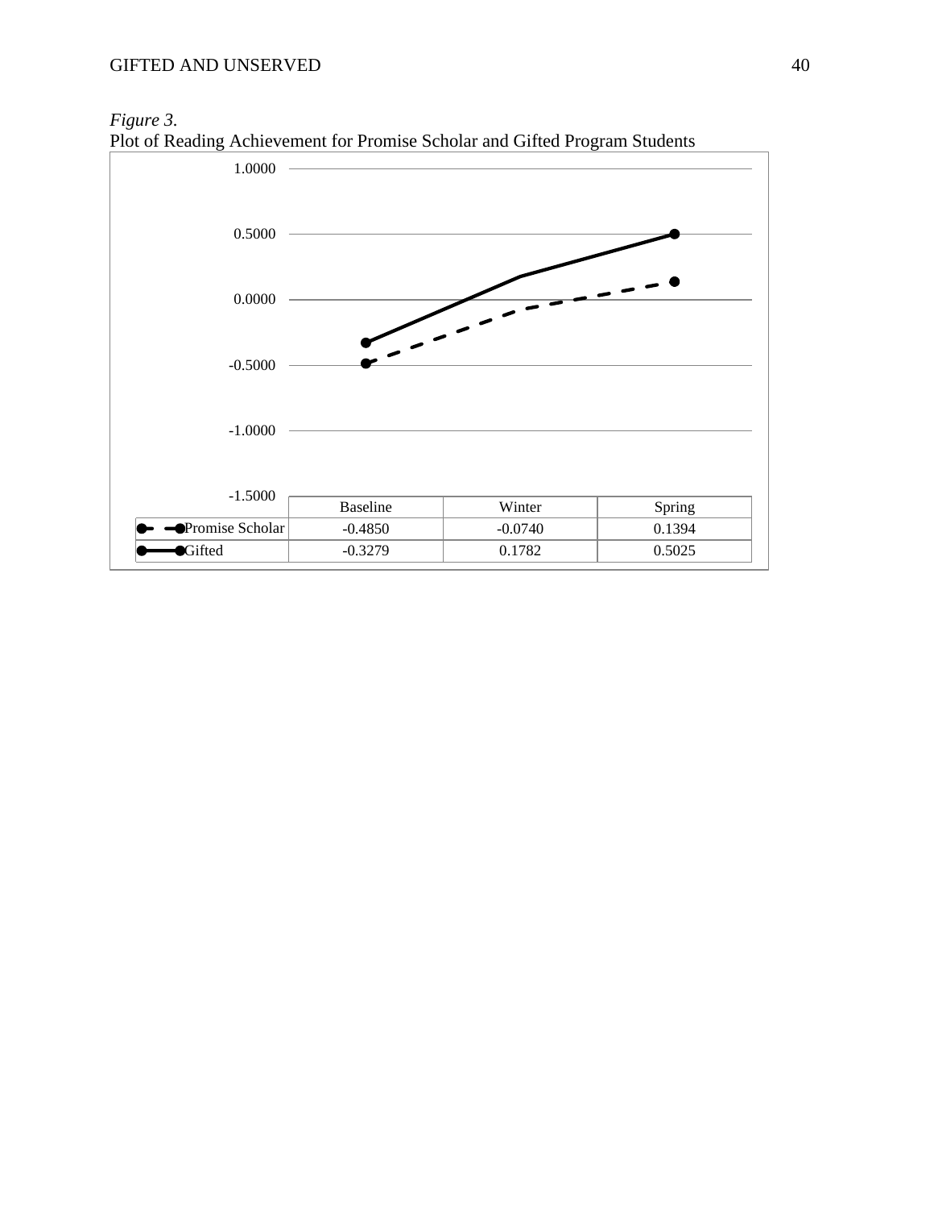*Figure 3.*
Plot of Reading Achievement for Promise Scholar and Gifted Program Students

| | Baseline | Winter | Spring |
|---|---|---|---|
| Promise Scholar | -0.4850 | -0.0740 | 0.1394 |
| Gifted | -0.3279 | 0.1782 | 0.5025 |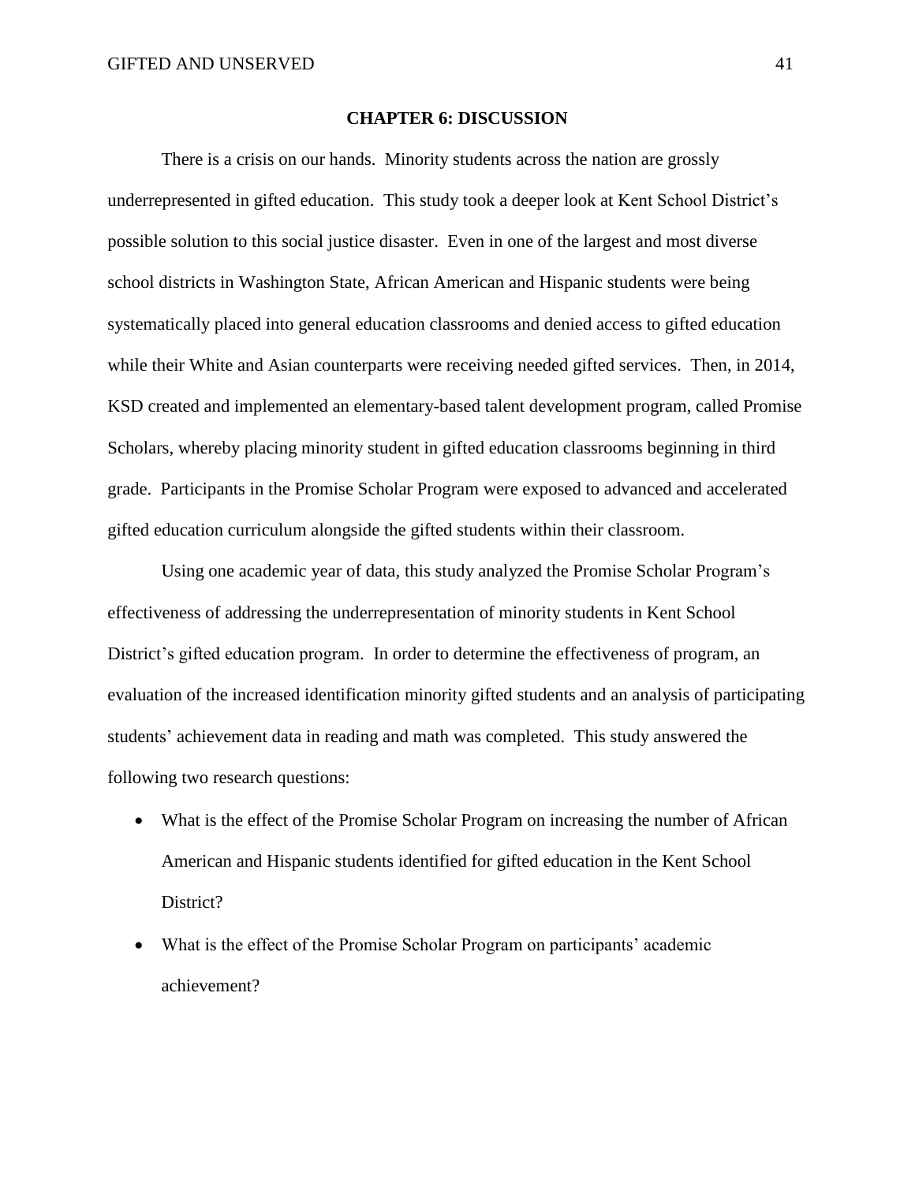# CHAPTER 6: DISCUSSION

There is a crisis on our hands. Minority students across the nation are grossly underrepresented in gifted education. This study took a deeper look at Kent School District's possible solution to this social justice disaster. Even in one of the largest and most diverse school districts in Washington State, African American and Hispanic students were being systematically placed into general education classrooms and denied access to gifted education while their White and Asian counterparts were receiving needed gifted services. Then, in 2014, KSD created and implemented an elementary-based talent development program, called Promise Scholars, whereby placing minority student in gifted education classrooms beginning in third grade. Participants in the Promise Scholar Program were exposed to advanced and accelerated gifted education curriculum alongside the gifted students within their classroom.

Using one academic year of data, this study analyzed the Promise Scholar Program's effectiveness of addressing the underrepresentation of minority students in Kent School District's gifted education program. In order to determine the effectiveness of program, an evaluation of the increased identification minority gifted students and an analysis of participating students' achievement data in reading and math was completed. This study answered the following two research questions:

- What is the effect of the Promise Scholar Program on increasing the number of African American and Hispanic students identified for gifted education in the Kent School District?
- What is the effect of the Promise Scholar Program on participants' academic achievement?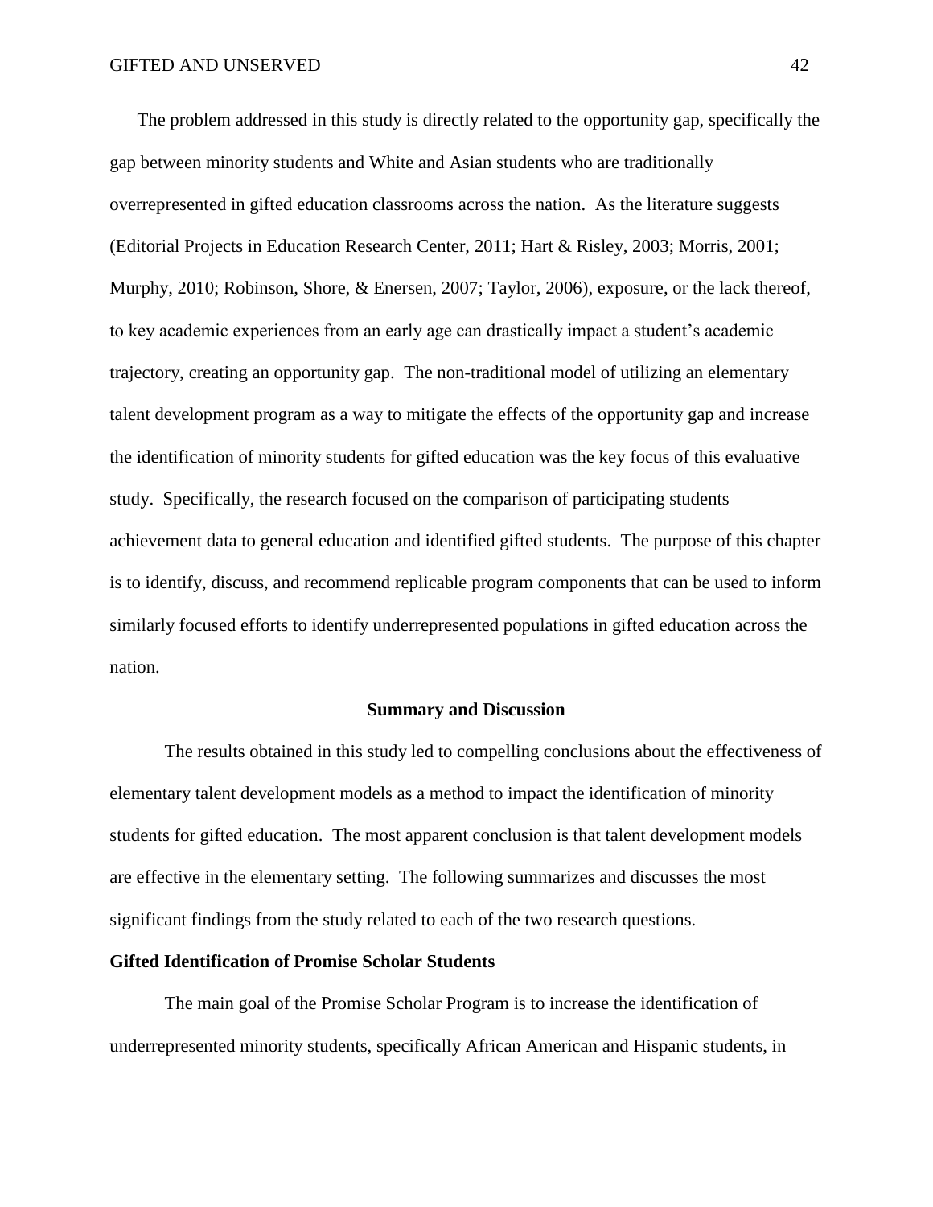The problem addressed in this study is directly related to the opportunity gap, specifically the gap between minority students and White and Asian students who are traditionally overrepresented in gifted education classrooms across the nation. As the literature suggests (Editorial Projects in Education Research Center, 2011; Hart & Risley, 2003; Morris, 2001; Murphy, 2010; Robinson, Shore, & Enersen, 2007; Taylor, 2006), exposure, or the lack thereof, to key academic experiences from an early age can drastically impact a student's academic trajectory, creating an opportunity gap. The non-traditional model of utilizing an elementary talent development program as a way to mitigate the effects of the opportunity gap and increase the identification of minority students for gifted education was the key focus of this evaluative study. Specifically, the research focused on the comparison of participating students achievement data to general education and identified gifted students. The purpose of this chapter is to identify, discuss, and recommend replicable program components that can be used to inform similarly focused efforts to identify underrepresented populations in gifted education across the nation.

## Summary and Discussion

The results obtained in this study led to compelling conclusions about the effectiveness of elementary talent development models as a method to impact the identification of minority students for gifted education. The most apparent conclusion is that talent development models are effective in the elementary setting. The following summarizes and discusses the most significant findings from the study related to each of the two research questions.

### Gifted Identification of Promise Scholar Students

The main goal of the Promise Scholar Program is to increase the identification of underrepresented minority students, specifically African American and Hispanic students, in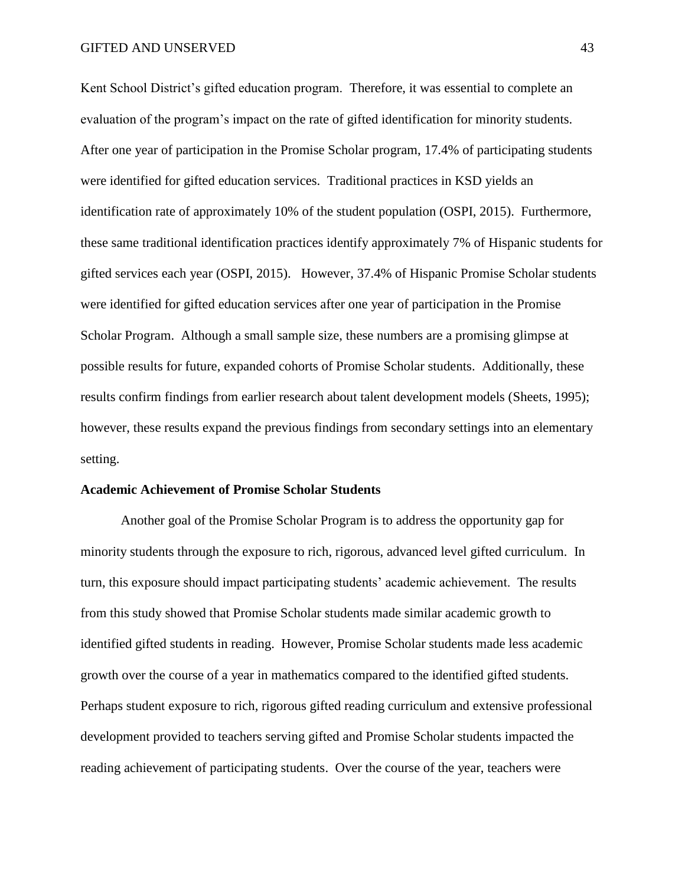Kent School District's gifted education program. Therefore, it was essential to complete an evaluation of the program's impact on the rate of gifted identification for minority students. After one year of participation in the Promise Scholar program, 17.4% of participating students were identified for gifted education services. Traditional practices in KSD yields an identification rate of approximately 10% of the student population (OSPI, 2015). Furthermore, these same traditional identification practices identify approximately 7% of Hispanic students for gifted services each year (OSPI, 2015). However, 37.4% of Hispanic Promise Scholar students were identified for gifted education services after one year of participation in the Promise Scholar Program. Although a small sample size, these numbers are a promising glimpse at possible results for future, expanded cohorts of Promise Scholar students. Additionally, these results confirm findings from earlier research about talent development models (Sheets, 1995); however, these results expand the previous findings from secondary settings into an elementary setting.

## Academic Achievement of Promise Scholar Students

Another goal of the Promise Scholar Program is to address the opportunity gap for minority students through the exposure to rich, rigorous, advanced level gifted curriculum. In turn, this exposure should impact participating students' academic achievement. The results from this study showed that Promise Scholar students made similar academic growth to identified gifted students in reading. However, Promise Scholar students made less academic growth over the course of a year in mathematics compared to the identified gifted students. Perhaps student exposure to rich, rigorous gifted reading curriculum and extensive professional development provided to teachers serving gifted and Promise Scholar students impacted the reading achievement of participating students. Over the course of the year, teachers were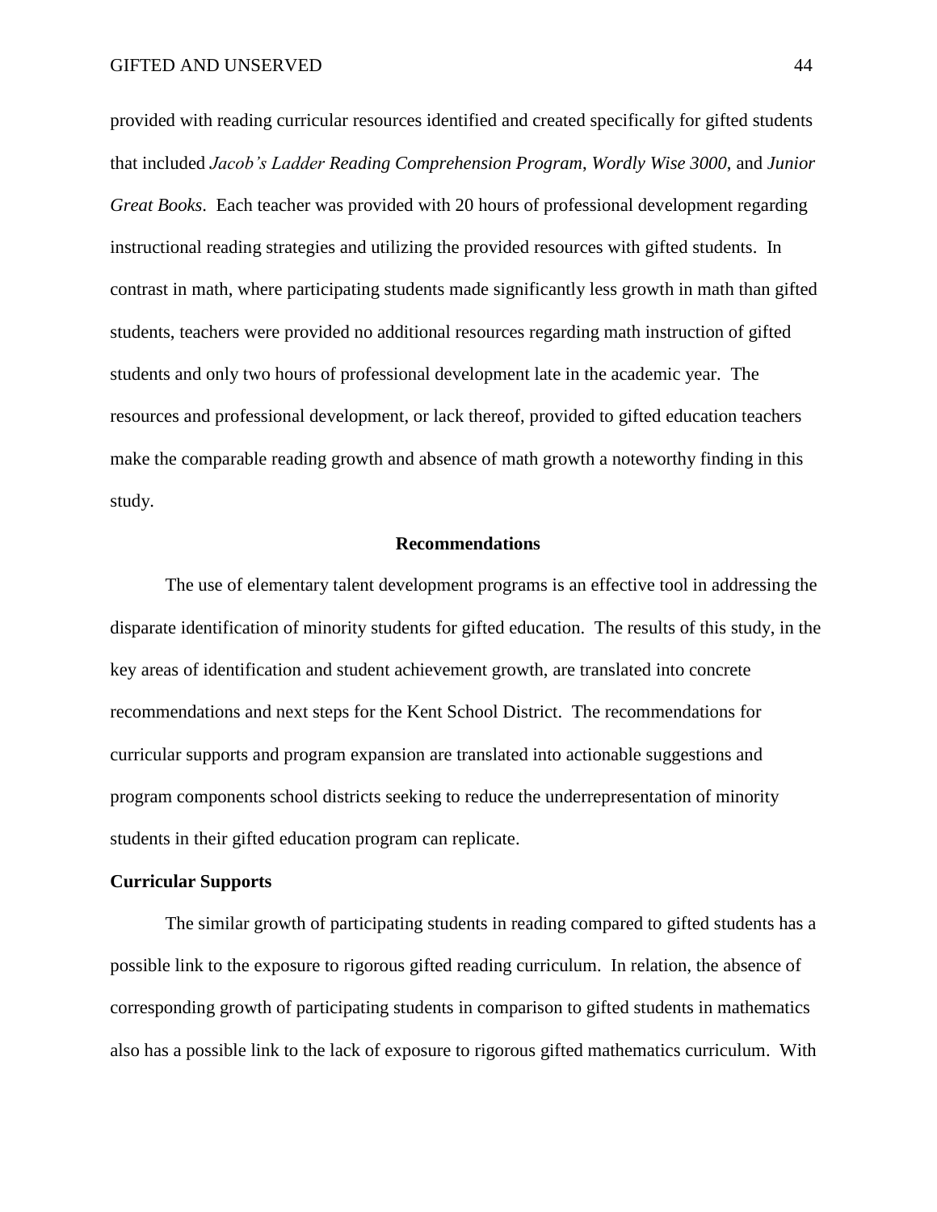provided with reading curricular resources identified and created specifically for gifted students that included *Jacob's Ladder Reading Comprehension Program*, *Wordly Wise 3000*, and *Junior Great Books*. Each teacher was provided with 20 hours of professional development regarding instructional reading strategies and utilizing the provided resources with gifted students. In contrast in math, where participating students made significantly less growth in math than gifted students, teachers were provided no additional resources regarding math instruction of gifted students and only two hours of professional development late in the academic year. The resources and professional development, or lack thereof, provided to gifted education teachers make the comparable reading growth and absence of math growth a noteworthy finding in this study.

## Recommendations

The use of elementary talent development programs is an effective tool in addressing the disparate identification of minority students for gifted education. The results of this study, in the key areas of identification and student achievement growth, are translated into concrete recommendations and next steps for the Kent School District. The recommendations for curricular supports and program expansion are translated into actionable suggestions and program components school districts seeking to reduce the underrepresentation of minority students in their gifted education program can replicate.

### Curricular Supports

The similar growth of participating students in reading compared to gifted students has a possible link to the exposure to rigorous gifted reading curriculum. In relation, the absence of corresponding growth of participating students in comparison to gifted students in mathematics also has a possible link to the lack of exposure to rigorous gifted mathematics curriculum. With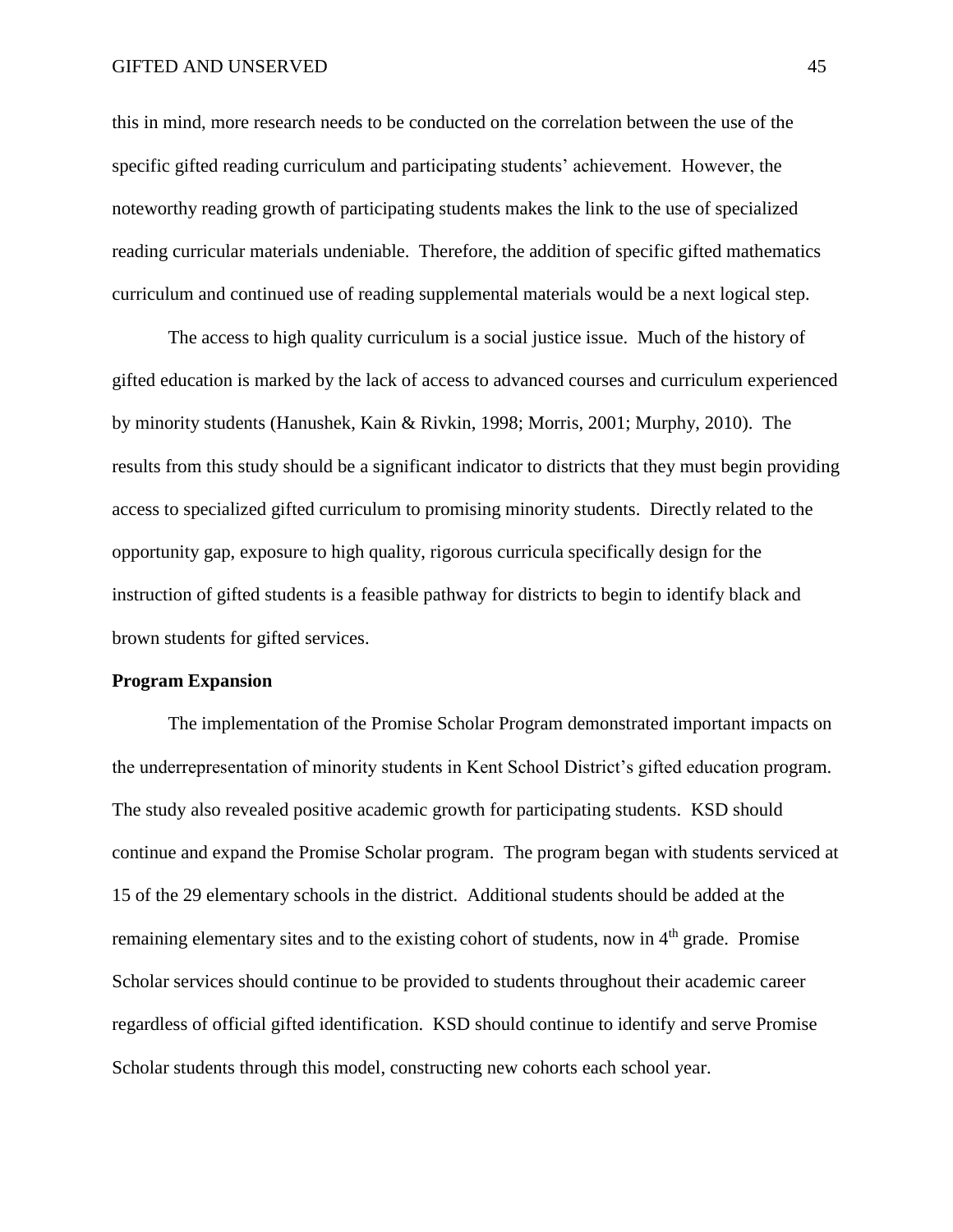this in mind, more research needs to be conducted on the correlation between the use of the specific gifted reading curriculum and participating students' achievement. However, the noteworthy reading growth of participating students makes the link to the use of specialized reading curricular materials undeniable. Therefore, the addition of specific gifted mathematics curriculum and continued use of reading supplemental materials would be a next logical step.

The access to high quality curriculum is a social justice issue. Much of the history of gifted education is marked by the lack of access to advanced courses and curriculum experienced by minority students (Hanushek, Kain & Rivkin, 1998; Morris, 2001; Murphy, 2010). The results from this study should be a significant indicator to districts that they must begin providing access to specialized gifted curriculum to promising minority students. Directly related to the opportunity gap, exposure to high quality, rigorous curricula specifically design for the instruction of gifted students is a feasible pathway for districts to begin to identify black and brown students for gifted services.

**Program Expansion**

The implementation of the Promise Scholar Program demonstrated important impacts on the underrepresentation of minority students in Kent School District's gifted education program. The study also revealed positive academic growth for participating students. KSD should continue and expand the Promise Scholar program. The program began with students serviced at 15 of the 29 elementary schools in the district. Additional students should be added at the remaining elementary sites and to the existing cohort of students, now in 4th grade. Promise Scholar services should continue to be provided to students throughout their academic career regardless of official gifted identification. KSD should continue to identify and serve Promise Scholar students through this model, constructing new cohorts each school year.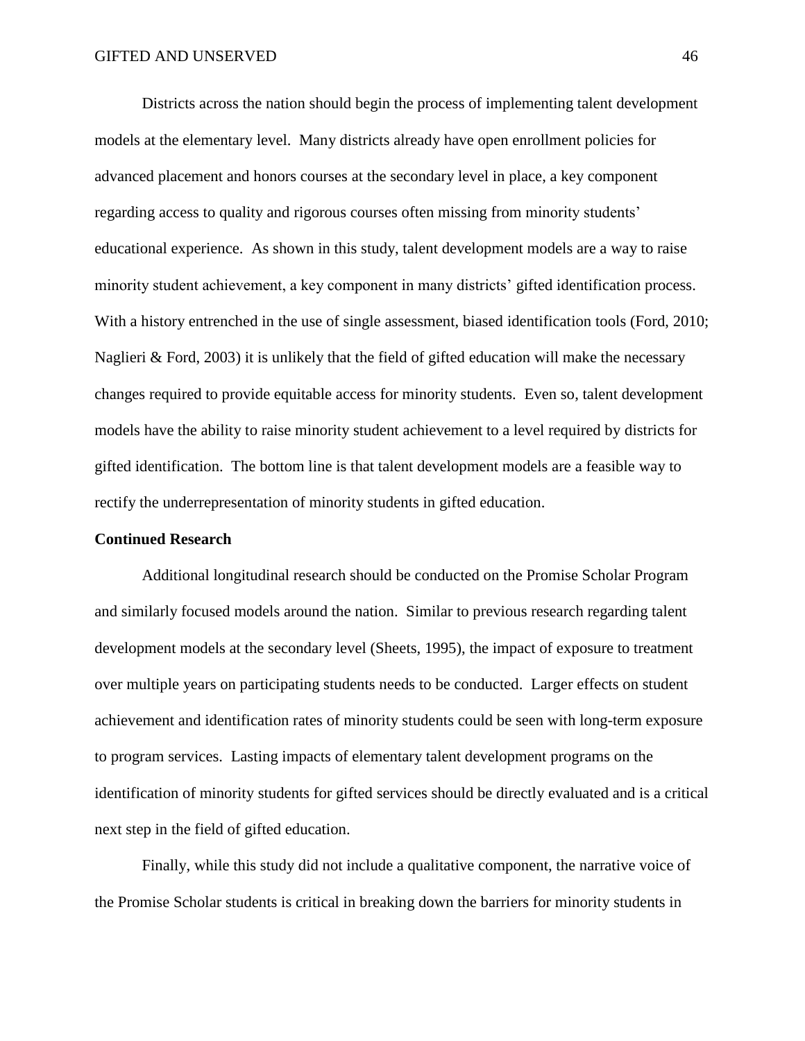Districts across the nation should begin the process of implementing talent development models at the elementary level. Many districts already have open enrollment policies for advanced placement and honors courses at the secondary level in place, a key component regarding access to quality and rigorous courses often missing from minority students' educational experience. As shown in this study, talent development models are a way to raise minority student achievement, a key component in many districts' gifted identification process. With a history entrenched in the use of single assessment, biased identification tools (Ford, 2010; Naglieri & Ford, 2003) it is unlikely that the field of gifted education will make the necessary changes required to provide equitable access for minority students. Even so, talent development models have the ability to raise minority student achievement to a level required by districts for gifted identification. The bottom line is that talent development models are a feasible way to rectify the underrepresentation of minority students in gifted education.

**Continued Research**

Additional longitudinal research should be conducted on the Promise Scholar Program and similarly focused models around the nation. Similar to previous research regarding talent development models at the secondary level (Sheets, 1995), the impact of exposure to treatment over multiple years on participating students needs to be conducted. Larger effects on student achievement and identification rates of minority students could be seen with long-term exposure to program services. Lasting impacts of elementary talent development programs on the identification of minority students for gifted services should be directly evaluated and is a critical next step in the field of gifted education.

Finally, while this study did not include a qualitative component, the narrative voice of the Promise Scholar students is critical in breaking down the barriers for minority students in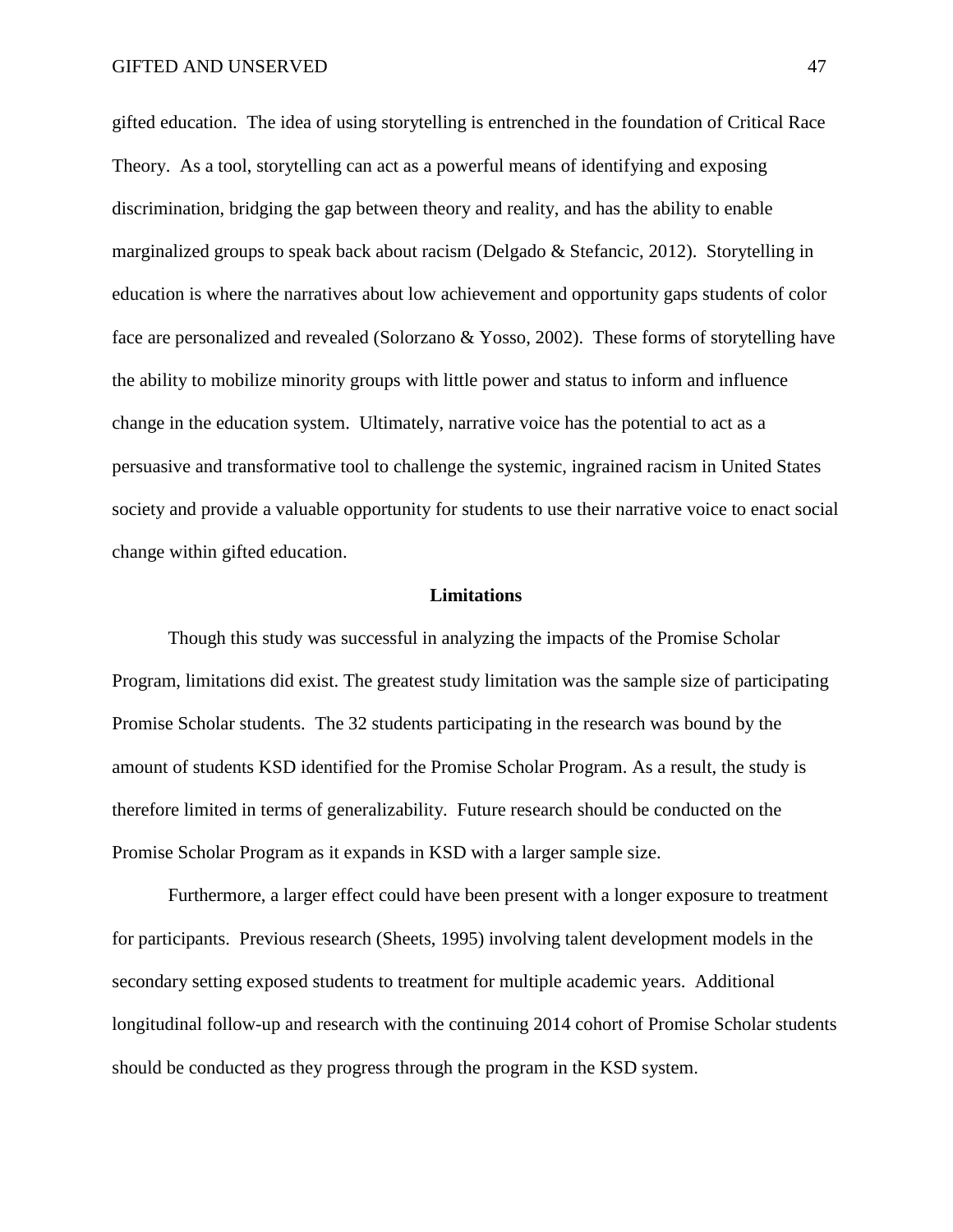gifted education. The idea of using storytelling is entrenched in the foundation of Critical Race Theory. As a tool, storytelling can act as a powerful means of identifying and exposing discrimination, bridging the gap between theory and reality, and has the ability to enable marginalized groups to speak back about racism (Delgado & Stefancic, 2012). Storytelling in education is where the narratives about low achievement and opportunity gaps students of color face are personalized and revealed (Solorzano & Yosso, 2002). These forms of storytelling have the ability to mobilize minority groups with little power and status to inform and influence change in the education system. Ultimately, narrative voice has the potential to act as a persuasive and transformative tool to challenge the systemic, ingrained racism in United States society and provide a valuable opportunity for students to use their narrative voice to enact social change within gifted education.

## Limitations

Though this study was successful in analyzing the impacts of the Promise Scholar Program, limitations did exist. The greatest study limitation was the sample size of participating Promise Scholar students. The 32 students participating in the research was bound by the amount of students KSD identified for the Promise Scholar Program. As a result, the study is therefore limited in terms of generalizability. Future research should be conducted on the Promise Scholar Program as it expands in KSD with a larger sample size.

Furthermore, a larger effect could have been present with a longer exposure to treatment for participants. Previous research (Sheets, 1995) involving talent development models in the secondary setting exposed students to treatment for multiple academic years. Additional longitudinal follow-up and research with the continuing 2014 cohort of Promise Scholar students should be conducted as they progress through the program in the KSD system.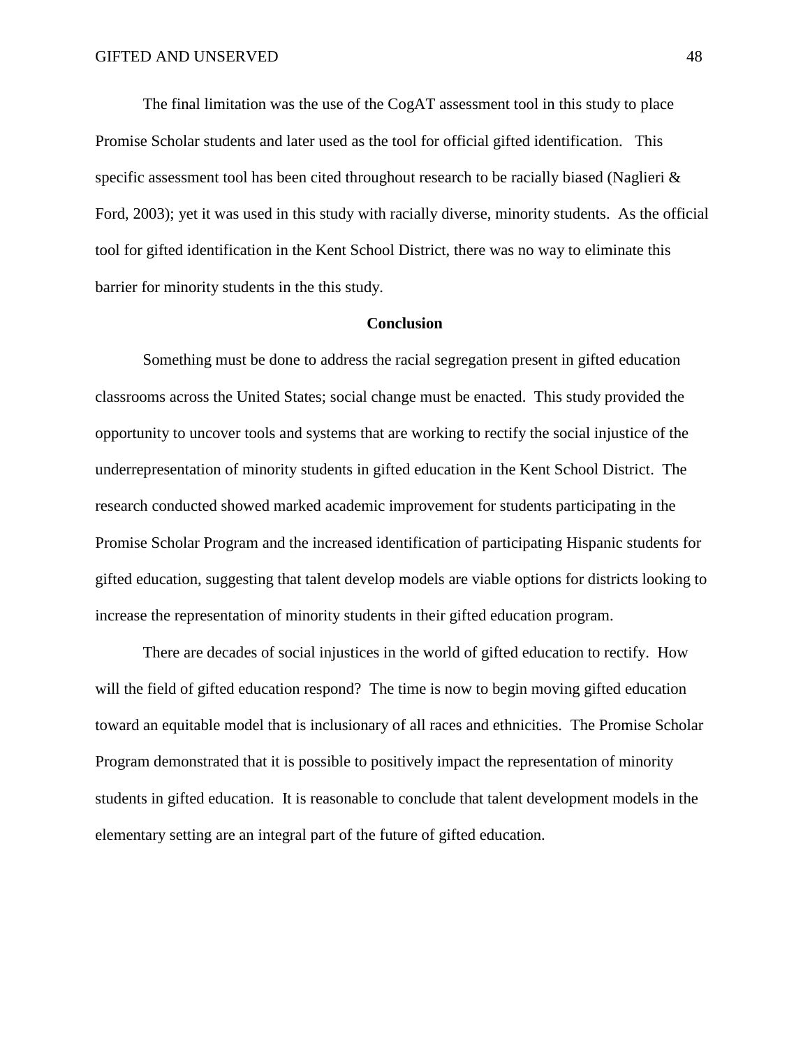The final limitation was the use of the CogAT assessment tool in this study to place Promise Scholar students and later used as the tool for official gifted identification. This specific assessment tool has been cited throughout research to be racially biased (Naglieri & Ford, 2003); yet it was used in this study with racially diverse, minority students. As the official tool for gifted identification in the Kent School District, there was no way to eliminate this barrier for minority students in the this study.

## Conclusion

Something must be done to address the racial segregation present in gifted education classrooms across the United States; social change must be enacted. This study provided the opportunity to uncover tools and systems that are working to rectify the social injustice of the underrepresentation of minority students in gifted education in the Kent School District. The research conducted showed marked academic improvement for students participating in the Promise Scholar Program and the increased identification of participating Hispanic students for gifted education, suggesting that talent develop models are viable options for districts looking to increase the representation of minority students in their gifted education program.

There are decades of social injustices in the world of gifted education to rectify. How will the field of gifted education respond? The time is now to begin moving gifted education toward an equitable model that is inclusionary of all races and ethnicities. The Promise Scholar Program demonstrated that it is possible to positively impact the representation of minority students in gifted education. It is reasonable to conclude that talent development models in the elementary setting are an integral part of the future of gifted education.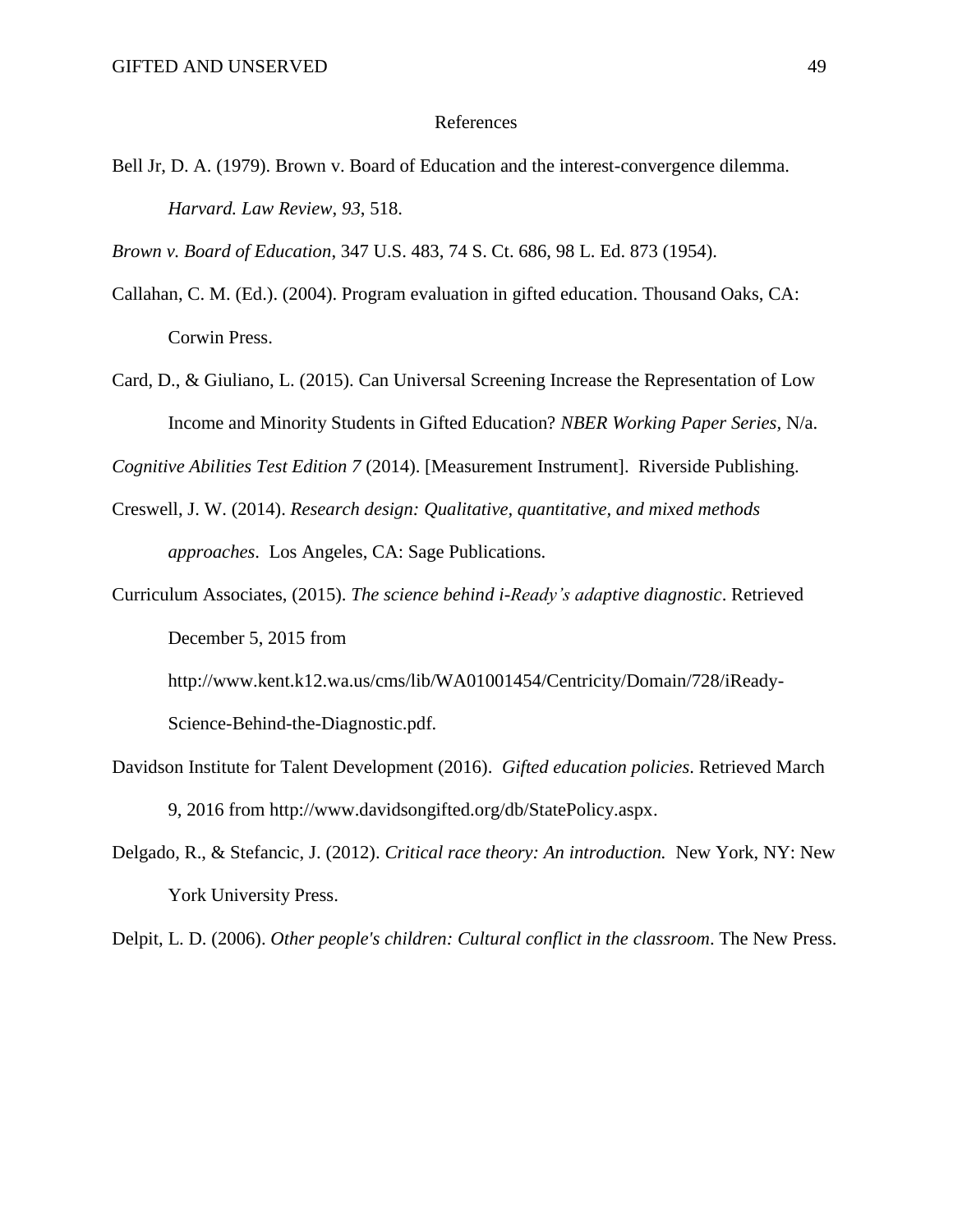# References

Bell Jr, D. A. (1979). Brown v. Board of Education and the interest-convergence dilemma. *Harvard. Law Review*, *93*, 518.

*Brown v. Board of Education*, 347 U.S. 483, 74 S. Ct. 686, 98 L. Ed. 873 (1954).

Callahan, C. M. (Ed.). (2004). Program evaluation in gifted education. Thousand Oaks, CA: Corwin Press.

Card, D., & Giuliano, L. (2015). Can Universal Screening Increase the Representation of Low Income and Minority Students in Gifted Education? *NBER Working Paper Series*, N/a.

*Cognitive Abilities Test Edition 7* (2014). [Measurement Instrument]. Riverside Publishing.

Creswell, J. W. (2014). *Research design: Qualitative, quantitative, and mixed methods approaches*. Los Angeles, CA: Sage Publications.

Curriculum Associates, (2015). *The science behind i-Ready's adaptive diagnostic*. Retrieved December 5, 2015 from http://www.kent.k12.wa.us/cms/lib/WA01001454/Centricity/Domain/728/iReady-Science-Behind-the-Diagnostic.pdf.

Davidson Institute for Talent Development (2016). *Gifted education policies*. Retrieved March 9, 2016 from http://www.davidsongifted.org/db/StatePolicy.aspx.

Delgado, R., & Stefancic, J. (2012). *Critical race theory: An introduction.* New York, NY: New York University Press.

Delpit, L. D. (2006). *Other people's children: Cultural conflict in the classroom*. The New Press.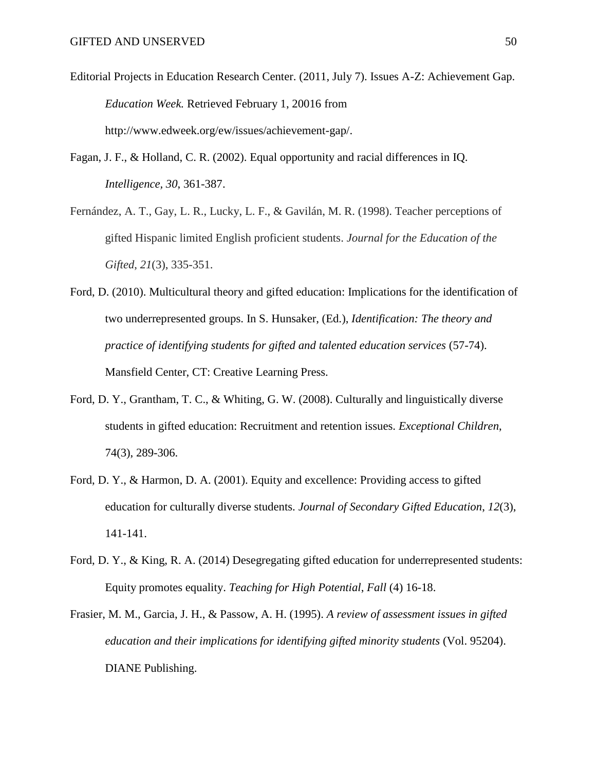Editorial Projects in Education Research Center. (2011, July 7). Issues A-Z: Achievement Gap. *Education Week.* Retrieved February 1, 20016 from http://www.edweek.org/ew/issues/achievement-gap/.

Fagan, J. F., & Holland, C. R. (2002). Equal opportunity and racial differences in IQ. *Intelligence*, *30*, 361-387.

Fernández, A. T., Gay, L. R., Lucky, L. F., & Gavilán, M. R. (1998). Teacher perceptions of gifted Hispanic limited English proficient students. *Journal for the Education of the Gifted*, *21*(3), 335-351.

Ford, D. (2010). Multicultural theory and gifted education: Implications for the identification of two underrepresented groups. In S. Hunsaker, (Ed.), *Identification: The theory and practice of identifying students for gifted and talented education services* (57-74). Mansfield Center, CT: Creative Learning Press.

Ford, D. Y., Grantham, T. C., & Whiting, G. W. (2008). Culturally and linguistically diverse students in gifted education: Recruitment and retention issues. *Exceptional Children*, 74(3), 289-306.

Ford, D. Y., & Harmon, D. A. (2001). Equity and excellence: Providing access to gifted education for culturally diverse students. *Journal of Secondary Gifted Education*, *12*(3), 141-141.

Ford, D. Y., & King, R. A. (2014) Desegregating gifted education for underrepresented students: Equity promotes equality. *Teaching for High Potential*, *Fall* (4) 16-18.

Frasier, M. M., Garcia, J. H., & Passow, A. H. (1995). *A review of assessment issues in gifted education and their implications for identifying gifted minority students* (Vol. 95204). DIANE Publishing.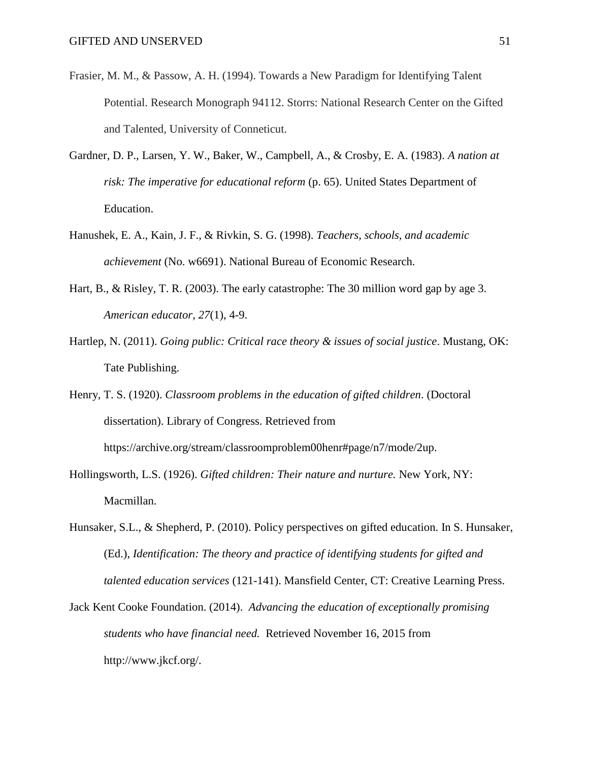Frasier, M. M., & Passow, A. H. (1994). Towards a New Paradigm for Identifying Talent Potential. Research Monograph 94112. Storrs: National Research Center on the Gifted and Talented, University of Conneticut.

Gardner, D. P., Larsen, Y. W., Baker, W., Campbell, A., & Crosby, E. A. (1983). *A nation at risk: The imperative for educational reform* (p. 65). United States Department of Education.

Hanushek, E. A., Kain, J. F., & Rivkin, S. G. (1998). *Teachers, schools, and academic achievement* (No. w6691). National Bureau of Economic Research.

Hart, B., & Risley, T. R. (2003). The early catastrophe: The 30 million word gap by age 3. *American educator*, *27*(1), 4-9.

Hartlep, N. (2011). *Going public: Critical race theory & issues of social justice*. Mustang, OK: Tate Publishing.

Henry, T. S. (1920). *Classroom problems in the education of gifted children*. (Doctoral dissertation). Library of Congress. Retrieved from https://archive.org/stream/classroomproblem00henr#page/n7/mode/2up.

Hollingsworth, L.S. (1926). *Gifted children: Their nature and nurture.* New York, NY: Macmillan.

Hunsaker, S.L., & Shepherd, P. (2010). Policy perspectives on gifted education. In S. Hunsaker, (Ed.), *Identification: The theory and practice of identifying students for gifted and talented education services* (121-141). Mansfield Center, CT: Creative Learning Press.

Jack Kent Cooke Foundation. (2014). *Advancing the education of exceptionally promising students who have financial need.* Retrieved November 16, 2015 from http://www.jkcf.org/.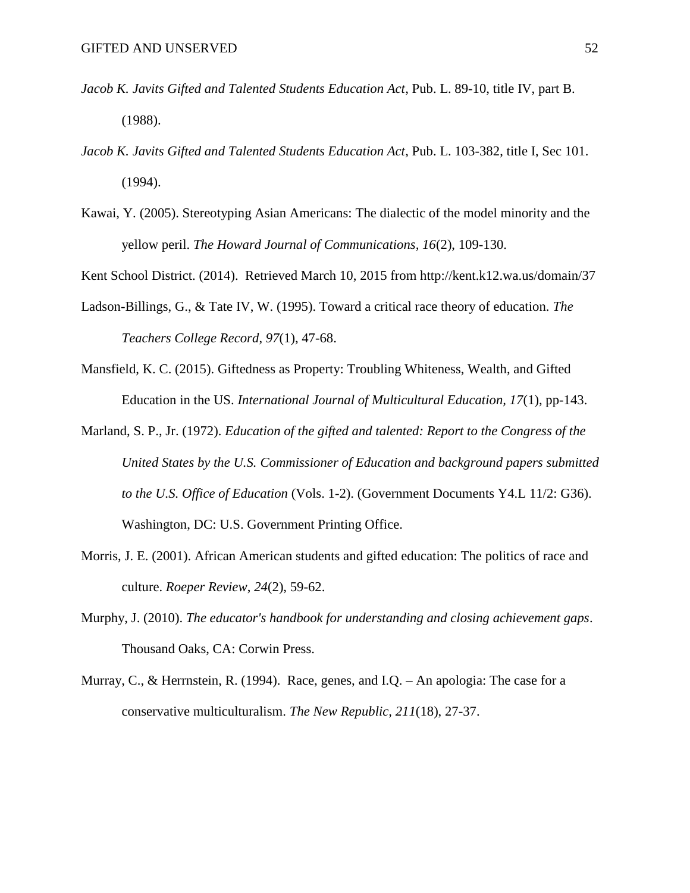*Jacob K. Javits Gifted and Talented Students Education Act*, Pub. L. 89-10, title IV, part B. (1988).

*Jacob K. Javits Gifted and Talented Students Education Act*, Pub. L. 103-382, title I, Sec 101. (1994).

Kawai, Y. (2005). Stereotyping Asian Americans: The dialectic of the model minority and the yellow peril. *The Howard Journal of Communications, 16*(2), 109-130.

Kent School District. (2014). Retrieved March 10, 2015 from http://kent.k12.wa.us/domain/37

Ladson-Billings, G., & Tate IV, W. (1995). Toward a critical race theory of education. *The Teachers College Record, 97*(1), 47-68.

Mansfield, K. C. (2015). Giftedness as Property: Troubling Whiteness, Wealth, and Gifted Education in the US. *International Journal of Multicultural Education, 17*(1), pp-143.

Marland, S. P., Jr. (1972). *Education of the gifted and talented: Report to the Congress of the United States by the U.S. Commissioner of Education and background papers submitted to the U.S. Office of Education* (Vols. 1-2). (Government Documents Y4.L 11/2: G36). Washington, DC: U.S. Government Printing Office.

Morris, J. E. (2001). African American students and gifted education: The politics of race and culture. *Roeper Review*, *24*(2), 59-62.

Murphy, J. (2010). *The educator's handbook for understanding and closing achievement gaps*. Thousand Oaks, CA: Corwin Press.

Murray, C., & Herrnstein, R. (1994). Race, genes, and I.Q. – An apologia: The case for a conservative multiculturalism. *The New Republic*, *211*(18), 27-37.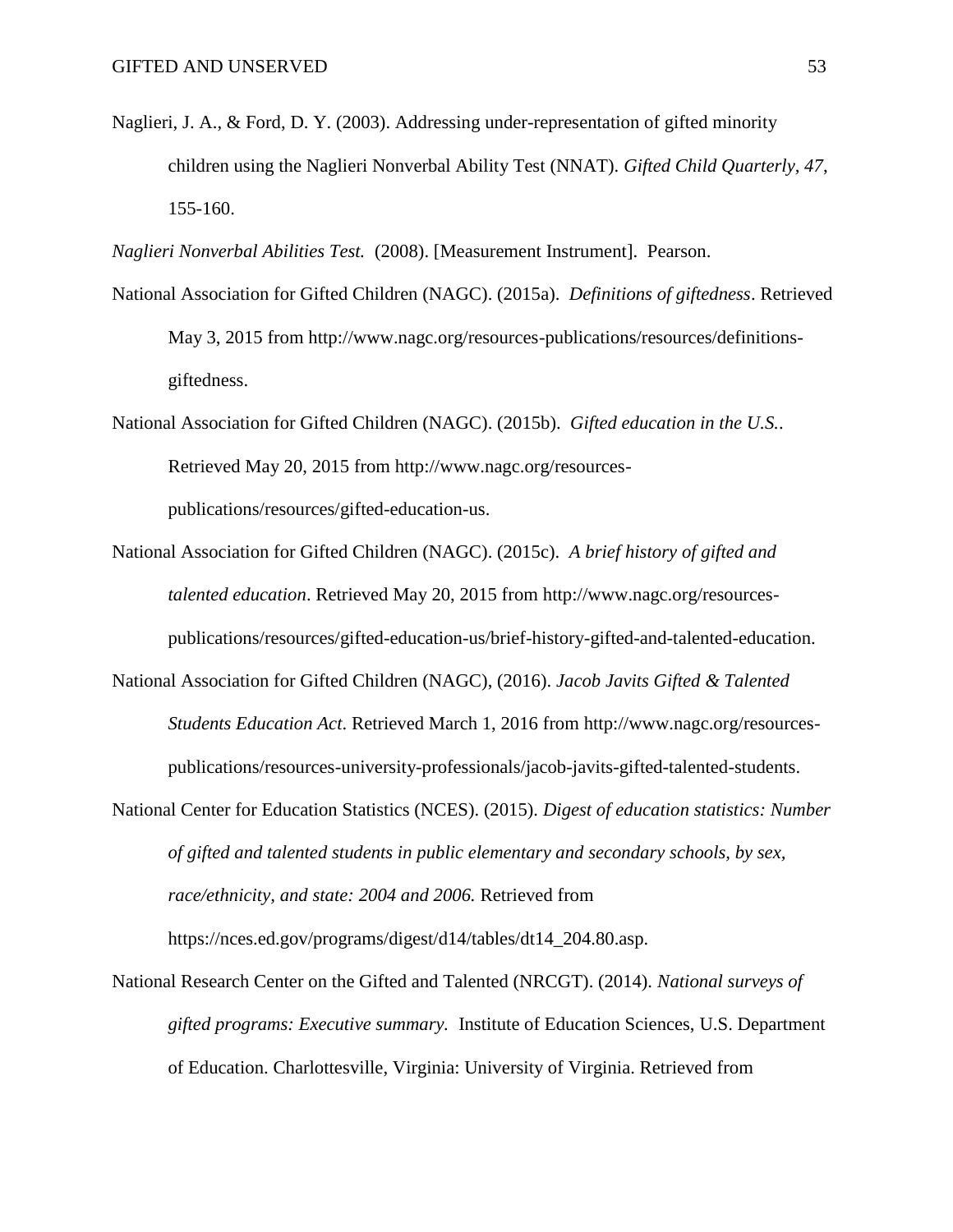Naglieri, J. A., & Ford, D. Y. (2003). Addressing under-representation of gifted minority children using the Naglieri Nonverbal Ability Test (NNAT). *Gifted Child Quarterly*, *47*, 155-160.

*Naglieri Nonverbal Abilities Test.* (2008). [Measurement Instrument]. Pearson.

National Association for Gifted Children (NAGC). (2015a). *Definitions of giftedness*. Retrieved May 3, 2015 from http://www.nagc.org/resources-publications/resources/definitions-giftedness.

National Association for Gifted Children (NAGC). (2015b). *Gifted education in the U.S.*. Retrieved May 20, 2015 from http://www.nagc.org/resources-publications/resources/gifted-education-us.

National Association for Gifted Children (NAGC). (2015c). *A brief history of gifted and talented education*. Retrieved May 20, 2015 from http://www.nagc.org/resources-publications/resources/gifted-education-us/brief-history-gifted-and-talented-education.

National Association for Gifted Children (NAGC), (2016). *Jacob Javits Gifted & Talented Students Education Act*. Retrieved March 1, 2016 from http://www.nagc.org/resources-publications/resources-university-professionals/jacob-javits-gifted-talented-students.

National Center for Education Statistics (NCES). (2015). *Digest of education statistics: Number of gifted and talented students in public elementary and secondary schools, by sex, race/ethnicity, and state: 2004 and 2006.* Retrieved from https://nces.ed.gov/programs/digest/d14/tables/dt14_204.80.asp.

National Research Center on the Gifted and Talented (NRCGT). (2014). *National surveys of gifted programs: Executive summary.* Institute of Education Sciences, U.S. Department of Education. Charlottesville, Virginia: University of Virginia. Retrieved from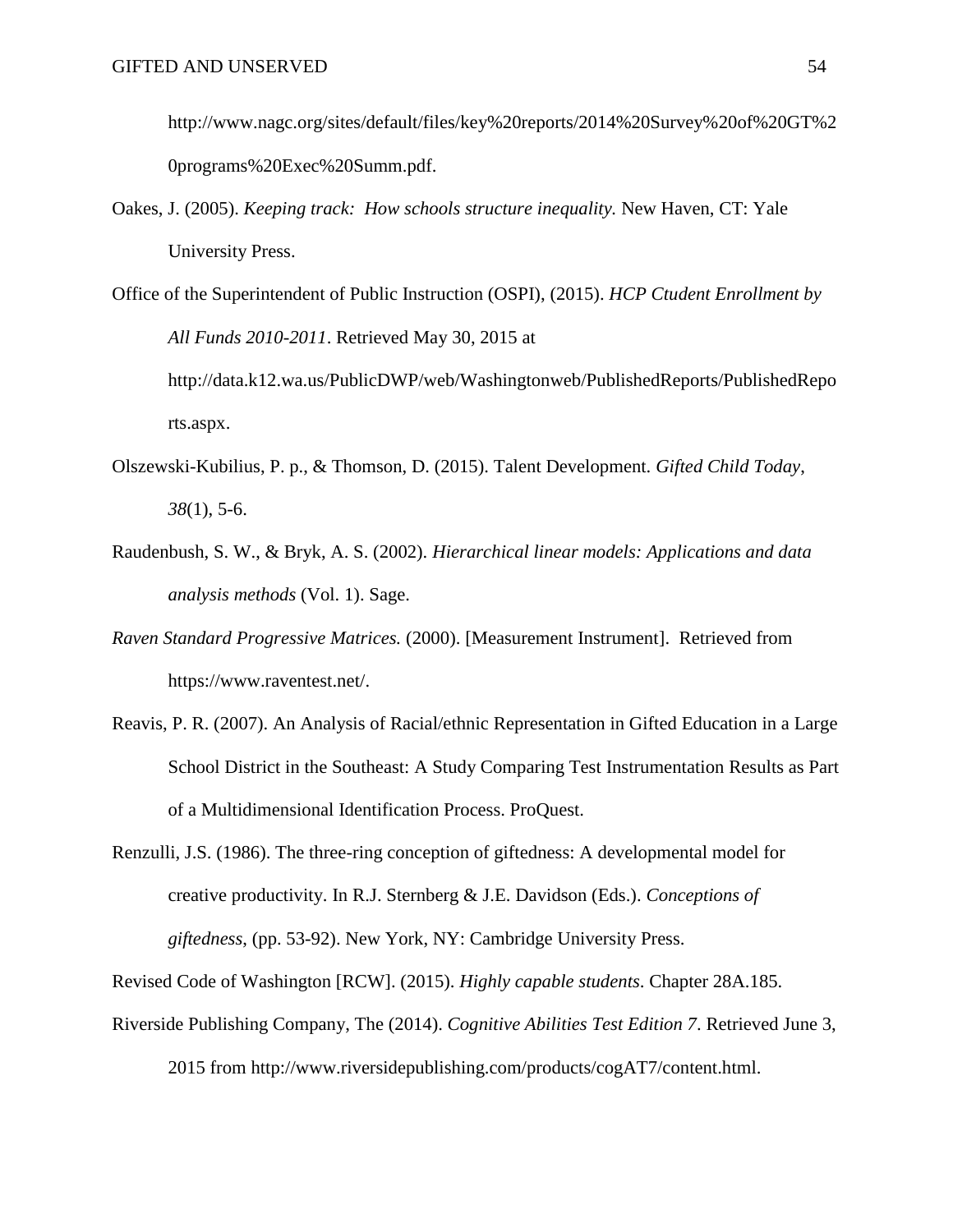http://www.nagc.org/sites/default/files/key%20reports/2014%20Survey%20of%20GT%20programs%20Exec%20Summ.pdf.

Oakes, J. (2005). *Keeping track: How schools structure inequality.* New Haven, CT: Yale University Press.

Office of the Superintendent of Public Instruction (OSPI), (2015). *HCP Ctudent Enrollment by All Funds 2010-2011*. Retrieved May 30, 2015 at http://data.k12.wa.us/PublicDWP/web/Washingtonweb/PublishedReports/PublishedReports.aspx.

Olszewski-Kubilius, P. p., & Thomson, D. (2015). Talent Development. *Gifted Child Today*, *38*(1), 5-6.

Raudenbush, S. W., & Bryk, A. S. (2002). *Hierarchical linear models: Applications and data analysis methods* (Vol. 1). Sage.

*Raven Standard Progressive Matrices.* (2000). [Measurement Instrument]. Retrieved from https://www.raventest.net/.

Reavis, P. R. (2007). An Analysis of Racial/ethnic Representation in Gifted Education in a Large School District in the Southeast: A Study Comparing Test Instrumentation Results as Part of a Multidimensional Identification Process. ProQuest.

Renzulli, J.S. (1986). The three-ring conception of giftedness: A developmental model for creative productivity. In R.J. Sternberg & J.E. Davidson (Eds.). *Conceptions of giftedness*, (pp. 53-92). New York, NY: Cambridge University Press.

Revised Code of Washington [RCW]. (2015). *Highly capable students*. Chapter 28A.185.

Riverside Publishing Company, The (2014). *Cognitive Abilities Test Edition 7*. Retrieved June 3, 2015 from http://www.riversidepublishing.com/products/cogAT7/content.html.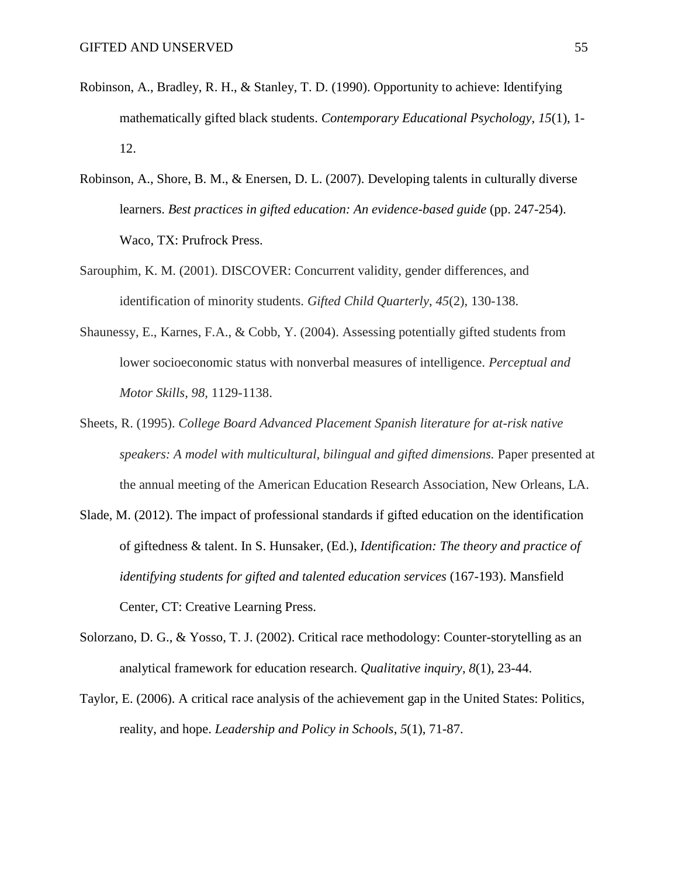Robinson, A., Bradley, R. H., & Stanley, T. D. (1990). Opportunity to achieve: Identifying mathematically gifted black students. *Contemporary Educational Psychology*, *15*(1), 1-12.

Robinson, A., Shore, B. M., & Enersen, D. L. (2007). Developing talents in culturally diverse learners. *Best practices in gifted education: An evidence-based guide* (pp. 247-254). Waco, TX: Prufrock Press.

Sarouphim, K. M. (2001). DISCOVER: Concurrent validity, gender differences, and identification of minority students. *Gifted Child Quarterly*, *45*(2), 130-138.

Shaunessy, E., Karnes, F.A., & Cobb, Y. (2004). Assessing potentially gifted students from lower socioeconomic status with nonverbal measures of intelligence. *Perceptual and Motor Skills*, *98*, 1129-1138.

Sheets, R. (1995). *College Board Advanced Placement Spanish literature for at-risk native speakers: A model with multicultural, bilingual and gifted dimensions.* Paper presented at the annual meeting of the American Education Research Association, New Orleans, LA.

Slade, M. (2012). The impact of professional standards if gifted education on the identification of giftedness & talent. In S. Hunsaker, (Ed.), *Identification: The theory and practice of identifying students for gifted and talented education services* (167-193). Mansfield Center, CT: Creative Learning Press.

Solorzano, D. G., & Yosso, T. J. (2002). Critical race methodology: Counter-storytelling as an analytical framework for education research. *Qualitative inquiry*, *8*(1), 23-44.

Taylor, E. (2006). A critical race analysis of the achievement gap in the United States: Politics, reality, and hope. *Leadership and Policy in Schools*, *5*(1), 71-87.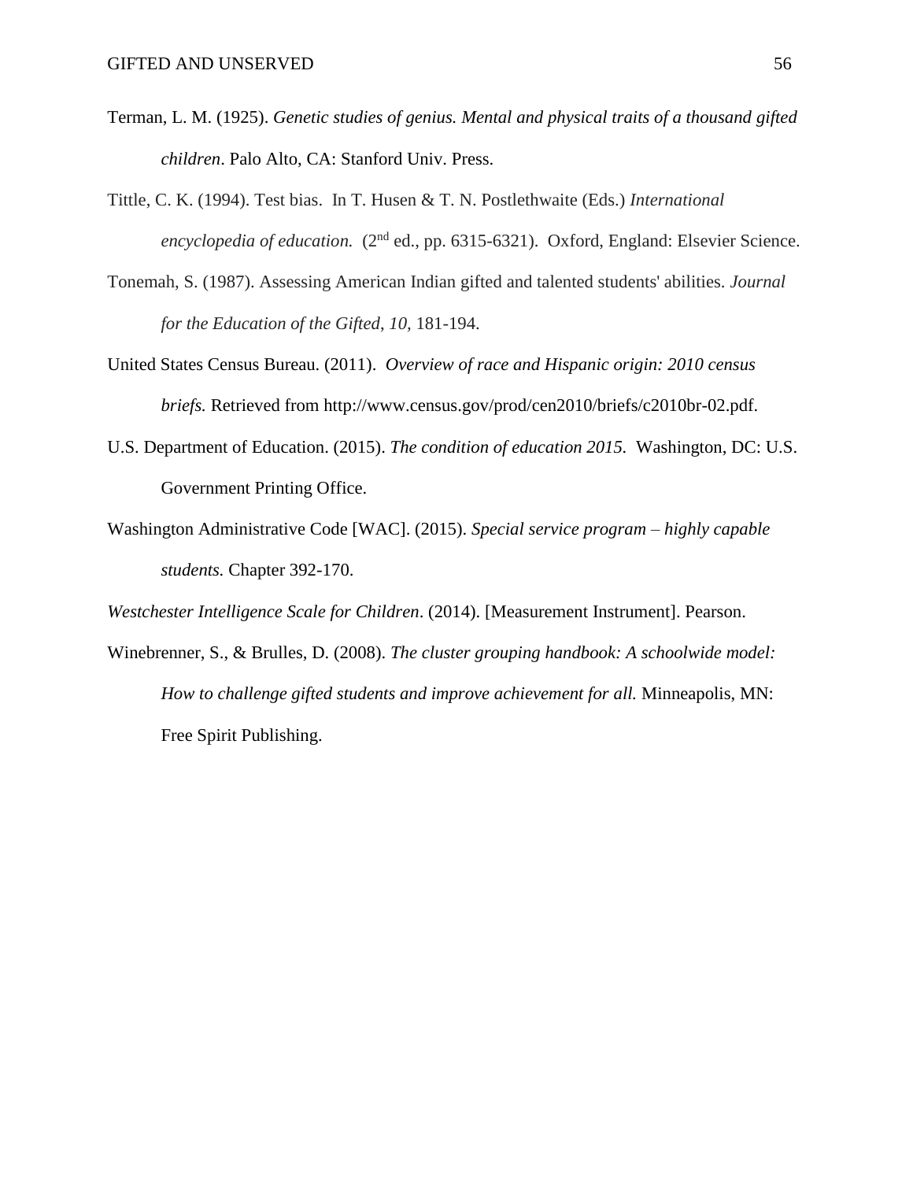Terman, L. M. (1925). *Genetic studies of genius. Mental and physical traits of a thousand gifted children*. Palo Alto, CA: Stanford Univ. Press.

Tittle, C. K. (1994). Test bias. In T. Husen & T. N. Postlethwaite (Eds.) *International encyclopedia of education.* (2nd ed., pp. 6315-6321). Oxford, England: Elsevier Science.

Tonemah, S. (1987). Assessing American Indian gifted and talented students' abilities. *Journal for the Education of the Gifted*, *10*, 181-194.

United States Census Bureau. (2011). *Overview of race and Hispanic origin: 2010 census briefs.* Retrieved from http://www.census.gov/prod/cen2010/briefs/c2010br-02.pdf.

U.S. Department of Education. (2015). *The condition of education 2015.* Washington, DC: U.S. Government Printing Office.

Washington Administrative Code [WAC]. (2015). *Special service program – highly capable students.* Chapter 392-170.

*Westchester Intelligence Scale for Children*. (2014). [Measurement Instrument]. Pearson.

Winebrenner, S., & Brulles, D. (2008). *The cluster grouping handbook: A schoolwide model: How to challenge gifted students and improve achievement for all.* Minneapolis, MN: Free Spirit Publishing.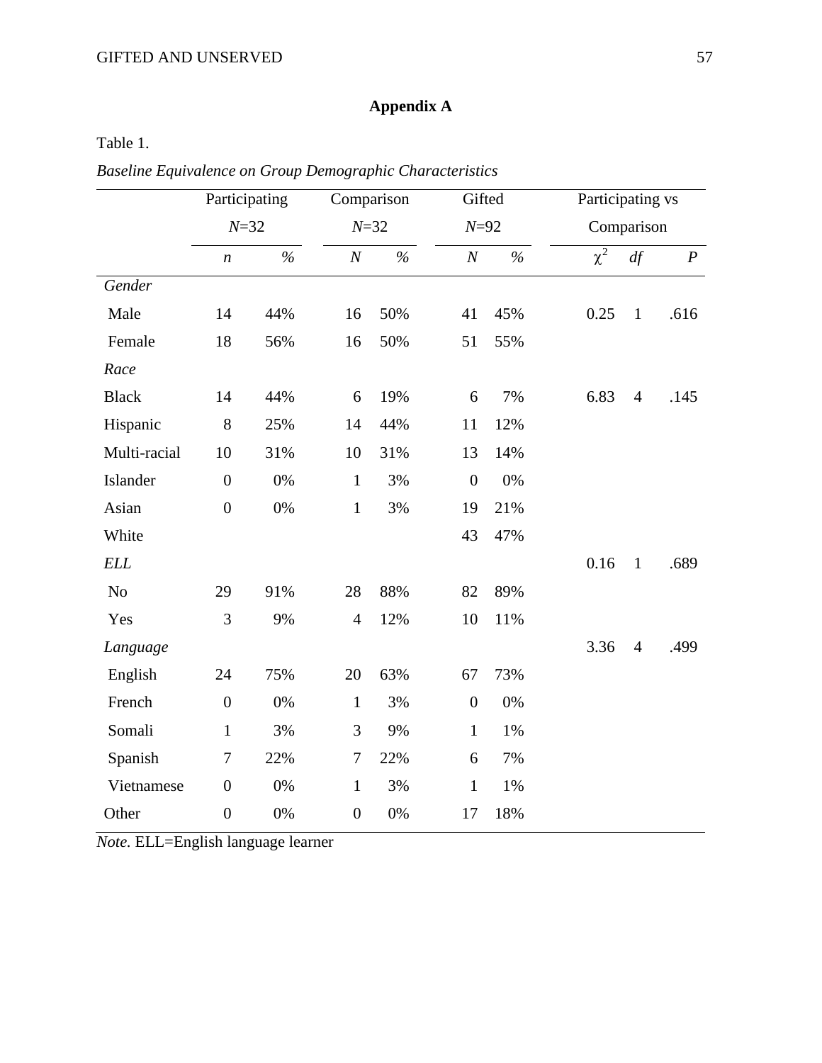## Appendix A

Table 1.

*Baseline Equivalence on Group Demographic Characteristics*

| | Participating *N*=32 | | Comparison *N*=32 | | Gifted *N*=92 | | Participating vs Comparison | | |
|---|---|---|---|---|---|---|---|---|---|
| | *n* | *%* | *N* | *%* | *N* | *%* | $\chi^2$ | *df* | *P* |
| *Gender* | | | | | | | | | |
| Male | 14 | 44% | 16 | 50% | 41 | 45% | 0.25 | 1 | .616 |
| Female | 18 | 56% | 16 | 50% | 51 | 55% | | | |
| *Race* | | | | | | | | | |
| Black | 14 | 44% | 6 | 19% | 6 | 7% | 6.83 | 4 | .145 |
| Hispanic | 8 | 25% | 14 | 44% | 11 | 12% | | | |
| Multi-racial | 10 | 31% | 10 | 31% | 13 | 14% | | | |
| Islander | 0 | 0% | 1 | 3% | 0 | 0% | | | |
| Asian | 0 | 0% | 1 | 3% | 19 | 21% | | | |
| White | | | | | 43 | 47% | | | |
| *ELL* | | | | | | | 0.16 | 1 | .689 |
| No | 29 | 91% | 28 | 88% | 82 | 89% | | | |
| Yes | 3 | 9% | 4 | 12% | 10 | 11% | | | |
| *Language* | | | | | | | 3.36 | 4 | .499 |
| English | 24 | 75% | 20 | 63% | 67 | 73% | | | |
| French | 0 | 0% | 1 | 3% | 0 | 0% | | | |
| Somali | 1 | 3% | 3 | 9% | 1 | 1% | | | |
| Spanish | 7 | 22% | 7 | 22% | 6 | 7% | | | |
| Vietnamese | 0 | 0% | 1 | 3% | 1 | 1% | | | |
| Other | 0 | 0% | 0 | 0% | 17 | 18% | | | |

*Note.* ELL=English language learner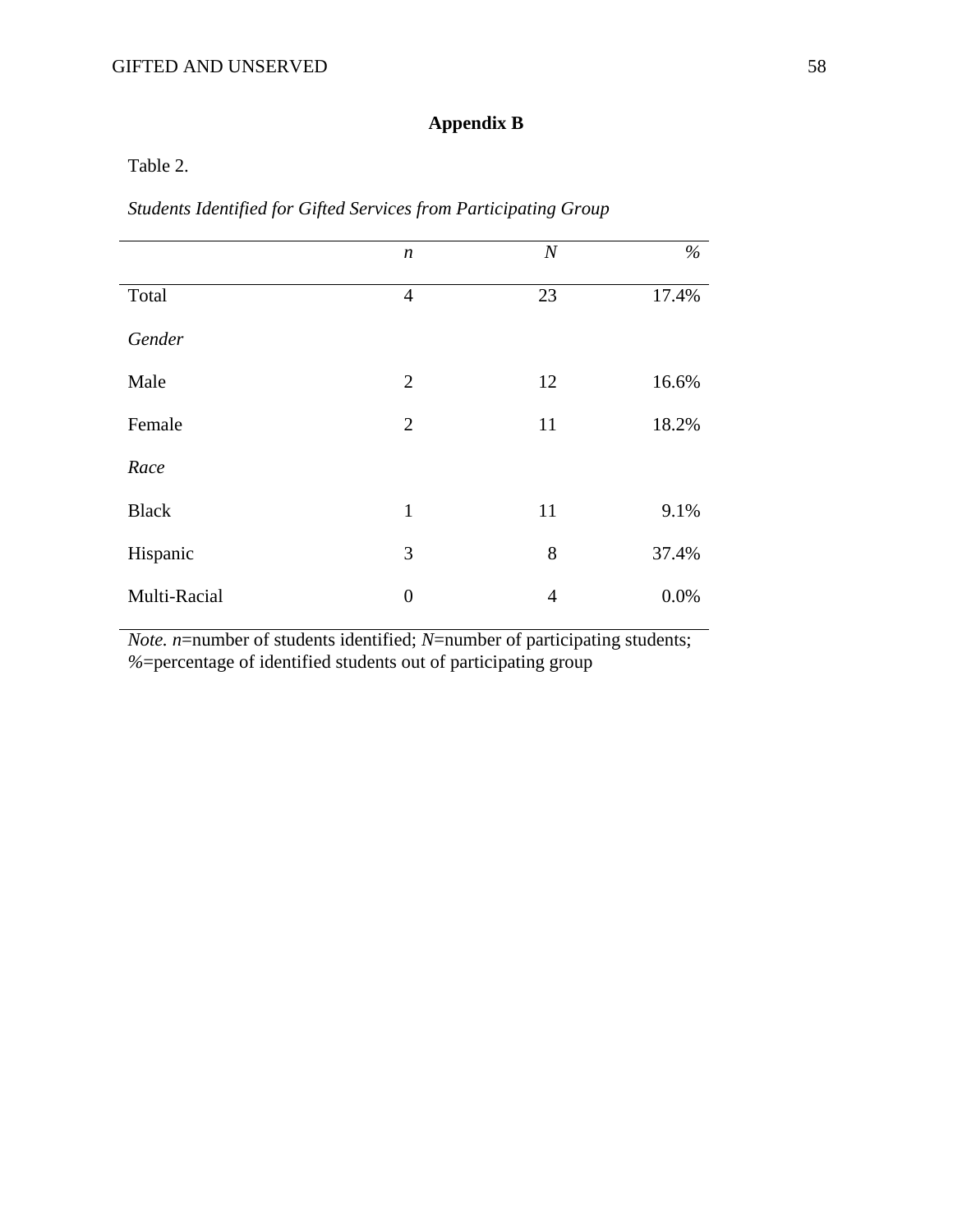## Appendix B

Table 2.

*Students Identified for Gifted Services from Participating Group*

| | *n* | *N* | *%* |
|---|---|---|---|
| Total | 4 | 23 | 17.4% |
| *Gender* | | | |
| Male | 2 | 12 | 16.6% |
| Female | 2 | 11 | 18.2% |
| *Race* | | | |
| Black | 1 | 11 | 9.1% |
| Hispanic | 3 | 8 | 37.4% |
| Multi-Racial | 0 | 4 | 0.0% |

*Note. n*=number of students identified; *N*=number of participating students; *%*=percentage of identified students out of participating group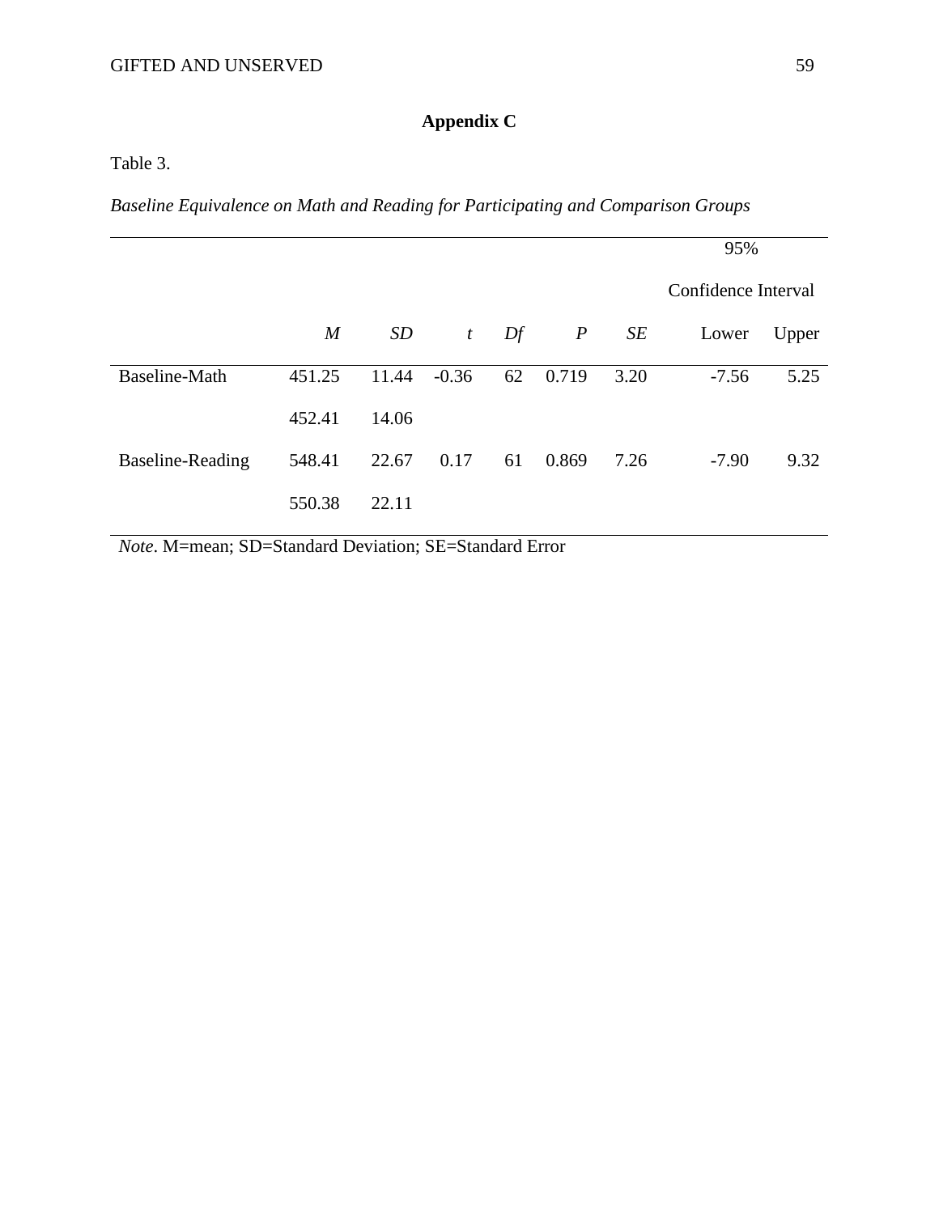## Appendix C

Table 3.

*Baseline Equivalence on Math and Reading for Participating and Comparison Groups*

| | | | | | | | 95% Confidence Interval | |
|---|---|---|---|---|---|---|---|---|
| | *M* | *SD* | *t* | *Df* | *P* | *SE* | Lower | Upper |
| Baseline-Math | 451.25 | 11.44 | -0.36 | 62 | 0.719 | 3.20 | -7.56 | 5.25 |
| | 452.41 | 14.06 | | | | | | |
| Baseline-Reading | 548.41 | 22.67 | 0.17 | 61 | 0.869 | 7.26 | -7.90 | 9.32 |
| | 550.38 | 22.11 | | | | | | |

*Note*. M=mean; SD=Standard Deviation; SE=Standard Error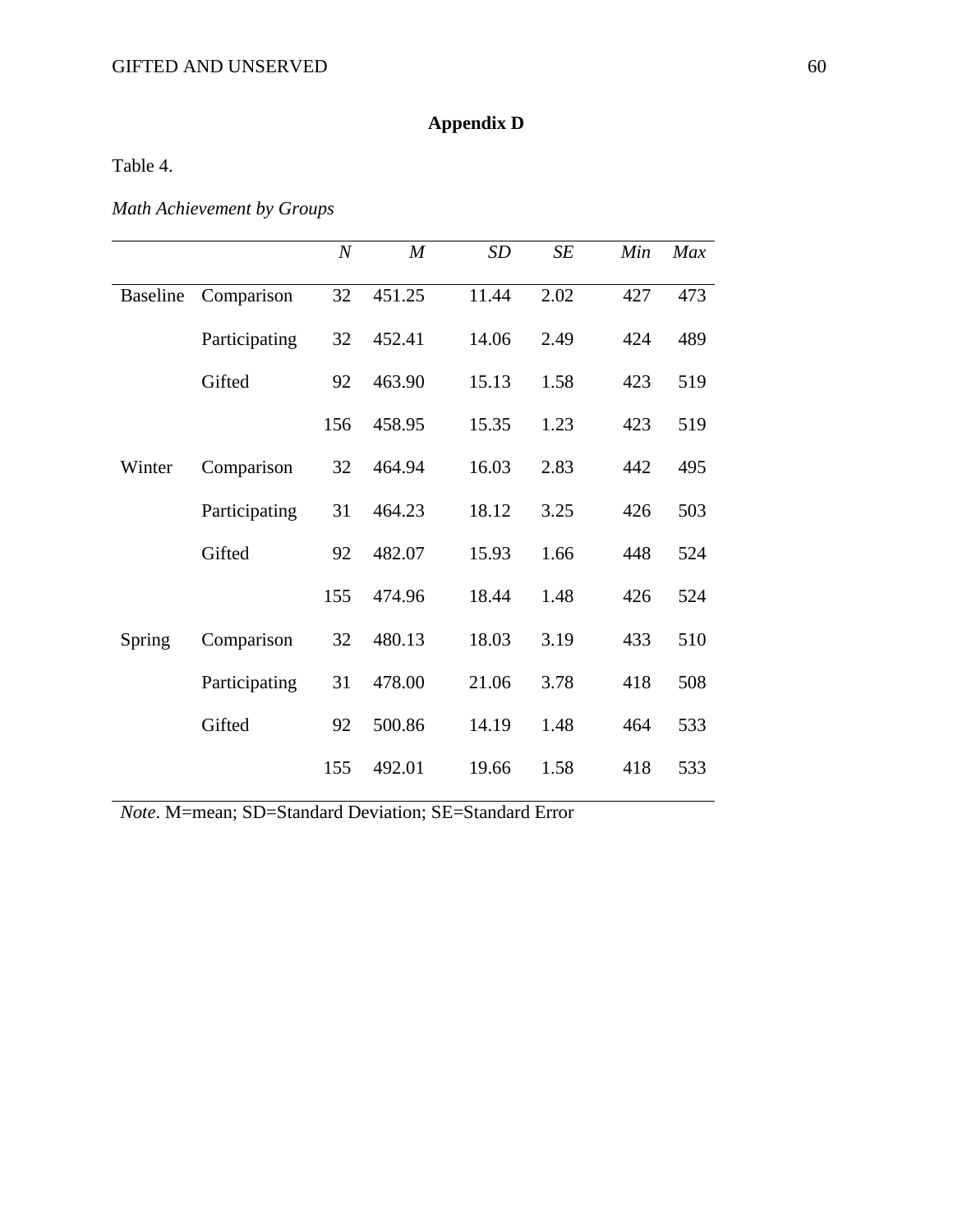# Appendix D

Table 4.

*Math Achievement by Groups*

| | | *N* | *M* | *SD* | *SE* | *Min* | *Max* |
|---|---|---|---|---|---|---|---|
| Baseline | Comparison | 32 | 451.25 | 11.44 | 2.02 | 427 | 473 |
| | Participating | 32 | 452.41 | 14.06 | 2.49 | 424 | 489 |
| | Gifted | 92 | 463.90 | 15.13 | 1.58 | 423 | 519 |
| | | 156 | 458.95 | 15.35 | 1.23 | 423 | 519 |
| Winter | Comparison | 32 | 464.94 | 16.03 | 2.83 | 442 | 495 |
| | Participating | 31 | 464.23 | 18.12 | 3.25 | 426 | 503 |
| | Gifted | 92 | 482.07 | 15.93 | 1.66 | 448 | 524 |
| | | 155 | 474.96 | 18.44 | 1.48 | 426 | 524 |
| Spring | Comparison | 32 | 480.13 | 18.03 | 3.19 | 433 | 510 |
| | Participating | 31 | 478.00 | 21.06 | 3.78 | 418 | 508 |
| | Gifted | 92 | 500.86 | 14.19 | 1.48 | 464 | 533 |
| | | 155 | 492.01 | 19.66 | 1.58 | 418 | 533 |

*Note*. M=mean; SD=Standard Deviation; SE=Standard Error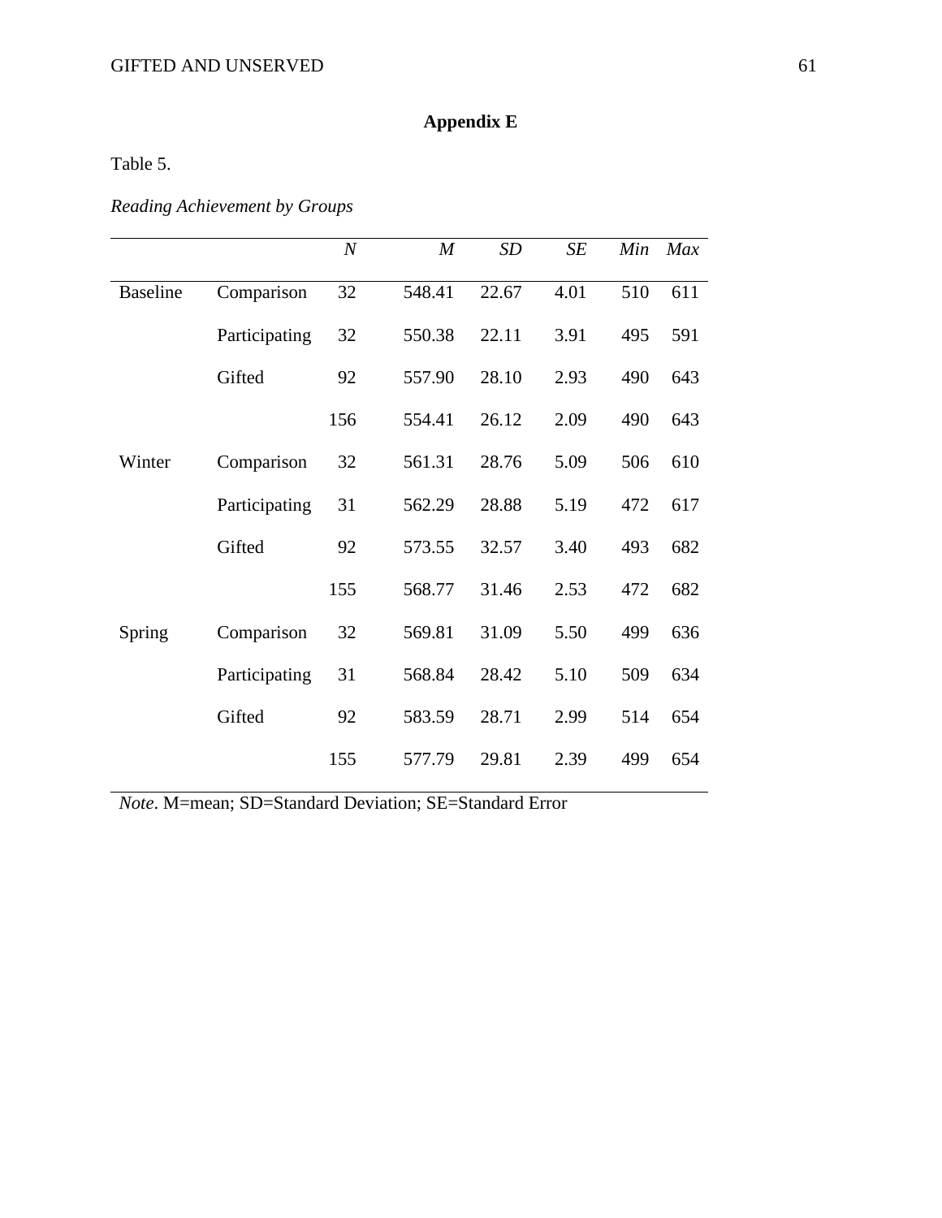## Appendix E

Table 5.

*Reading Achievement by Groups*

| | | *N* | *M* | *SD* | *SE* | *Min* | *Max* |
|---|---|---|---|---|---|---|---|
| Baseline | Comparison | 32 | 548.41 | 22.67 | 4.01 | 510 | 611 |
| | Participating | 32 | 550.38 | 22.11 | 3.91 | 495 | 591 |
| | Gifted | 92 | 557.90 | 28.10 | 2.93 | 490 | 643 |
| | | 156 | 554.41 | 26.12 | 2.09 | 490 | 643 |
| Winter | Comparison | 32 | 561.31 | 28.76 | 5.09 | 506 | 610 |
| | Participating | 31 | 562.29 | 28.88 | 5.19 | 472 | 617 |
| | Gifted | 92 | 573.55 | 32.57 | 3.40 | 493 | 682 |
| | | 155 | 568.77 | 31.46 | 2.53 | 472 | 682 |
| Spring | Comparison | 32 | 569.81 | 31.09 | 5.50 | 499 | 636 |
| | Participating | 31 | 568.84 | 28.42 | 5.10 | 509 | 634 |
| | Gifted | 92 | 583.59 | 28.71 | 2.99 | 514 | 654 |
| | | 155 | 577.79 | 29.81 | 2.39 | 499 | 654 |

*Note*. M=mean; SD=Standard Deviation; SE=Standard Error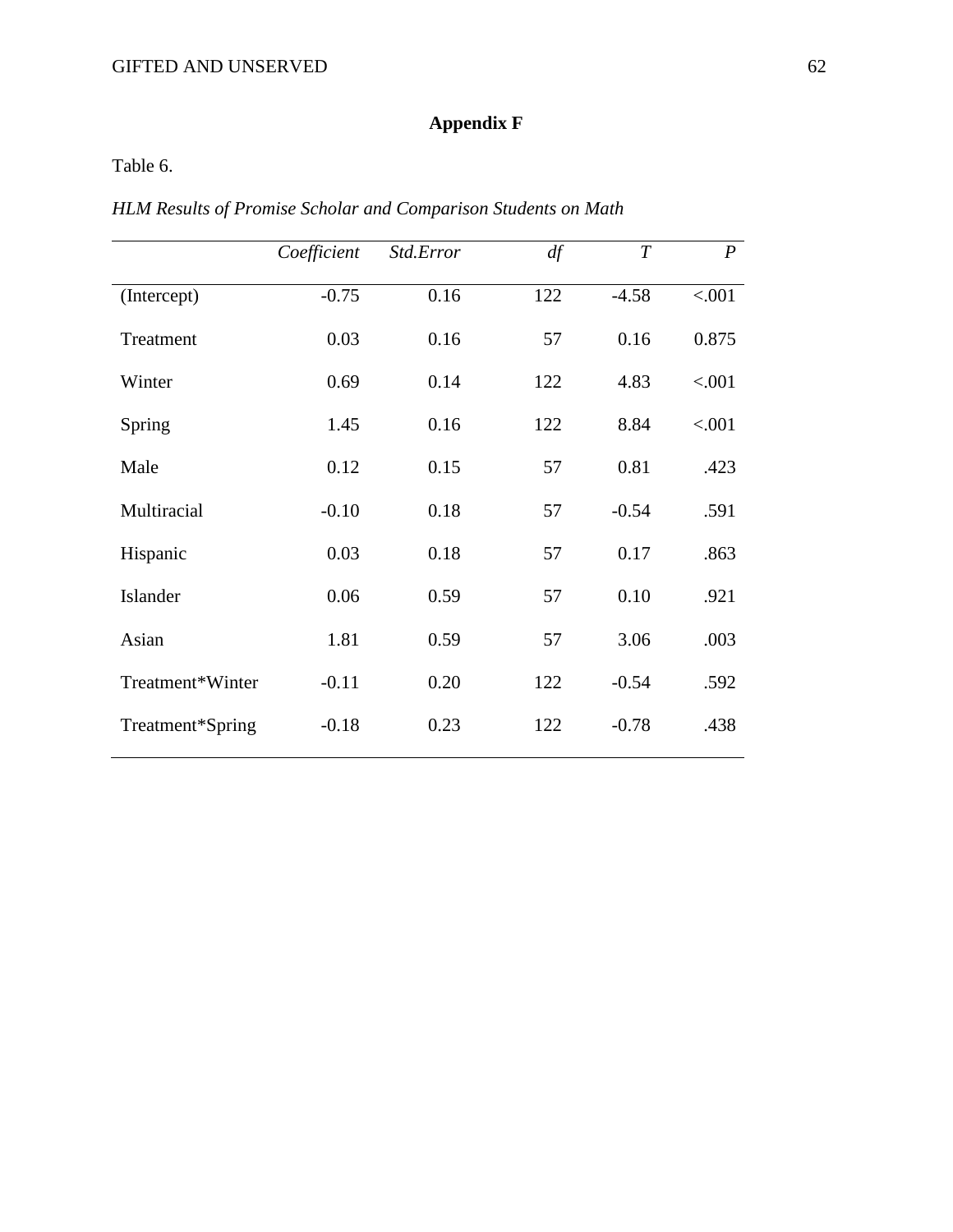# Appendix F

Table 6.

*HLM Results of Promise Scholar and Comparison Students on Math*

| | *Coefficient* | *Std.Error* | *df* | *T* | *P* |
|---|---|---|---|---|---|
| (Intercept) | -0.75 | 0.16 | 122 | -4.58 | <.001 |
| Treatment | 0.03 | 0.16 | 57 | 0.16 | 0.875 |
| Winter | 0.69 | 0.14 | 122 | 4.83 | <.001 |
| Spring | 1.45 | 0.16 | 122 | 8.84 | <.001 |
| Male | 0.12 | 0.15 | 57 | 0.81 | .423 |
| Multiracial | -0.10 | 0.18 | 57 | -0.54 | .591 |
| Hispanic | 0.03 | 0.18 | 57 | 0.17 | .863 |
| Islander | 0.06 | 0.59 | 57 | 0.10 | .921 |
| Asian | 1.81 | 0.59 | 57 | 3.06 | .003 |
| Treatment*Winter | -0.11 | 0.20 | 122 | -0.54 | .592 |
| Treatment*Spring | -0.18 | 0.23 | 122 | -0.78 | .438 |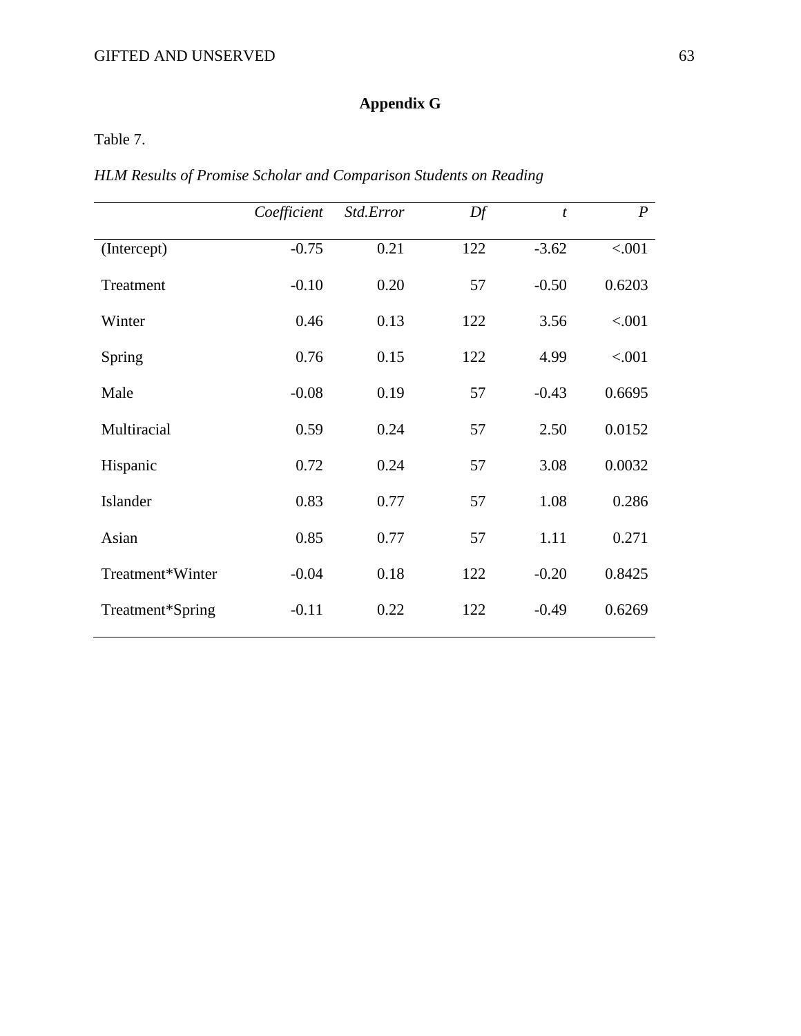## Appendix G

Table 7.

*HLM Results of Promise Scholar and Comparison Students on Reading*

| | *Coefficient* | *Std.Error* | *Df* | *t* | *P* |
|---|---|---|---|---|---|
| (Intercept) | -0.75 | 0.21 | 122 | -3.62 | <.001 |
| Treatment | -0.10 | 0.20 | 57 | -0.50 | 0.6203 |
| Winter | 0.46 | 0.13 | 122 | 3.56 | <.001 |
| Spring | 0.76 | 0.15 | 122 | 4.99 | <.001 |
| Male | -0.08 | 0.19 | 57 | -0.43 | 0.6695 |
| Multiracial | 0.59 | 0.24 | 57 | 2.50 | 0.0152 |
| Hispanic | 0.72 | 0.24 | 57 | 3.08 | 0.0032 |
| Islander | 0.83 | 0.77 | 57 | 1.08 | 0.286 |
| Asian | 0.85 | 0.77 | 57 | 1.11 | 0.271 |
| Treatment*Winter | -0.04 | 0.18 | 122 | -0.20 | 0.8425 |
| Treatment*Spring | -0.11 | 0.22 | 122 | -0.49 | 0.6269 |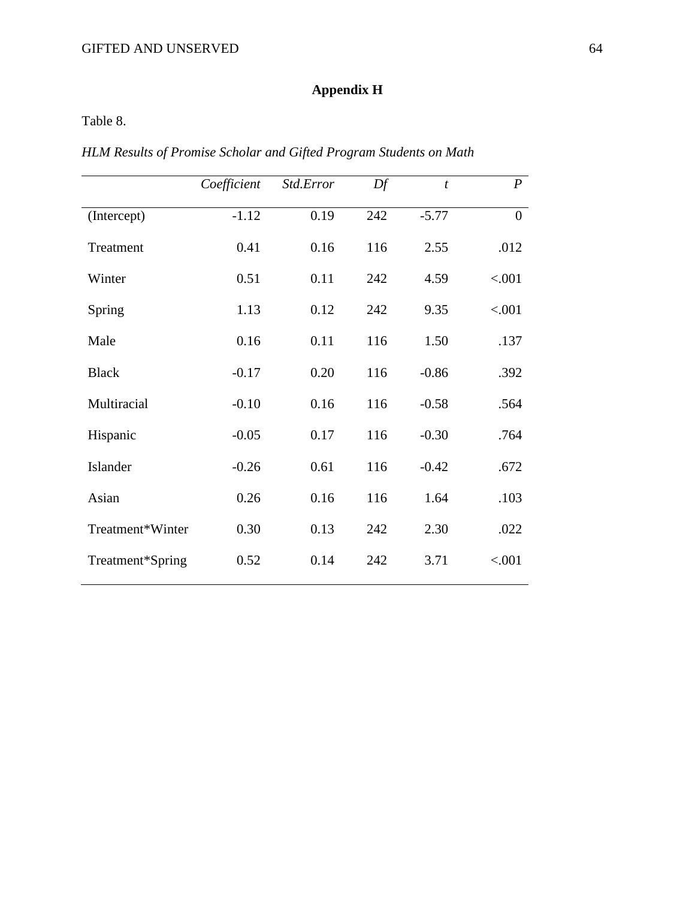# Appendix H

Table 8.

*HLM Results of Promise Scholar and Gifted Program Students on Math*

| | *Coefficient* | *Std.Error* | *Df* | *t* | *P* |
|---|---|---|---|---|---|
| (Intercept) | -1.12 | 0.19 | 242 | -5.77 | 0 |
| Treatment | 0.41 | 0.16 | 116 | 2.55 | .012 |
| Winter | 0.51 | 0.11 | 242 | 4.59 | <.001 |
| Spring | 1.13 | 0.12 | 242 | 9.35 | <.001 |
| Male | 0.16 | 0.11 | 116 | 1.50 | .137 |
| Black | -0.17 | 0.20 | 116 | -0.86 | .392 |
| Multiracial | -0.10 | 0.16 | 116 | -0.58 | .564 |
| Hispanic | -0.05 | 0.17 | 116 | -0.30 | .764 |
| Islander | -0.26 | 0.61 | 116 | -0.42 | .672 |
| Asian | 0.26 | 0.16 | 116 | 1.64 | .103 |
| Treatment*Winter | 0.30 | 0.13 | 242 | 2.30 | .022 |
| Treatment*Spring | 0.52 | 0.14 | 242 | 3.71 | <.001 |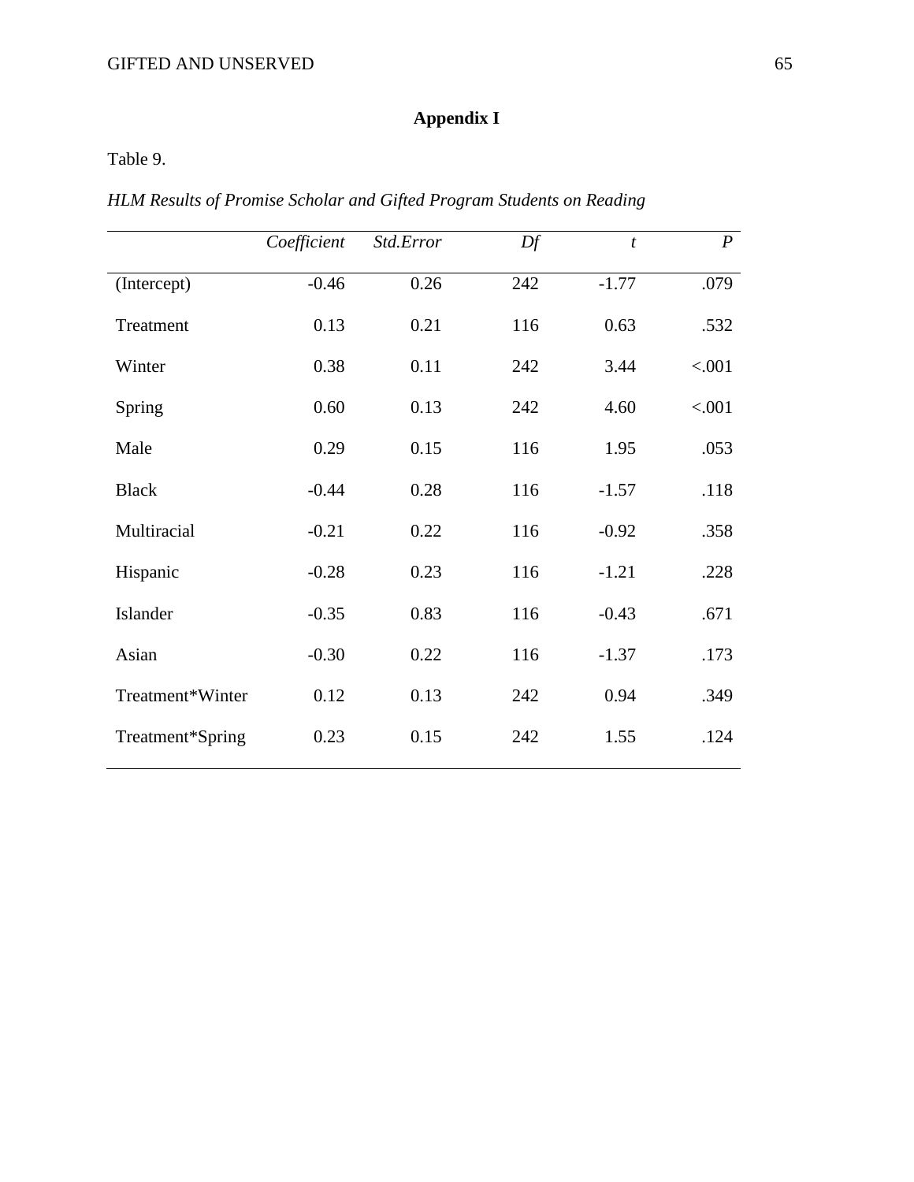# Appendix I

Table 9.

*HLM Results of Promise Scholar and Gifted Program Students on Reading*

| | *Coefficient* | *Std.Error* | *Df* | *t* | *P* |
|---|---|---|---|---|---|
| (Intercept) | -0.46 | 0.26 | 242 | -1.77 | .079 |
| Treatment | 0.13 | 0.21 | 116 | 0.63 | .532 |
| Winter | 0.38 | 0.11 | 242 | 3.44 | <.001 |
| Spring | 0.60 | 0.13 | 242 | 4.60 | <.001 |
| Male | 0.29 | 0.15 | 116 | 1.95 | .053 |
| Black | -0.44 | 0.28 | 116 | -1.57 | .118 |
| Multiracial | -0.21 | 0.22 | 116 | -0.92 | .358 |
| Hispanic | -0.28 | 0.23 | 116 | -1.21 | .228 |
| Islander | -0.35 | 0.83 | 116 | -0.43 | .671 |
| Asian | -0.30 | 0.22 | 116 | -1.37 | .173 |
| Treatment*Winter | 0.12 | 0.13 | 242 | 0.94 | .349 |
| Treatment*Spring | 0.23 | 0.15 | 242 | 1.55 | .124 |